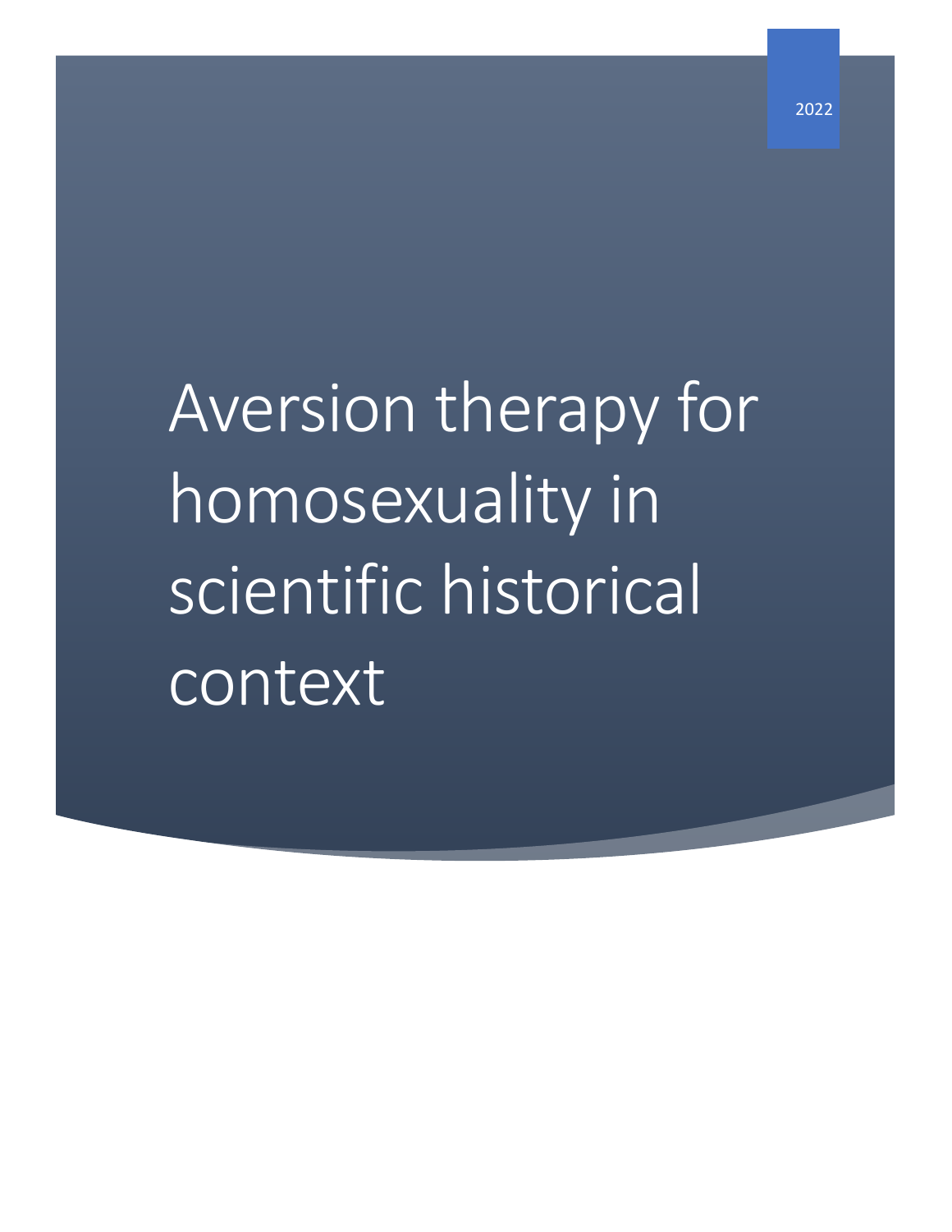2022

# Aversion therapy for homosexuality in scientific historical context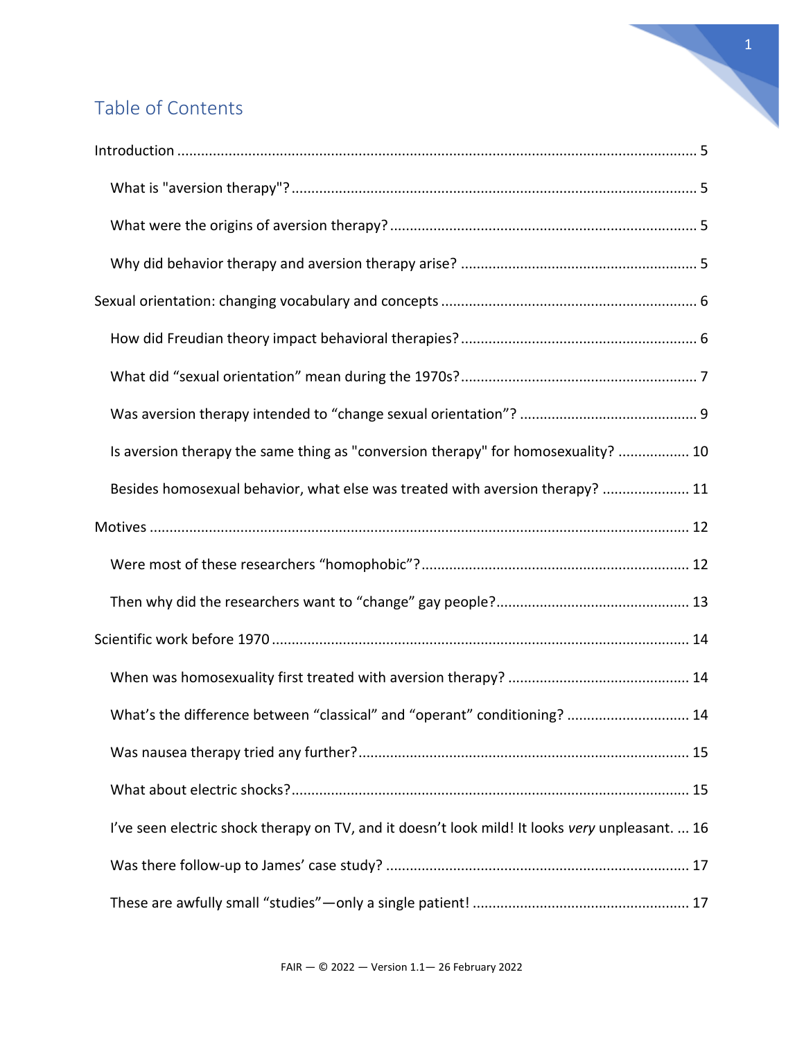# Table of Contents

Introduction ..................................................................................................................... 5

- What is "aversion therapy"? ........................................................................................ 5
- What were the origins of aversion therapy? ................................................................ 5
- Why did behavior therapy and aversion therapy arise? ............................................... 5

Sexual orientation: changing vocabulary and concepts ..................................................... 6

- How did Freudian theory impact behavioral therapies? ............................................... 6
- What did “sexual orientation” mean during the 1970s? ............................................... 7
- Was aversion therapy intended to “change sexual orientation”? ................................. 9
- Is aversion therapy the same thing as "conversion therapy" for homosexuality? .................. 10
- Besides homosexual behavior, what else was treated with aversion therapy? ...................... 11

Motives ........................................................................................................................... 12

- Were most of these researchers “homophobic”? ........................................................ 12
- Then why did the researchers want to “change” gay people? ...................................... 13

Scientific work before 1970 ............................................................................................. 14

- When was homosexuality first treated with aversion therapy? .................................... 14
- What’s the difference between “classical” and “operant” conditioning? ........................ 14
- Was nausea therapy tried any further? ........................................................................ 15
- What about electric shocks? ........................................................................................ 15
- I’ve seen electric shock therapy on TV, and it doesn’t look mild! It looks *very* unpleasant. ... 16
- Was there follow-up to James’ case study? ................................................................. 17
- These are awfully small “studies”—only a single patient! ............................................. 17

FAIR — © 2022 — Version 1.1— 26 February 2022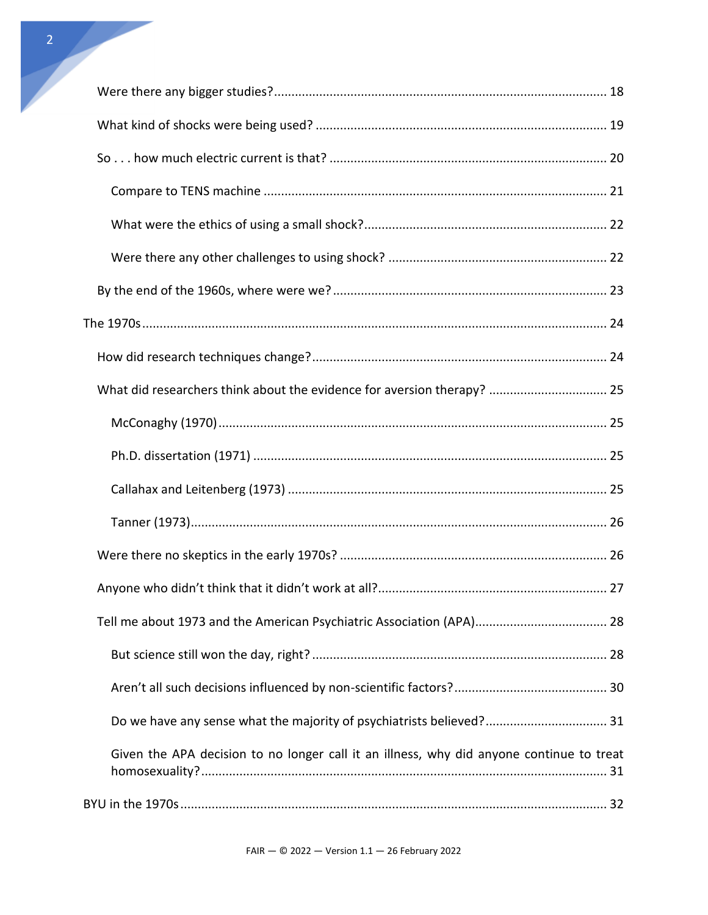Were there any bigger studies? ..... 18

What kind of shocks were being used? ..... 19

So . . . how much electric current is that? ..... 20

- Compare to TENS machine ..... 21
- What were the ethics of using a small shock? ..... 22
- Were there any other challenges to using shock? ..... 22

By the end of the 1960s, where were we? ..... 23

The 1970s ..... 24

How did research techniques change? ..... 24

What did researchers think about the evidence for aversion therapy? ..... 25

- McConaghy (1970) ..... 25
- Ph.D. dissertation (1971) ..... 25
- Callahax and Leitenberg (1973) ..... 25
- Tanner (1973) ..... 26

Were there no skeptics in the early 1970s? ..... 26

Anyone who didn't think that it didn't work at all? ..... 27

Tell me about 1973 and the American Psychiatric Association (APA) ..... 28

- But science still won the day, right? ..... 28
- Aren't all such decisions influenced by non-scientific factors? ..... 30
- Do we have any sense what the majority of psychiatrists believed? ..... 31
- Given the APA decision to no longer call it an illness, why did anyone continue to treat homosexuality? ..... 31

BYU in the 1970s ..... 32

FAIR — © 2022 — Version 1.1 — 26 February 2022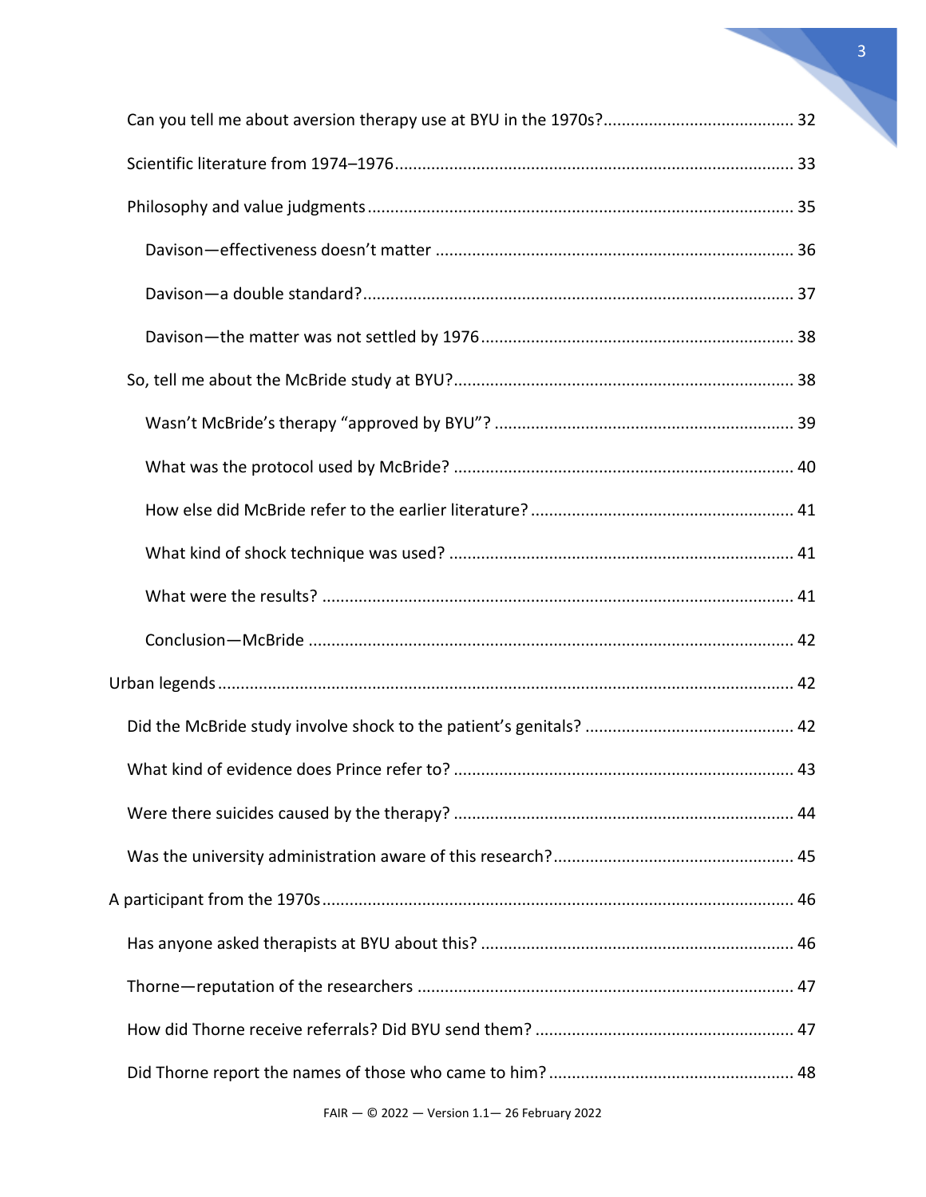- Can you tell me about aversion therapy use at BYU in the 1970s? ..... 32
- Scientific literature from 1974–1976 ..... 33
- Philosophy and value judgments ..... 35
  - Davison—effectiveness doesn't matter ..... 36
  - Davison—a double standard? ..... 37
  - Davison—the matter was not settled by 1976 ..... 38
- So, tell me about the McBride study at BYU? ..... 38
  - Wasn't McBride's therapy "approved by BYU"? ..... 39
  - What was the protocol used by McBride? ..... 40
  - How else did McBride refer to the earlier literature? ..... 41
  - What kind of shock technique was used? ..... 41
  - What were the results? ..... 41
  - Conclusion—McBride ..... 42

Urban legends ..... 42

- Did the McBride study involve shock to the patient's genitals? ..... 42
- What kind of evidence does Prince refer to? ..... 43
- Were there suicides caused by the therapy? ..... 44
- Was the university administration aware of this research? ..... 45

A participant from the 1970s ..... 46

- Has anyone asked therapists at BYU about this? ..... 46
- Thorne—reputation of the researchers ..... 47
- How did Thorne receive referrals? Did BYU send them? ..... 47
- Did Thorne report the names of those who came to him? ..... 48

FAIR — © 2022 — Version 1.1— 26 February 2022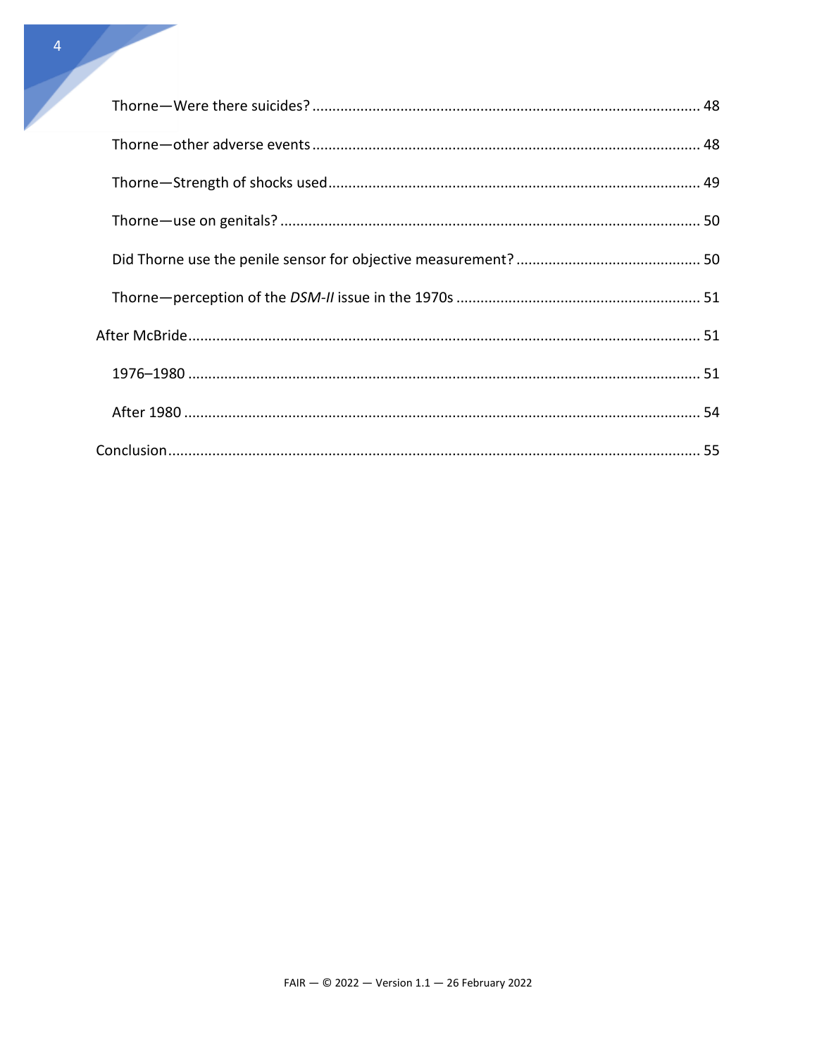- Thorne—Were there suicides? ..... 48
- Thorne—other adverse events ..... 48
- Thorne—Strength of shocks used ..... 49
- Thorne—use on genitals? ..... 50
- Did Thorne use the penile sensor for objective measurement? ..... 50
- Thorne—perception of the *DSM-II* issue in the 1970s ..... 51

After McBride ..... 51

- 1976–1980 ..... 51
- After 1980 ..... 54

Conclusion ..... 55

FAIR — © 2022 — Version 1.1 — 26 February 2022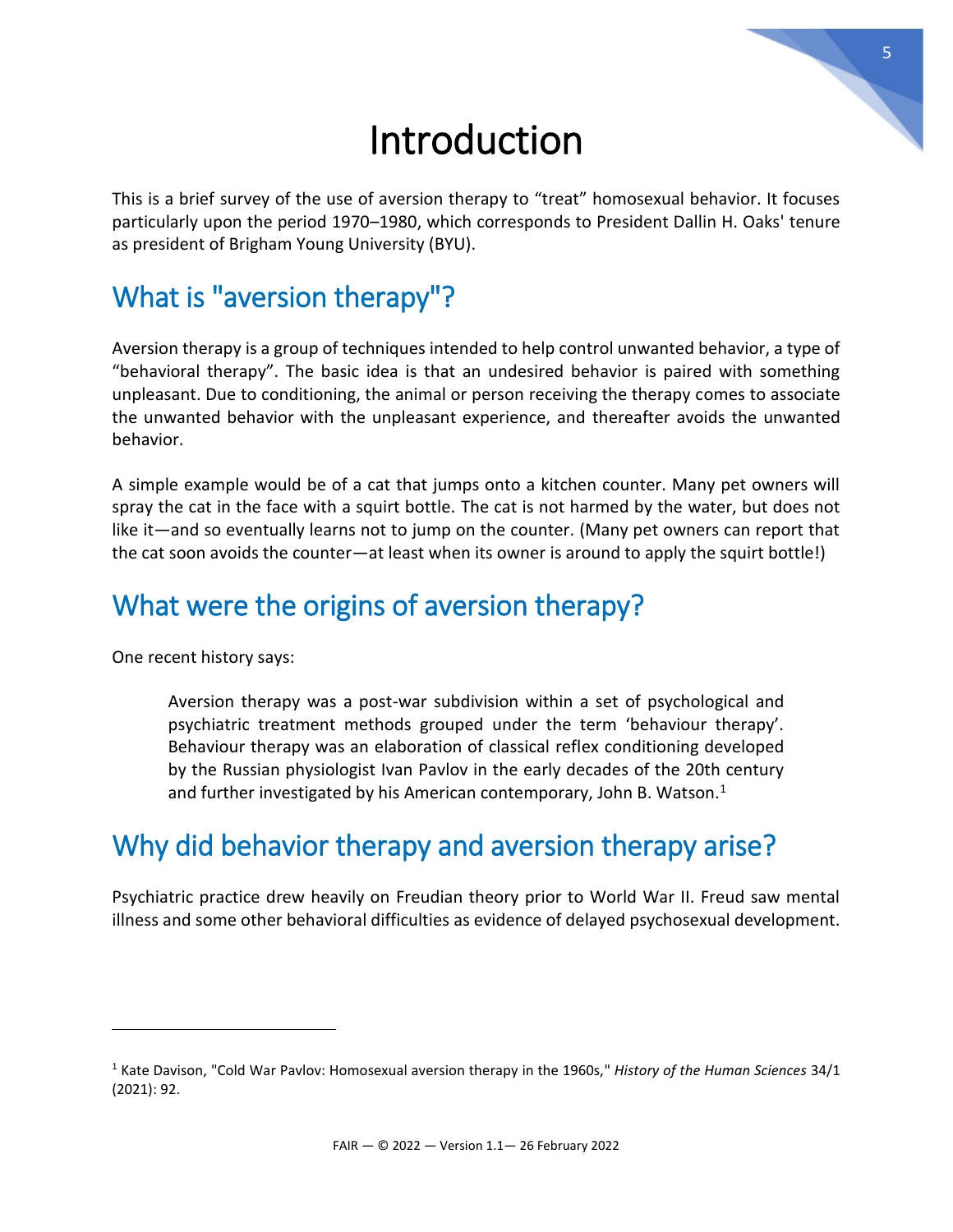# Introduction

This is a brief survey of the use of aversion therapy to "treat" homosexual behavior. It focuses particularly upon the period 1970–1980, which corresponds to President Dallin H. Oaks' tenure as president of Brigham Young University (BYU).

## What is "aversion therapy"?

Aversion therapy is a group of techniques intended to help control unwanted behavior, a type of "behavioral therapy". The basic idea is that an undesired behavior is paired with something unpleasant. Due to conditioning, the animal or person receiving the therapy comes to associate the unwanted behavior with the unpleasant experience, and thereafter avoids the unwanted behavior.

A simple example would be of a cat that jumps onto a kitchen counter. Many pet owners will spray the cat in the face with a squirt bottle. The cat is not harmed by the water, but does not like it—and so eventually learns not to jump on the counter. (Many pet owners can report that the cat soon avoids the counter—at least when its owner is around to apply the squirt bottle!)

## What were the origins of aversion therapy?

One recent history says:

> Aversion therapy was a post-war subdivision within a set of psychological and psychiatric treatment methods grouped under the term 'behaviour therapy'. Behaviour therapy was an elaboration of classical reflex conditioning developed by the Russian physiologist Ivan Pavlov in the early decades of the 20th century and further investigated by his American contemporary, John B. Watson.[1]

## Why did behavior therapy and aversion therapy arise?

Psychiatric practice drew heavily on Freudian theory prior to World War II. Freud saw mental illness and some other behavioral difficulties as evidence of delayed psychosexual development.

---

[1] Kate Davison, "Cold War Pavlov: Homosexual aversion therapy in the 1960s," *History of the Human Sciences* 34/1 (2021): 92.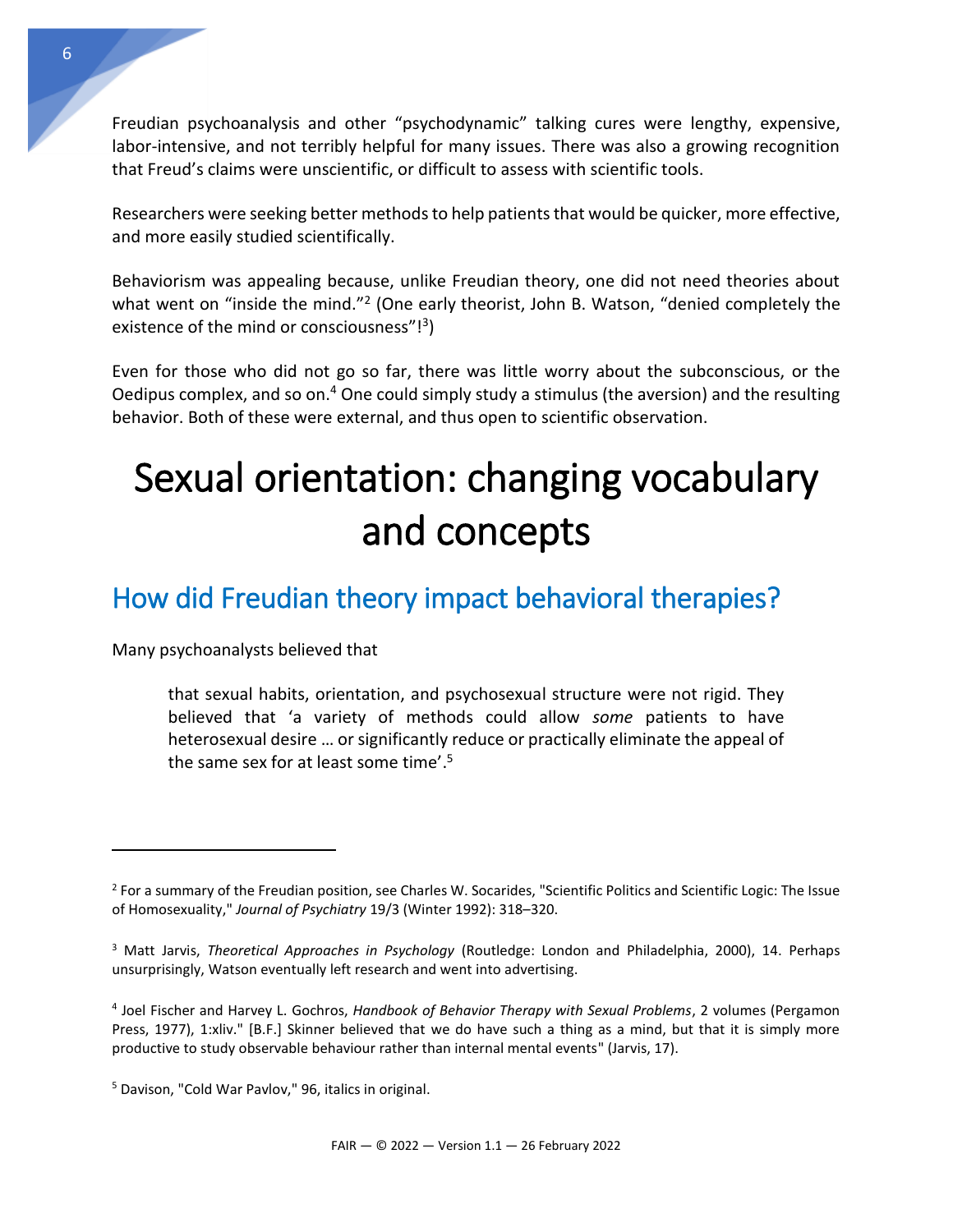Freudian psychoanalysis and other "psychodynamic" talking cures were lengthy, expensive, labor-intensive, and not terribly helpful for many issues. There was also a growing recognition that Freud's claims were unscientific, or difficult to assess with scientific tools.

Researchers were seeking better methods to help patients that would be quicker, more effective, and more easily studied scientifically.

Behaviorism was appealing because, unlike Freudian theory, one did not need theories about what went on "inside the mind."[2] (One early theorist, John B. Watson, "denied completely the existence of the mind or consciousness"![3])

Even for those who did not go so far, there was little worry about the subconscious, or the Oedipus complex, and so on.[4] One could simply study a stimulus (the aversion) and the resulting behavior. Both of these were external, and thus open to scientific observation.

# Sexual orientation: changing vocabulary and concepts

## How did Freudian theory impact behavioral therapies?

Many psychoanalysts believed that

> that sexual habits, orientation, and psychosexual structure were not rigid. They believed that 'a variety of methods could allow *some* patients to have heterosexual desire … or significantly reduce or practically eliminate the appeal of the same sex for at least some time'.[5]

---

[2] For a summary of the Freudian position, see Charles W. Socarides, "Scientific Politics and Scientific Logic: The Issue of Homosexuality," *Journal of Psychiatry* 19/3 (Winter 1992): 318–320.

[3] Matt Jarvis, *Theoretical Approaches in Psychology* (Routledge: London and Philadelphia, 2000), 14. Perhaps unsurprisingly, Watson eventually left research and went into advertising.

[4] Joel Fischer and Harvey L. Gochros, *Handbook of Behavior Therapy with Sexual Problems*, 2 volumes (Pergamon Press, 1977), 1:xliv." [B.F.] Skinner believed that we do have such a thing as a mind, but that it is simply more productive to study observable behaviour rather than internal mental events" (Jarvis, 17).

[5] Davison, "Cold War Pavlov," 96, italics in original.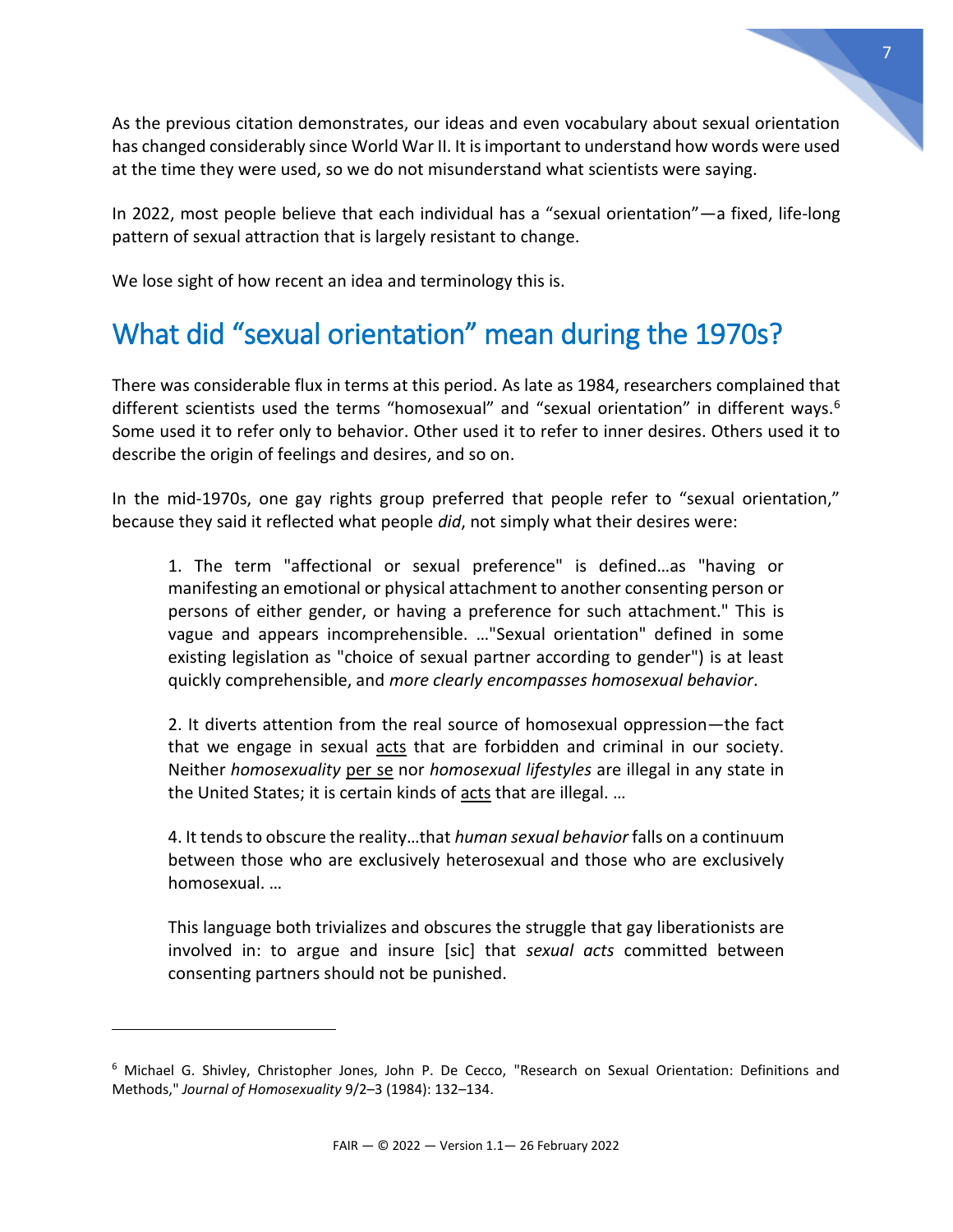As the previous citation demonstrates, our ideas and even vocabulary about sexual orientation has changed considerably since World War II. It is important to understand how words were used at the time they were used, so we do not misunderstand what scientists were saying.

In 2022, most people believe that each individual has a "sexual orientation"—a fixed, life-long pattern of sexual attraction that is largely resistant to change.

We lose sight of how recent an idea and terminology this is.

## What did "sexual orientation" mean during the 1970s?

There was considerable flux in terms at this period. As late as 1984, researchers complained that different scientists used the terms "homosexual" and "sexual orientation" in different ways.[6] Some used it to refer only to behavior. Other used it to refer to inner desires. Others used it to describe the origin of feelings and desires, and so on.

In the mid-1970s, one gay rights group preferred that people refer to "sexual orientation," because they said it reflected what people *did*, not simply what their desires were:

> 1. The term "affectional or sexual preference" is defined…as "having or manifesting an emotional or physical attachment to another consenting person or persons of either gender, or having a preference for such attachment." This is vague and appears incomprehensible. …"Sexual orientation" defined in some existing legislation as "choice of sexual partner according to gender") is at least quickly comprehensible, and *more clearly encompasses homosexual behavior*.
>
> 2. It diverts attention from the real source of homosexual oppression—the fact that we engage in sexual <u>acts</u> that are forbidden and criminal in our society. Neither *homosexuality* <u>per se</u> nor *homosexual lifestyles* are illegal in any state in the United States; it is certain kinds of <u>acts</u> that are illegal. …
>
> 4. It tends to obscure the reality…that *human sexual behavior* falls on a continuum between those who are exclusively heterosexual and those who are exclusively homosexual. …
>
> This language both trivializes and obscures the struggle that gay liberationists are involved in: to argue and insure [sic] that *sexual acts* committed between consenting partners should not be punished.

---

[6] Michael G. Shivley, Christopher Jones, John P. De Cecco, "Research on Sexual Orientation: Definitions and Methods," *Journal of Homosexuality* 9/2–3 (1984): 132–134.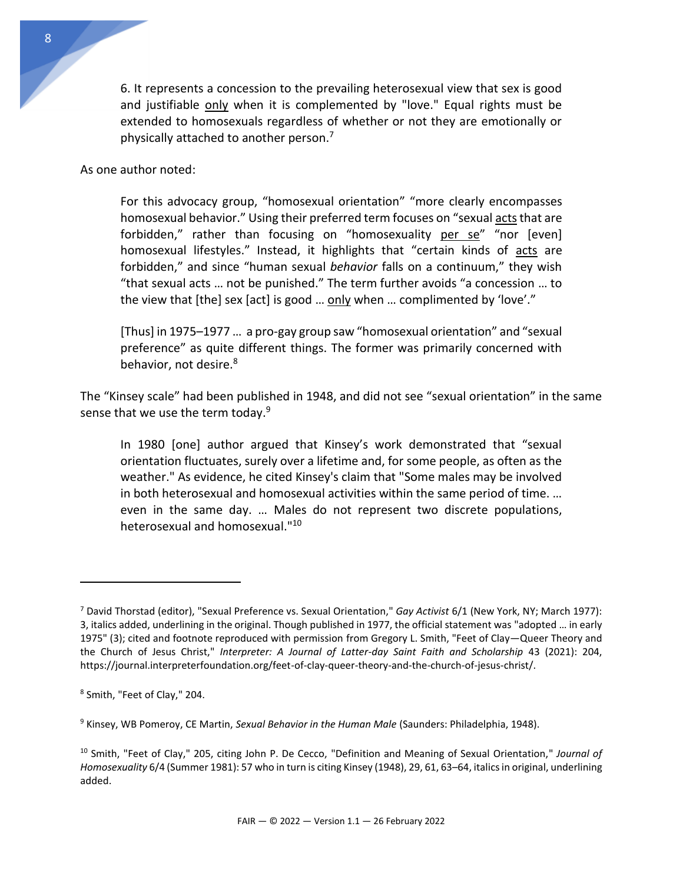> 6. It represents a concession to the prevailing heterosexual view that sex is good and justifiable <u>only</u> when it is complemented by "love." Equal rights must be extended to homosexuals regardless of whether or not they are emotionally or physically attached to another person.[7]

As one author noted:

> For this advocacy group, "homosexual orientation" "more clearly encompasses homosexual behavior." Using their preferred term focuses on "sexual <u>acts</u> that are forbidden," rather than focusing on "homosexuality <u>per se</u>" "nor [even] homosexual lifestyles." Instead, it highlights that "certain kinds of <u>acts</u> are forbidden," and since "human sexual *behavior* falls on a continuum," they wish "that sexual acts … not be punished." The term further avoids "a concession … to the view that [the] sex [act] is good … <u>only</u> when … complimented by 'love'."
>
> [Thus] in 1975–1977 … a pro-gay group saw "homosexual orientation" and "sexual preference" as quite different things. The former was primarily concerned with behavior, not desire.[8]

The "Kinsey scale" had been published in 1948, and did not see "sexual orientation" in the same sense that we use the term today.[9]

> In 1980 [one] author argued that Kinsey's work demonstrated that "sexual orientation fluctuates, surely over a lifetime and, for some people, as often as the weather." As evidence, he cited Kinsey's claim that "Some males may be involved in both heterosexual and homosexual activities within the same period of time. … even in the same day. … Males do not represent two discrete populations, heterosexual and homosexual."[10]

---

[7] David Thorstad (editor), "Sexual Preference vs. Sexual Orientation," *Gay Activist* 6/1 (New York, NY; March 1977): 3, italics added, underlining in the original. Though published in 1977, the official statement was "adopted … in early 1975" (3); cited and footnote reproduced with permission from Gregory L. Smith, "Feet of Clay—Queer Theory and the Church of Jesus Christ," *Interpreter: A Journal of Latter-day Saint Faith and Scholarship* 43 (2021): 204, https://journal.interpreterfoundation.org/feet-of-clay-queer-theory-and-the-church-of-jesus-christ/.

[8] Smith, "Feet of Clay," 204.

[9] Kinsey, WB Pomeroy, CE Martin, *Sexual Behavior in the Human Male* (Saunders: Philadelphia, 1948).

[10] Smith, "Feet of Clay," 205, citing John P. De Cecco, "Definition and Meaning of Sexual Orientation," *Journal of Homosexuality* 6/4 (Summer 1981): 57 who in turn is citing Kinsey (1948), 29, 61, 63–64, italics in original, underlining added.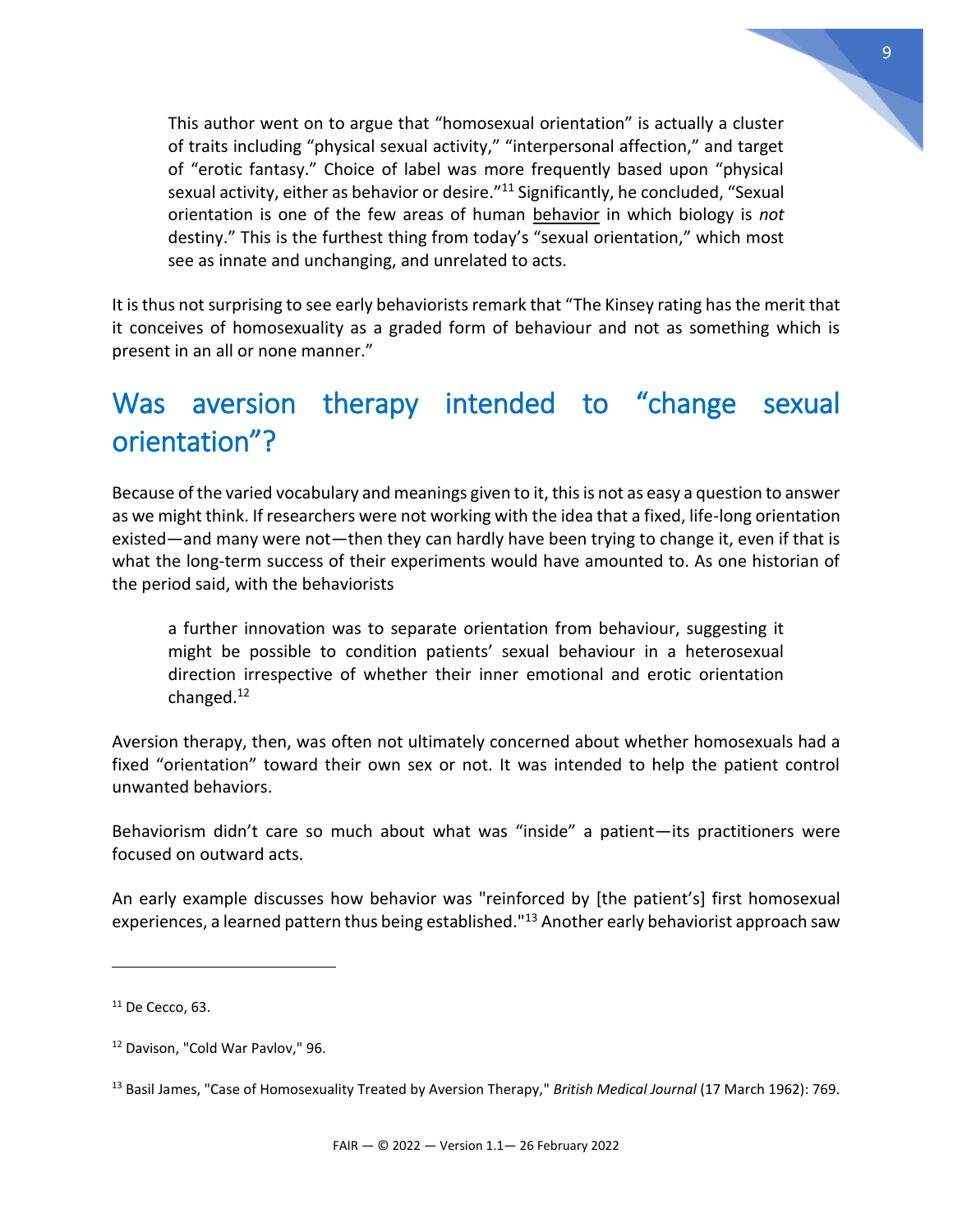> This author went on to argue that "homosexual orientation" is actually a cluster of traits including "physical sexual activity," "interpersonal affection," and target of "erotic fantasy." Choice of label was more frequently based upon "physical sexual activity, either as behavior or desire."[11] Significantly, he concluded, "Sexual orientation is one of the few areas of human <u>behavior</u> in which biology is *not* destiny." This is the furthest thing from today's "sexual orientation," which most see as innate and unchanging, and unrelated to acts.

It is thus not surprising to see early behaviorists remark that "The Kinsey rating has the merit that it conceives of homosexuality as a graded form of behaviour and not as something which is present in an all or none manner."

## Was aversion therapy intended to "change sexual orientation"?

Because of the varied vocabulary and meanings given to it, this is not as easy a question to answer as we might think. If researchers were not working with the idea that a fixed, life-long orientation existed—and many were not—then they can hardly have been trying to change it, even if that is what the long-term success of their experiments would have amounted to. As one historian of the period said, with the behaviorists

> a further innovation was to separate orientation from behaviour, suggesting it might be possible to condition patients' sexual behaviour in a heterosexual direction irrespective of whether their inner emotional and erotic orientation changed.[12]

Aversion therapy, then, was often not ultimately concerned about whether homosexuals had a fixed "orientation" toward their own sex or not. It was intended to help the patient control unwanted behaviors.

Behaviorism didn't care so much about what was "inside" a patient—its practitioners were focused on outward acts.

An early example discusses how behavior was "reinforced by [the patient's] first homosexual experiences, a learned pattern thus being established."[13] Another early behaviorist approach saw

---

[11] De Cecco, 63.

[12] Davison, "Cold War Pavlov," 96.

[13] Basil James, "Case of Homosexuality Treated by Aversion Therapy," *British Medical Journal* (17 March 1962): 769.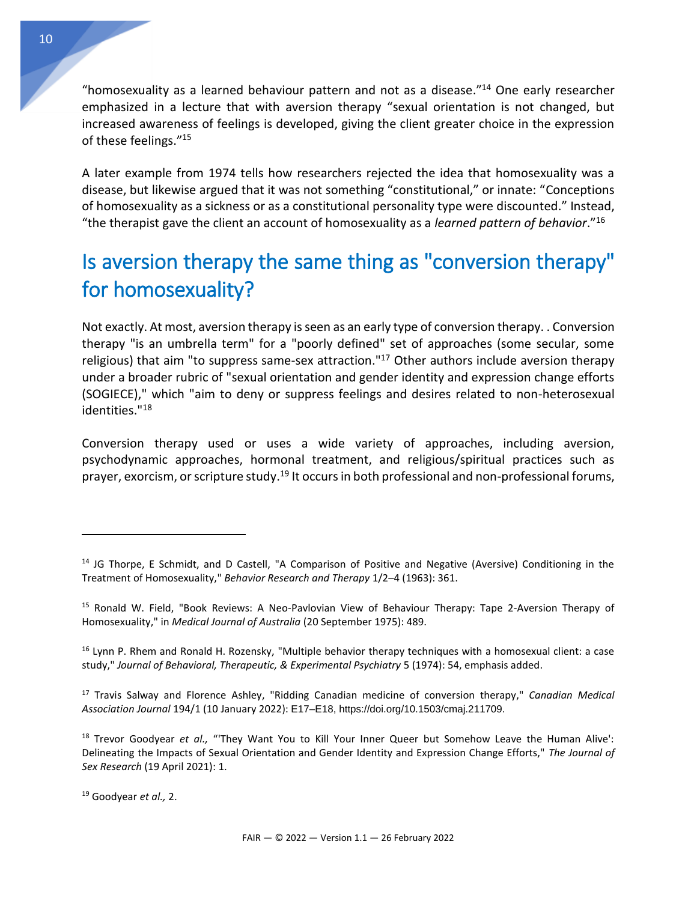"homosexuality as a learned behaviour pattern and not as a disease."[14] One early researcher emphasized in a lecture that with aversion therapy "sexual orientation is not changed, but increased awareness of feelings is developed, giving the client greater choice in the expression of these feelings."[15]

A later example from 1974 tells how researchers rejected the idea that homosexuality was a disease, but likewise argued that it was not something "constitutional," or innate: "Conceptions of homosexuality as a sickness or as a constitutional personality type were discounted." Instead, "the therapist gave the client an account of homosexuality as a *learned pattern of behavior*."[16]

## Is aversion therapy the same thing as "conversion therapy" for homosexuality?

Not exactly. At most, aversion therapy is seen as an early type of conversion therapy. . Conversion therapy "is an umbrella term" for a "poorly defined" set of approaches (some secular, some religious) that aim "to suppress same-sex attraction."[17] Other authors include aversion therapy under a broader rubric of "sexual orientation and gender identity and expression change efforts (SOGIECE)," which "aim to deny or suppress feelings and desires related to non-heterosexual identities."[18]

Conversion therapy used or uses a wide variety of approaches, including aversion, psychodynamic approaches, hormonal treatment, and religious/spiritual practices such as prayer, exorcism, or scripture study.[19] It occurs in both professional and non-professional forums,

---

[14] JG Thorpe, E Schmidt, and D Castell, "A Comparison of Positive and Negative (Aversive) Conditioning in the Treatment of Homosexuality," *Behavior Research and Therapy* 1/2–4 (1963): 361.

[15] Ronald W. Field, "Book Reviews: A Neo-Pavlovian View of Behaviour Therapy: Tape 2-Aversion Therapy of Homosexuality," in *Medical Journal of Australia* (20 September 1975): 489.

[16] Lynn P. Rhem and Ronald H. Rozensky, "Multiple behavior therapy techniques with a homosexual client: a case study," *Journal of Behavioral, Therapeutic, & Experimental Psychiatry* 5 (1974): 54, emphasis added.

[17] Travis Salway and Florence Ashley, "Ridding Canadian medicine of conversion therapy," *Canadian Medical Association Journal* 194/1 (10 January 2022): E17–E18, https://doi.org/10.1503/cmaj.211709.

[18] Trevor Goodyear *et al.,* "'They Want You to Kill Your Inner Queer but Somehow Leave the Human Alive': Delineating the Impacts of Sexual Orientation and Gender Identity and Expression Change Efforts," *The Journal of Sex Research* (19 April 2021): 1.

[19] Goodyear *et al.,* 2.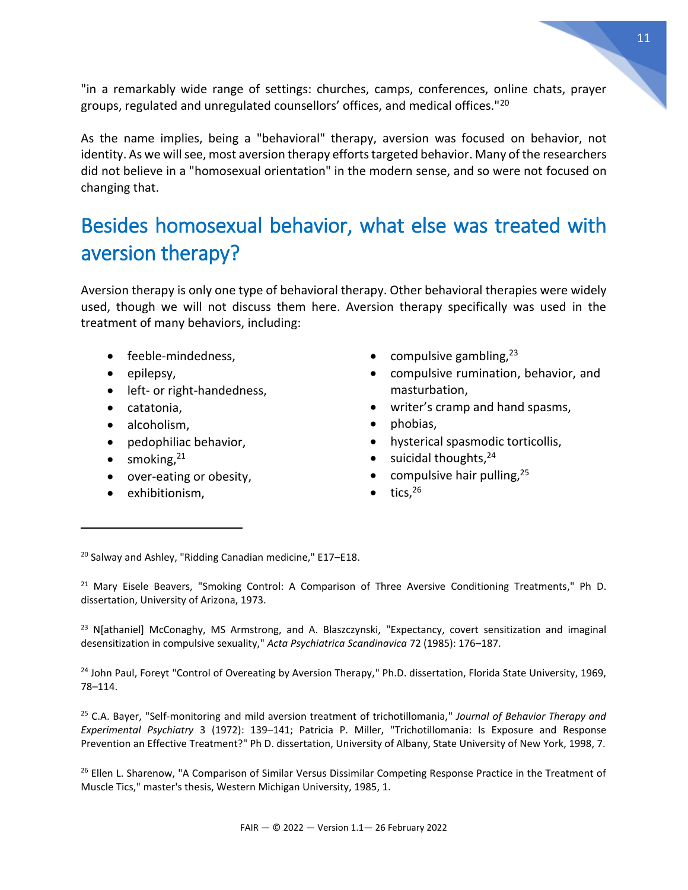"in a remarkably wide range of settings: churches, camps, conferences, online chats, prayer groups, regulated and unregulated counsellors' offices, and medical offices."[20]

As the name implies, being a "behavioral" therapy, aversion was focused on behavior, not identity. As we will see, most aversion therapy efforts targeted behavior. Many of the researchers did not believe in a "homosexual orientation" in the modern sense, and so were not focused on changing that.

## Besides homosexual behavior, what else was treated with aversion therapy?

Aversion therapy is only one type of behavioral therapy. Other behavioral therapies were widely used, though we will not discuss them here. Aversion therapy specifically was used in the treatment of many behaviors, including:

- feeble-mindedness,
- epilepsy,
- left- or right-handedness,
- catatonia,
- alcoholism,
- pedophiliac behavior,
- smoking,[21]
- over-eating or obesity,
- exhibitionism,
- compulsive gambling,[23]
- compulsive rumination, behavior, and masturbation,
- writer's cramp and hand spasms,
- phobias,
- hysterical spasmodic torticollis,
- suicidal thoughts,[24]
- compulsive hair pulling,[25]
- tics,[26]

---

[20] Salway and Ashley, "Ridding Canadian medicine," E17–E18.

[21] Mary Eisele Beavers, "Smoking Control: A Comparison of Three Aversive Conditioning Treatments," Ph D. dissertation, University of Arizona, 1973.

[23] N[athaniel] McConaghy, MS Armstrong, and A. Blaszczynski, "Expectancy, covert sensitization and imaginal desensitization in compulsive sexuality," *Acta Psychiatrica Scandinavica* 72 (1985): 176–187.

[24] John Paul, Foreyt "Control of Overeating by Aversion Therapy," Ph.D. dissertation, Florida State University, 1969, 78–114.

[25] C.A. Bayer, "Self-monitoring and mild aversion treatment of trichotillomania," *Journal of Behavior Therapy and Experimental Psychiatry* 3 (1972): 139–141; Patricia P. Miller, "Trichotillomania: Is Exposure and Response Prevention an Effective Treatment?" Ph D. dissertation, University of Albany, State University of New York, 1998, 7.

[26] Ellen L. Sharenow, "A Comparison of Similar Versus Dissimilar Competing Response Practice in the Treatment of Muscle Tics," master's thesis, Western Michigan University, 1985, 1.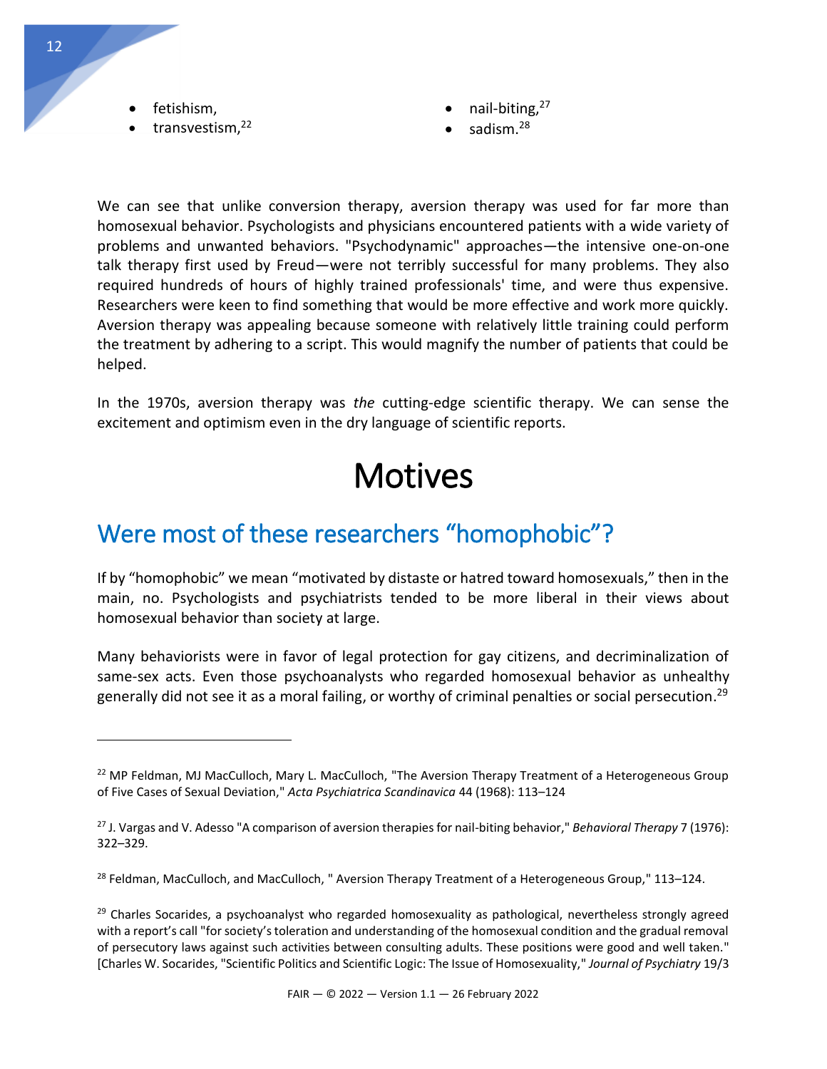- fetishism,
- transvestism,[22]
- nail-biting,[27]
- sadism.[28]

We can see that unlike conversion therapy, aversion therapy was used for far more than homosexual behavior. Psychologists and physicians encountered patients with a wide variety of problems and unwanted behaviors. "Psychodynamic" approaches—the intensive one-on-one talk therapy first used by Freud—were not terribly successful for many problems. They also required hundreds of hours of highly trained professionals' time, and were thus expensive. Researchers were keen to find something that would be more effective and work more quickly. Aversion therapy was appealing because someone with relatively little training could perform the treatment by adhering to a script. This would magnify the number of patients that could be helped.

In the 1970s, aversion therapy was *the* cutting-edge scientific therapy. We can sense the excitement and optimism even in the dry language of scientific reports.

# Motives

## Were most of these researchers "homophobic"?

If by "homophobic" we mean "motivated by distaste or hatred toward homosexuals," then in the main, no. Psychologists and psychiatrists tended to be more liberal in their views about homosexual behavior than society at large.

Many behaviorists were in favor of legal protection for gay citizens, and decriminalization of same-sex acts. Even those psychoanalysts who regarded homosexual behavior as unhealthy generally did not see it as a moral failing, or worthy of criminal penalties or social persecution.[29]

---

[22] MP Feldman, MJ MacCulloch, Mary L. MacCulloch, "The Aversion Therapy Treatment of a Heterogeneous Group of Five Cases of Sexual Deviation," *Acta Psychiatrica Scandinavica* 44 (1968): 113–124

[27] J. Vargas and V. Adesso "A comparison of aversion therapies for nail-biting behavior," *Behavioral Therapy* 7 (1976): 322–329.

[28] Feldman, MacCulloch, and MacCulloch, " Aversion Therapy Treatment of a Heterogeneous Group," 113–124.

[29] Charles Socarides, a psychoanalyst who regarded homosexuality as pathological, nevertheless strongly agreed with a report's call "for society's toleration and understanding of the homosexual condition and the gradual removal of persecutory laws against such activities between consulting adults. These positions were good and well taken." [Charles W. Socarides, "Scientific Politics and Scientific Logic: The Issue of Homosexuality," *Journal of Psychiatry* 19/3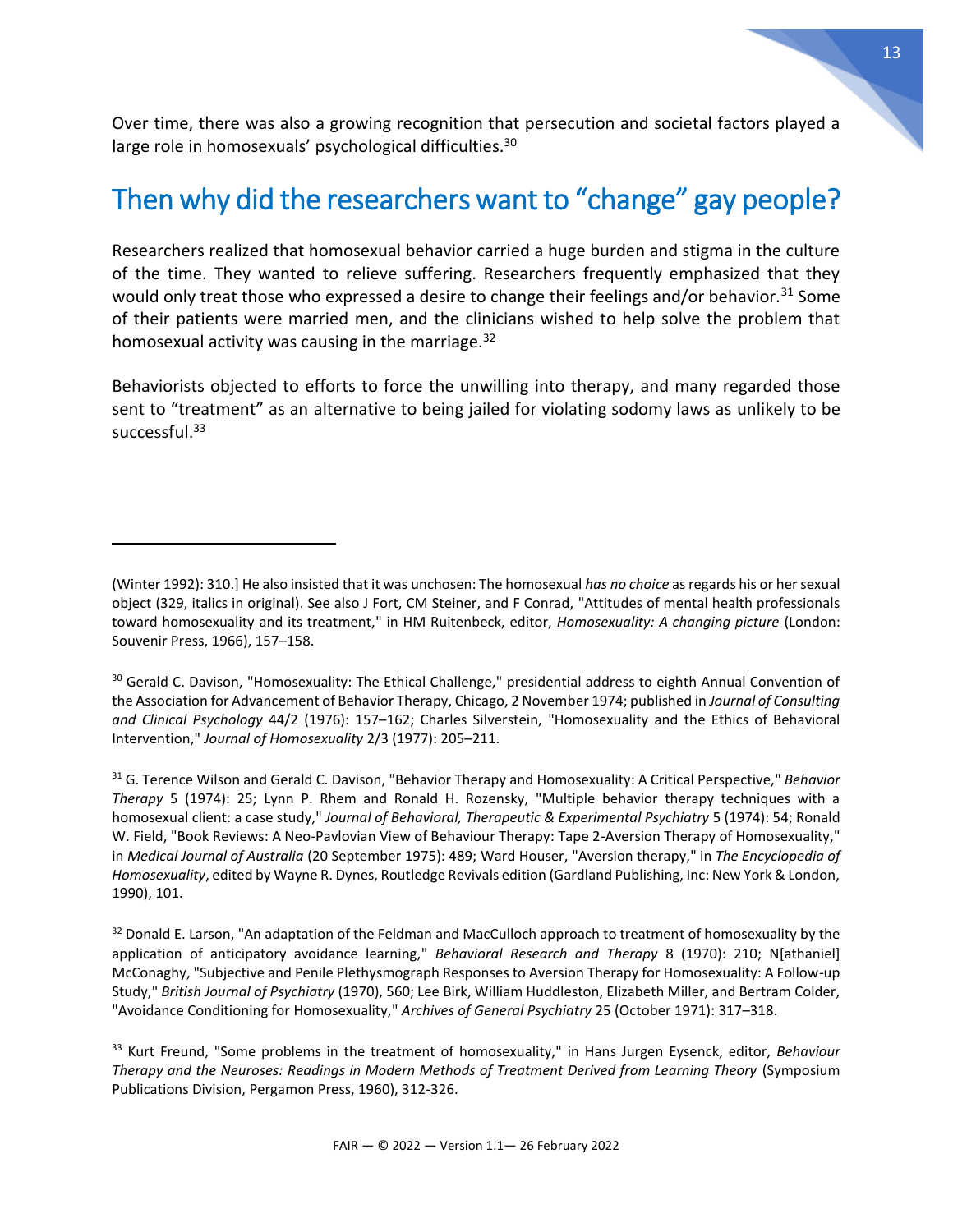Over time, there was also a growing recognition that persecution and societal factors played a large role in homosexuals' psychological difficulties.[30]

## Then why did the researchers want to "change" gay people?

Researchers realized that homosexual behavior carried a huge burden and stigma in the culture of the time. They wanted to relieve suffering. Researchers frequently emphasized that they would only treat those who expressed a desire to change their feelings and/or behavior.[31] Some of their patients were married men, and the clinicians wished to help solve the problem that homosexual activity was causing in the marriage.[32]

Behaviorists objected to efforts to force the unwilling into therapy, and many regarded those sent to "treatment" as an alternative to being jailed for violating sodomy laws as unlikely to be successful.[33]

---

(Winter 1992): 310.] He also insisted that it was unchosen: The homosexual *has no choice* as regards his or her sexual object (329, italics in original). See also J Fort, CM Steiner, and F Conrad, "Attitudes of mental health professionals toward homosexuality and its treatment," in HM Ruitenbeck, editor, *Homosexuality: A changing picture* (London: Souvenir Press, 1966), 157–158.

[30] Gerald C. Davison, "Homosexuality: The Ethical Challenge," presidential address to eighth Annual Convention of the Association for Advancement of Behavior Therapy, Chicago, 2 November 1974; published in *Journal of Consulting and Clinical Psychology* 44/2 (1976): 157–162; Charles Silverstein, "Homosexuality and the Ethics of Behavioral Intervention," *Journal of Homosexuality* 2/3 (1977): 205–211.

[31] G. Terence Wilson and Gerald C. Davison, "Behavior Therapy and Homosexuality: A Critical Perspective," *Behavior Therapy* 5 (1974): 25; Lynn P. Rhem and Ronald H. Rozensky, "Multiple behavior therapy techniques with a homosexual client: a case study," *Journal of Behavioral, Therapeutic & Experimental Psychiatry* 5 (1974): 54; Ronald W. Field, "Book Reviews: A Neo-Pavlovian View of Behaviour Therapy: Tape 2-Aversion Therapy of Homosexuality," in *Medical Journal of Australia* (20 September 1975): 489; Ward Houser, "Aversion therapy," in *The Encyclopedia of Homosexuality*, edited by Wayne R. Dynes, Routledge Revivals edition (Gardland Publishing, Inc: New York & London, 1990), 101.

[32] Donald E. Larson, "An adaptation of the Feldman and MacCulloch approach to treatment of homosexuality by the application of anticipatory avoidance learning," *Behavioral Research and Therapy* 8 (1970): 210; N[athaniel] McConaghy, "Subjective and Penile Plethysmograph Responses to Aversion Therapy for Homosexuality: A Follow-up Study," *British Journal of Psychiatry* (1970), 560; Lee Birk, William Huddleston, Elizabeth Miller, and Bertram Colder, "Avoidance Conditioning for Homosexuality," *Archives of General Psychiatry* 25 (October 1971): 317–318.

[33] Kurt Freund, "Some problems in the treatment of homosexuality," in Hans Jurgen Eysenck, editor, *Behaviour Therapy and the Neuroses: Readings in Modern Methods of Treatment Derived from Learning Theory* (Symposium Publications Division, Pergamon Press, 1960), 312-326.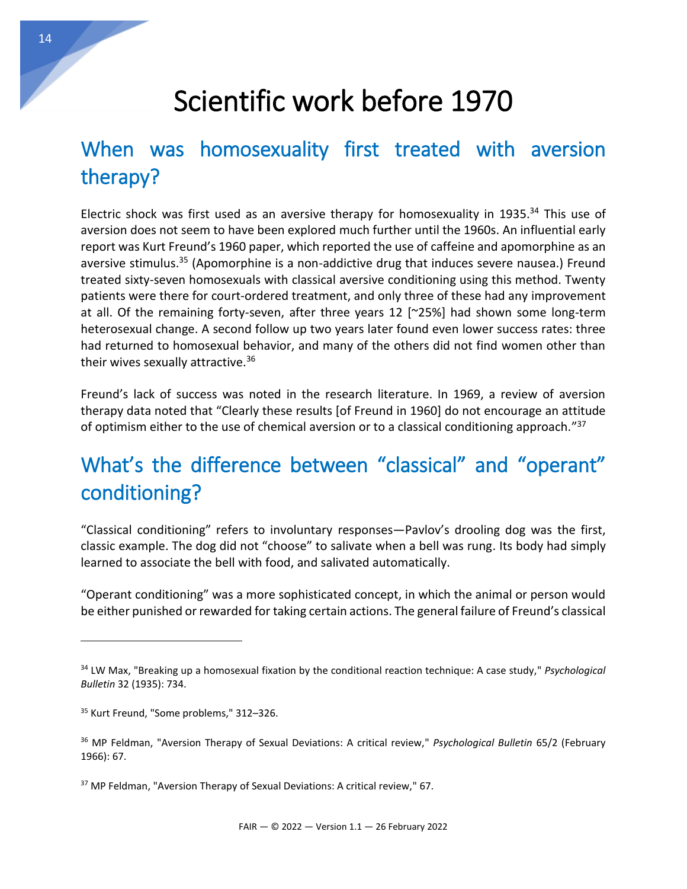# Scientific work before 1970

## When was homosexuality first treated with aversion therapy?

Electric shock was first used as an aversive therapy for homosexuality in 1935.[34] This use of aversion does not seem to have been explored much further until the 1960s. An influential early report was Kurt Freund's 1960 paper, which reported the use of caffeine and apomorphine as an aversive stimulus.[35] (Apomorphine is a non-addictive drug that induces severe nausea.) Freund treated sixty-seven homosexuals with classical aversive conditioning using this method. Twenty patients were there for court-ordered treatment, and only three of these had any improvement at all. Of the remaining forty-seven, after three years 12 [~25%] had shown some long-term heterosexual change. A second follow up two years later found even lower success rates: three had returned to homosexual behavior, and many of the others did not find women other than their wives sexually attractive.[36]

Freund's lack of success was noted in the research literature. In 1969, a review of aversion therapy data noted that "Clearly these results [of Freund in 1960] do not encourage an attitude of optimism either to the use of chemical aversion or to a classical conditioning approach."[37]

## What's the difference between "classical" and "operant" conditioning?

"Classical conditioning" refers to involuntary responses—Pavlov's drooling dog was the first, classic example. The dog did not "choose" to salivate when a bell was rung. Its body had simply learned to associate the bell with food, and salivated automatically.

"Operant conditioning" was a more sophisticated concept, in which the animal or person would be either punished or rewarded for taking certain actions. The general failure of Freund's classical

---

[34] LW Max, "Breaking up a homosexual fixation by the conditional reaction technique: A case study," *Psychological Bulletin* 32 (1935): 734.

[35] Kurt Freund, "Some problems," 312–326.

[36] MP Feldman, "Aversion Therapy of Sexual Deviations: A critical review," *Psychological Bulletin* 65/2 (February 1966): 67.

[37] MP Feldman, "Aversion Therapy of Sexual Deviations: A critical review," 67.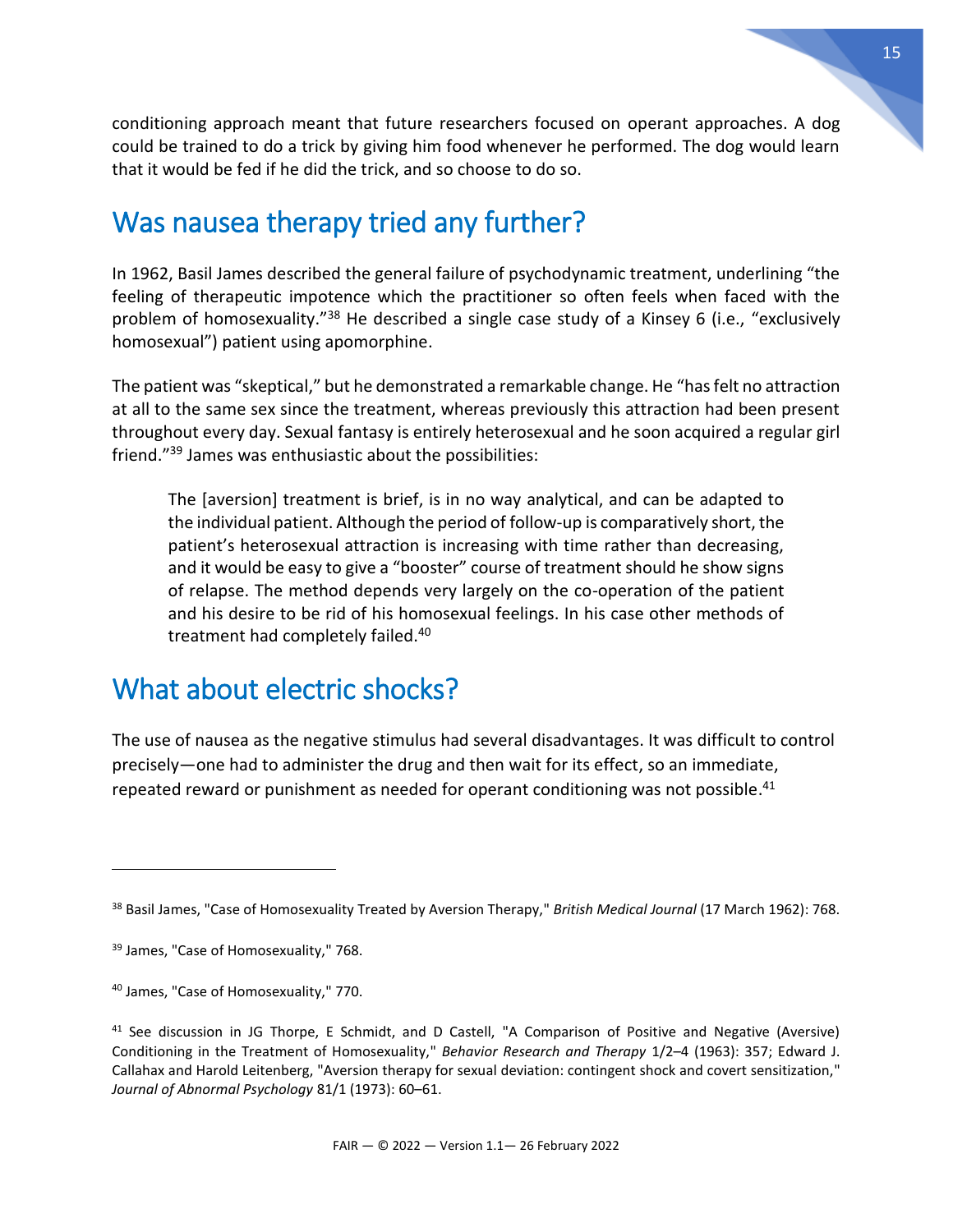conditioning approach meant that future researchers focused on operant approaches. A dog could be trained to do a trick by giving him food whenever he performed. The dog would learn that it would be fed if he did the trick, and so choose to do so.

## Was nausea therapy tried any further?

In 1962, Basil James described the general failure of psychodynamic treatment, underlining "the feeling of therapeutic impotence which the practitioner so often feels when faced with the problem of homosexuality."[38] He described a single case study of a Kinsey 6 (i.e., "exclusively homosexual") patient using apomorphine.

The patient was "skeptical," but he demonstrated a remarkable change. He "has felt no attraction at all to the same sex since the treatment, whereas previously this attraction had been present throughout every day. Sexual fantasy is entirely heterosexual and he soon acquired a regular girl friend."[39] James was enthusiastic about the possibilities:

> The [aversion] treatment is brief, is in no way analytical, and can be adapted to the individual patient. Although the period of follow-up is comparatively short, the patient's heterosexual attraction is increasing with time rather than decreasing, and it would be easy to give a "booster" course of treatment should he show signs of relapse. The method depends very largely on the co-operation of the patient and his desire to be rid of his homosexual feelings. In his case other methods of treatment had completely failed.[40]

## What about electric shocks?

The use of nausea as the negative stimulus had several disadvantages. It was difficult to control precisely—one had to administer the drug and then wait for its effect, so an immediate, repeated reward or punishment as needed for operant conditioning was not possible.[41]

---

[38] Basil James, "Case of Homosexuality Treated by Aversion Therapy," *British Medical Journal* (17 March 1962): 768.

[39] James, "Case of Homosexuality," 768.

[40] James, "Case of Homosexuality," 770.

[41] See discussion in JG Thorpe, E Schmidt, and D Castell, "A Comparison of Positive and Negative (Aversive) Conditioning in the Treatment of Homosexuality," *Behavior Research and Therapy* 1/2–4 (1963): 357; Edward J. Callahax and Harold Leitenberg, "Aversion therapy for sexual deviation: contingent shock and covert sensitization," *Journal of Abnormal Psychology* 81/1 (1973): 60–61.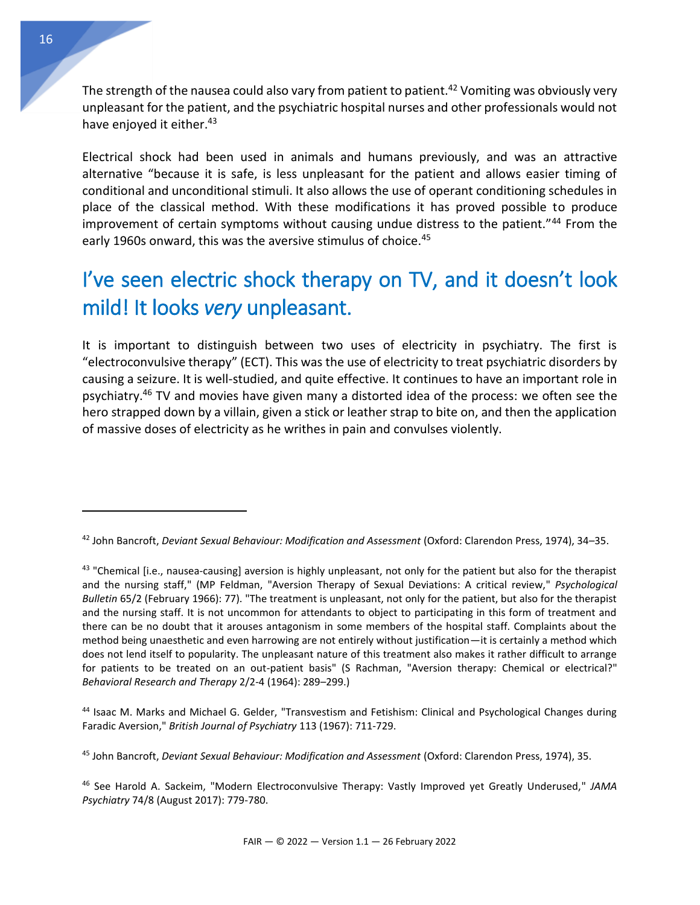The strength of the nausea could also vary from patient to patient.[42] Vomiting was obviously very unpleasant for the patient, and the psychiatric hospital nurses and other professionals would not have enjoyed it either.[43]

Electrical shock had been used in animals and humans previously, and was an attractive alternative "because it is safe, is less unpleasant for the patient and allows easier timing of conditional and unconditional stimuli. It also allows the use of operant conditioning schedules in place of the classical method. With these modifications it has proved possible to produce improvement of certain symptoms without causing undue distress to the patient."[44] From the early 1960s onward, this was the aversive stimulus of choice.[45]

## I've seen electric shock therapy on TV, and it doesn't look mild! It looks *very* unpleasant.

It is important to distinguish between two uses of electricity in psychiatry. The first is "electroconvulsive therapy" (ECT). This was the use of electricity to treat psychiatric disorders by causing a seizure. It is well-studied, and quite effective. It continues to have an important role in psychiatry.[46] TV and movies have given many a distorted idea of the process: we often see the hero strapped down by a villain, given a stick or leather strap to bite on, and then the application of massive doses of electricity as he writhes in pain and convulses violently.

---

[42] John Bancroft, *Deviant Sexual Behaviour: Modification and Assessment* (Oxford: Clarendon Press, 1974), 34–35.

[43] "Chemical [i.e., nausea-causing] aversion is highly unpleasant, not only for the patient but also for the therapist and the nursing staff," (MP Feldman, "Aversion Therapy of Sexual Deviations: A critical review," *Psychological Bulletin* 65/2 (February 1966): 77). "The treatment is unpleasant, not only for the patient, but also for the therapist and the nursing staff. It is not uncommon for attendants to object to participating in this form of treatment and there can be no doubt that it arouses antagonism in some members of the hospital staff. Complaints about the method being unaesthetic and even harrowing are not entirely without justification—it is certainly a method which does not lend itself to popularity. The unpleasant nature of this treatment also makes it rather difficult to arrange for patients to be treated on an out-patient basis" (S Rachman, "Aversion therapy: Chemical or electrical?" *Behavioral Research and Therapy* 2/2-4 (1964): 289–299.)

[44] Isaac M. Marks and Michael G. Gelder, "Transvestism and Fetishism: Clinical and Psychological Changes during Faradic Aversion," *British Journal of Psychiatry* 113 (1967): 711-729.

[45] John Bancroft, *Deviant Sexual Behaviour: Modification and Assessment* (Oxford: Clarendon Press, 1974), 35.

[46] See Harold A. Sackeim, "Modern Electroconvulsive Therapy: Vastly Improved yet Greatly Underused," *JAMA Psychiatry* 74/8 (August 2017): 779-780.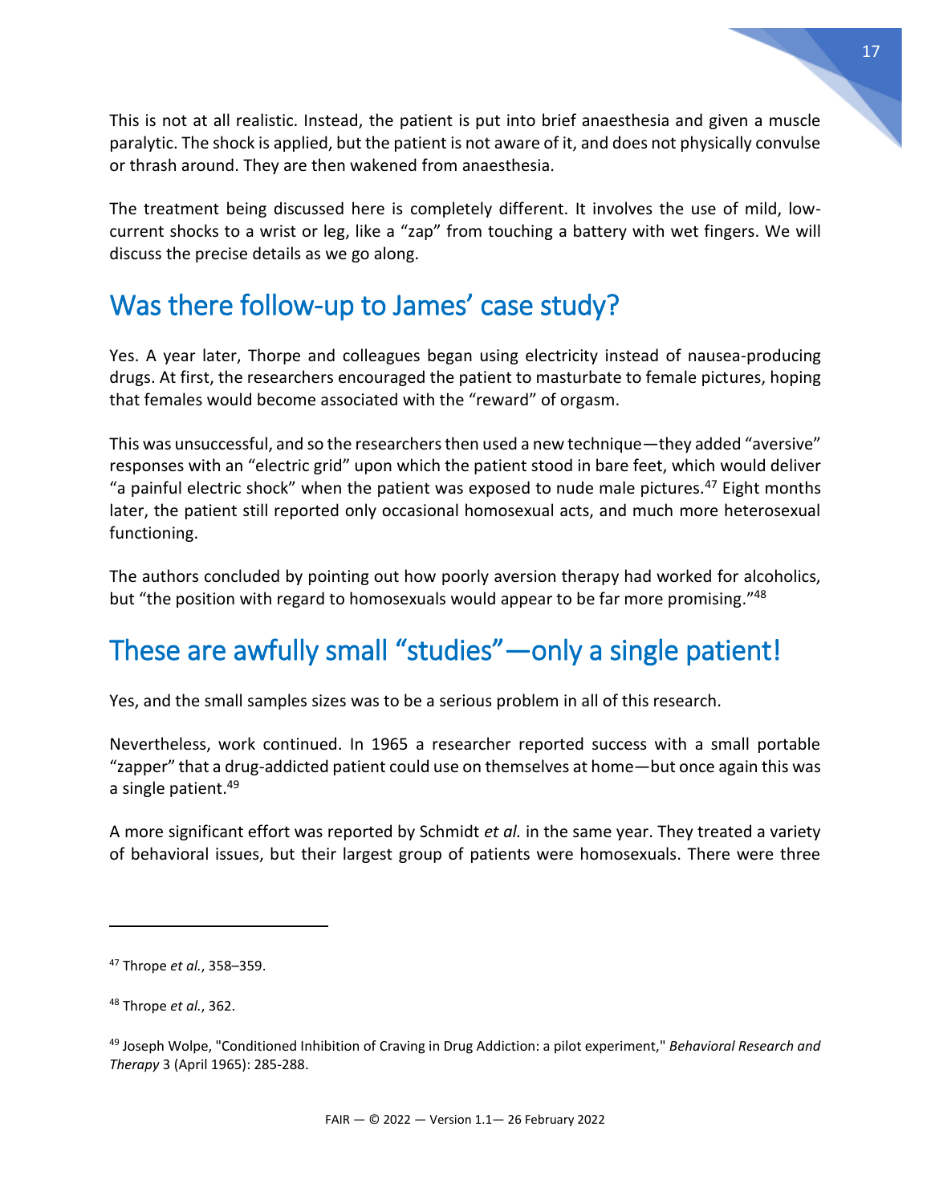This is not at all realistic. Instead, the patient is put into brief anaesthesia and given a muscle paralytic. The shock is applied, but the patient is not aware of it, and does not physically convulse or thrash around. They are then wakened from anaesthesia.

The treatment being discussed here is completely different. It involves the use of mild, low-current shocks to a wrist or leg, like a "zap" from touching a battery with wet fingers. We will discuss the precise details as we go along.

## Was there follow-up to James' case study?

Yes. A year later, Thorpe and colleagues began using electricity instead of nausea-producing drugs. At first, the researchers encouraged the patient to masturbate to female pictures, hoping that females would become associated with the "reward" of orgasm.

This was unsuccessful, and so the researchers then used a new technique—they added "aversive" responses with an "electric grid" upon which the patient stood in bare feet, which would deliver "a painful electric shock" when the patient was exposed to nude male pictures.[47] Eight months later, the patient still reported only occasional homosexual acts, and much more heterosexual functioning.

The authors concluded by pointing out how poorly aversion therapy had worked for alcoholics, but "the position with regard to homosexuals would appear to be far more promising."[48]

## These are awfully small "studies"—only a single patient!

Yes, and the small samples sizes was to be a serious problem in all of this research.

Nevertheless, work continued. In 1965 a researcher reported success with a small portable "zapper" that a drug-addicted patient could use on themselves at home—but once again this was a single patient.[49]

A more significant effort was reported by Schmidt *et al.* in the same year. They treated a variety of behavioral issues, but their largest group of patients were homosexuals. There were three

---

[47] Thrope *et al.*, 358–359.

[48] Thrope *et al.*, 362.

[49] Joseph Wolpe, "Conditioned Inhibition of Craving in Drug Addiction: a pilot experiment," *Behavioral Research and Therapy* 3 (April 1965): 285-288.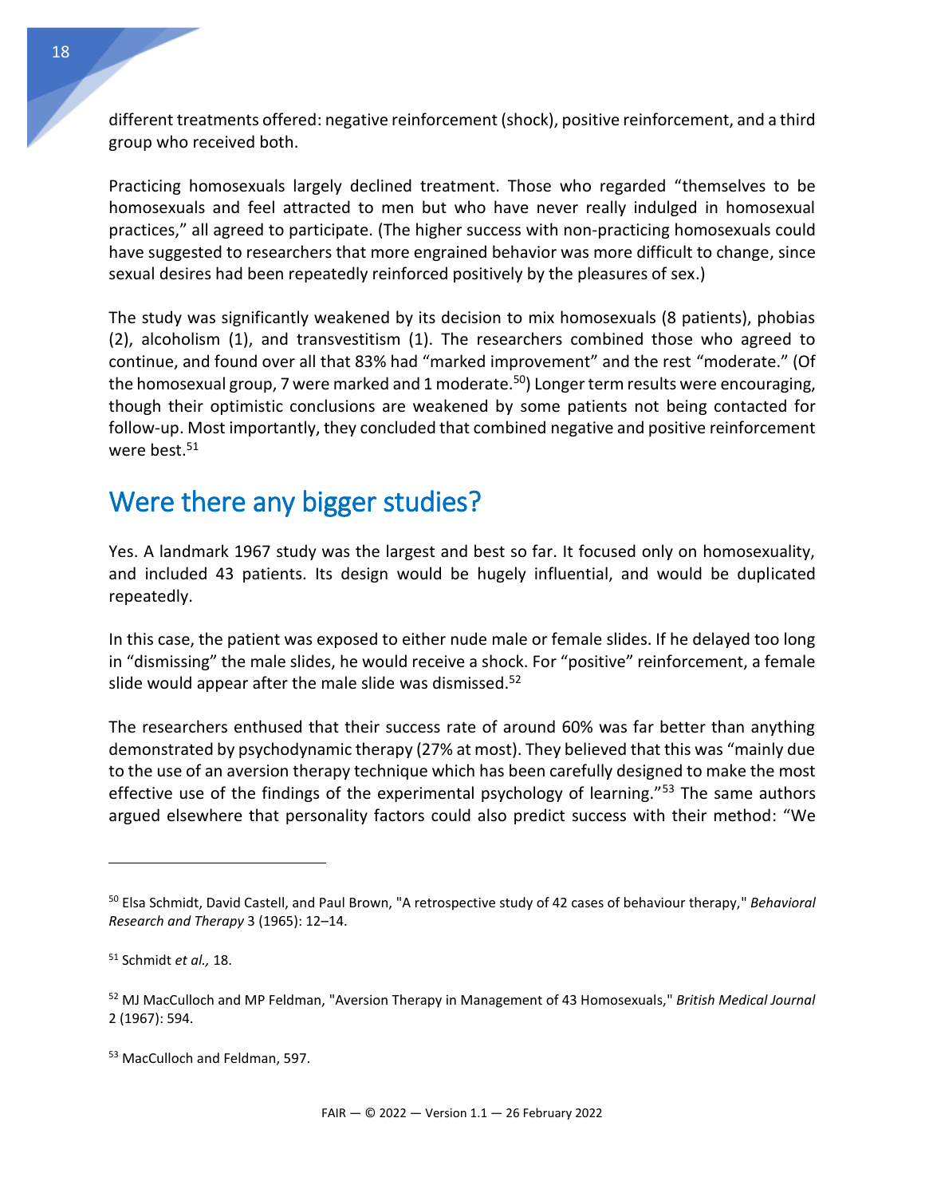different treatments offered: negative reinforcement (shock), positive reinforcement, and a third group who received both.

Practicing homosexuals largely declined treatment. Those who regarded "themselves to be homosexuals and feel attracted to men but who have never really indulged in homosexual practices," all agreed to participate. (The higher success with non-practicing homosexuals could have suggested to researchers that more engrained behavior was more difficult to change, since sexual desires had been repeatedly reinforced positively by the pleasures of sex.)

The study was significantly weakened by its decision to mix homosexuals (8 patients), phobias (2), alcoholism (1), and transvestitism (1). The researchers combined those who agreed to continue, and found over all that 83% had "marked improvement" and the rest "moderate." (Of the homosexual group, 7 were marked and 1 moderate.[50]) Longer term results were encouraging, though their optimistic conclusions are weakened by some patients not being contacted for follow-up. Most importantly, they concluded that combined negative and positive reinforcement were best.[51]

## Were there any bigger studies?

Yes. A landmark 1967 study was the largest and best so far. It focused only on homosexuality, and included 43 patients. Its design would be hugely influential, and would be duplicated repeatedly.

In this case, the patient was exposed to either nude male or female slides. If he delayed too long in "dismissing" the male slides, he would receive a shock. For "positive" reinforcement, a female slide would appear after the male slide was dismissed.[52]

The researchers enthused that their success rate of around 60% was far better than anything demonstrated by psychodynamic therapy (27% at most). They believed that this was "mainly due to the use of an aversion therapy technique which has been carefully designed to make the most effective use of the findings of the experimental psychology of learning."[53] The same authors argued elsewhere that personality factors could also predict success with their method: "We

---

[50] Elsa Schmidt, David Castell, and Paul Brown, "A retrospective study of 42 cases of behaviour therapy," *Behavioral Research and Therapy* 3 (1965): 12–14.

[51] Schmidt *et al.,* 18.

[52] MJ MacCulloch and MP Feldman, "Aversion Therapy in Management of 43 Homosexuals," *British Medical Journal* 2 (1967): 594.

[53] MacCulloch and Feldman, 597.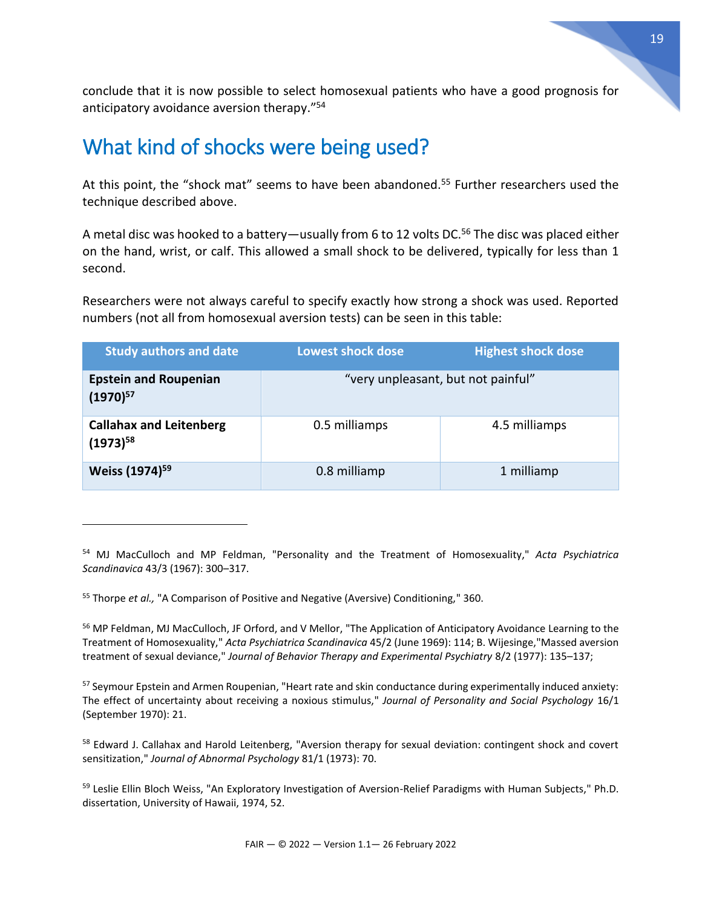conclude that it is now possible to select homosexual patients who have a good prognosis for anticipatory avoidance aversion therapy."[54]

## What kind of shocks were being used?

At this point, the "shock mat" seems to have been abandoned.[55] Further researchers used the technique described above.

A metal disc was hooked to a battery—usually from 6 to 12 volts DC.[56] The disc was placed either on the hand, wrist, or calf. This allowed a small shock to be delivered, typically for less than 1 second.

Researchers were not always careful to specify exactly how strong a shock was used. Reported numbers (not all from homosexual aversion tests) can be seen in this table:

| Study authors and date | Lowest shock dose | Highest shock dose |
|---|---|---|
| **Epstein and Roupenian (1970)[57]** | "very unpleasant, but not painful" | |
| **Callahax and Leitenberg (1973)[58]** | 0.5 milliamps | 4.5 milliamps |
| **Weiss (1974)[59]** | 0.8 milliamp | 1 milliamp |

---

[54] MJ MacCulloch and MP Feldman, "Personality and the Treatment of Homosexuality," *Acta Psychiatrica Scandinavica* 43/3 (1967): 300–317.

[55] Thorpe *et al.,* "A Comparison of Positive and Negative (Aversive) Conditioning," 360.

[56] MP Feldman, MJ MacCulloch, JF Orford, and V Mellor, "The Application of Anticipatory Avoidance Learning to the Treatment of Homosexuality," *Acta Psychiatrica Scandinavica* 45/2 (June 1969): 114; B. Wijesinge,"Massed aversion treatment of sexual deviance," *Journal of Behavior Therapy and Experimental Psychiatry* 8/2 (1977): 135–137;

[57] Seymour Epstein and Armen Roupenian, "Heart rate and skin conductance during experimentally induced anxiety: The effect of uncertainty about receiving a noxious stimulus," *Journal of Personality and Social Psychology* 16/1 (September 1970): 21.

[58] Edward J. Callahax and Harold Leitenberg, "Aversion therapy for sexual deviation: contingent shock and covert sensitization," *Journal of Abnormal Psychology* 81/1 (1973): 70.

[59] Leslie Ellin Bloch Weiss, "An Exploratory Investigation of Aversion-Relief Paradigms with Human Subjects," Ph.D. dissertation, University of Hawaii, 1974, 52.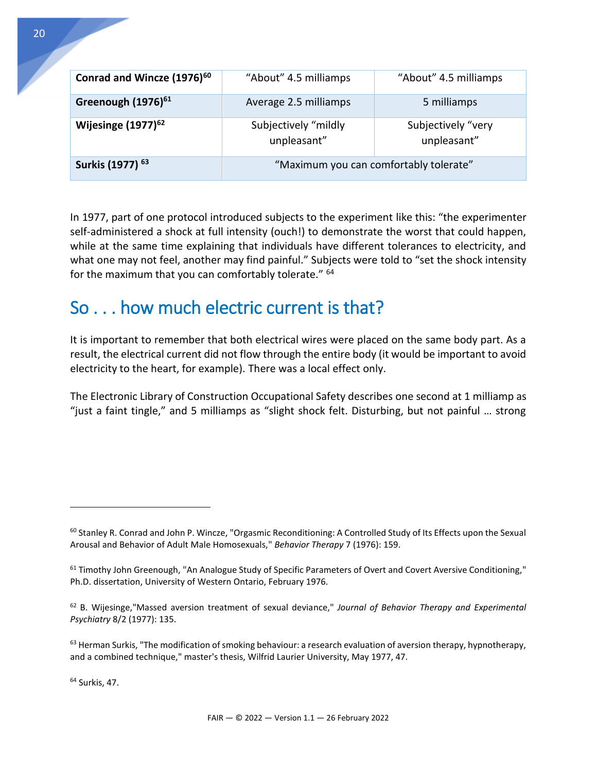| | | |
|---|---|---|
| **Conrad and Wincze (1976)**[60] | "About" 4.5 milliamps | "About" 4.5 milliamps |
| **Greenough (1976)**[61] | Average 2.5 milliamps | 5 milliamps |
| **Wijesinge (1977)**[62] | Subjectively "mildly unpleasant" | Subjectively "very unpleasant" |
| **Surkis (1977)** [63] | "Maximum you can comfortably tolerate" | |

In 1977, part of one protocol introduced subjects to the experiment like this: "the experimenter self-administered a shock at full intensity (ouch!) to demonstrate the worst that could happen, while at the same time explaining that individuals have different tolerances to electricity, and what one may not feel, another may find painful." Subjects were told to "set the shock intensity for the maximum that you can comfortably tolerate." [64]

## So . . . how much electric current is that?

It is important to remember that both electrical wires were placed on the same body part. As a result, the electrical current did not flow through the entire body (it would be important to avoid electricity to the heart, for example). There was a local effect only.

The Electronic Library of Construction Occupational Safety describes one second at 1 milliamp as "just a faint tingle," and 5 milliamps as "slight shock felt. Disturbing, but not painful … strong

---

[60] Stanley R. Conrad and John P. Wincze, "Orgasmic Reconditioning: A Controlled Study of Its Effects upon the Sexual Arousal and Behavior of Adult Male Homosexuals," *Behavior Therapy* 7 (1976): 159.

[61] Timothy John Greenough, "An Analogue Study of Specific Parameters of Overt and Covert Aversive Conditioning," Ph.D. dissertation, University of Western Ontario, February 1976.

[62] B. Wijesinge,"Massed aversion treatment of sexual deviance," *Journal of Behavior Therapy and Experimental Psychiatry* 8/2 (1977): 135.

[63] Herman Surkis, "The modification of smoking behaviour: a research evaluation of aversion therapy, hypnotherapy, and a combined technique," master's thesis, Wilfrid Laurier University, May 1977, 47.

[64] Surkis, 47.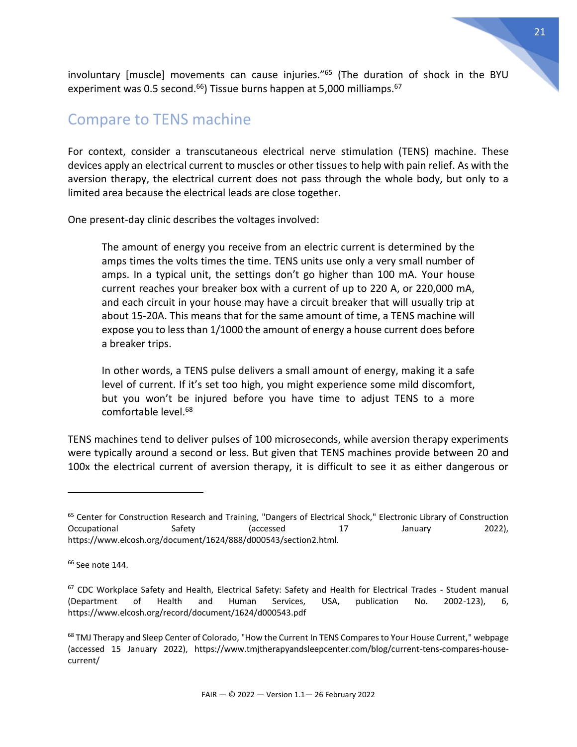involuntary [muscle] movements can cause injuries."[65] (The duration of shock in the BYU experiment was 0.5 second.[66]) Tissue burns happen at 5,000 milliamps.[67]

## Compare to TENS machine

For context, consider a transcutaneous electrical nerve stimulation (TENS) machine. These devices apply an electrical current to muscles or other tissues to help with pain relief. As with the aversion therapy, the electrical current does not pass through the whole body, but only to a limited area because the electrical leads are close together.

One present-day clinic describes the voltages involved:

> The amount of energy you receive from an electric current is determined by the amps times the volts times the time. TENS units use only a very small number of amps. In a typical unit, the settings don't go higher than 100 mA. Your house current reaches your breaker box with a current of up to 220 A, or 220,000 mA, and each circuit in your house may have a circuit breaker that will usually trip at about 15-20A. This means that for the same amount of time, a TENS machine will expose you to less than 1/1000 the amount of energy a house current does before a breaker trips.
>
> In other words, a TENS pulse delivers a small amount of energy, making it a safe level of current. If it's set too high, you might experience some mild discomfort, but you won't be injured before you have time to adjust TENS to a more comfortable level.[68]

TENS machines tend to deliver pulses of 100 microseconds, while aversion therapy experiments were typically around a second or less. But given that TENS machines provide between 20 and 100x the electrical current of aversion therapy, it is difficult to see it as either dangerous or

---

[65] Center for Construction Research and Training, "Dangers of Electrical Shock," Electronic Library of Construction Occupational Safety (accessed 17 January 2022), https://www.elcosh.org/document/1624/888/d000543/section2.html.

[66] See note 144.

[67] CDC Workplace Safety and Health, Electrical Safety: Safety and Health for Electrical Trades - Student manual (Department of Health and Human Services, USA, publication No. 2002-123), 6, https://www.elcosh.org/record/document/1624/d000543.pdf

[68] TMJ Therapy and Sleep Center of Colorado, "How the Current In TENS Compares to Your House Current," webpage (accessed 15 January 2022), https://www.tmjtherapyandsleepcenter.com/blog/current-tens-compares-house-current/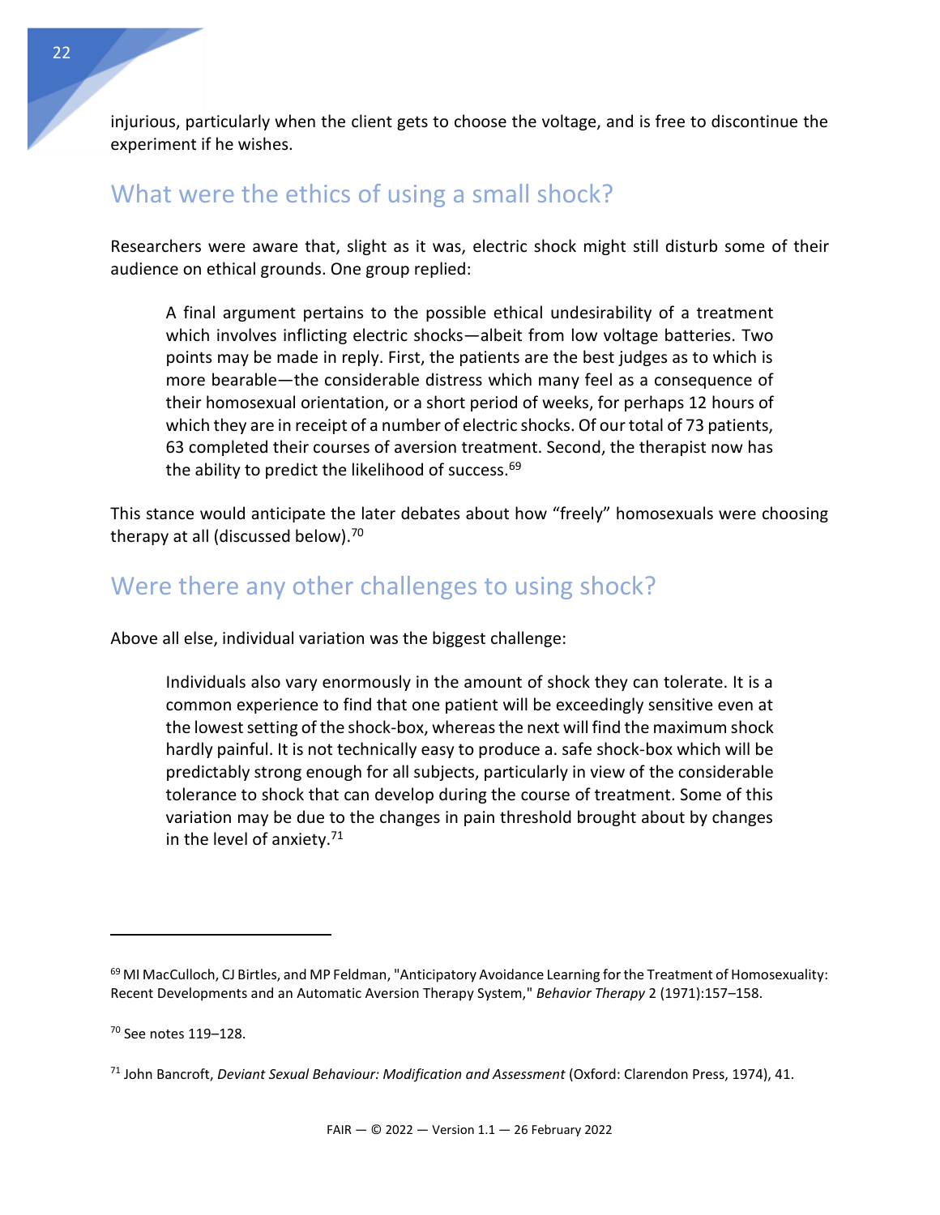injurious, particularly when the client gets to choose the voltage, and is free to discontinue the experiment if he wishes.

## What were the ethics of using a small shock?

Researchers were aware that, slight as it was, electric shock might still disturb some of their audience on ethical grounds. One group replied:

> A final argument pertains to the possible ethical undesirability of a treatment which involves inflicting electric shocks—albeit from low voltage batteries. Two points may be made in reply. First, the patients are the best judges as to which is more bearable—the considerable distress which many feel as a consequence of their homosexual orientation, or a short period of weeks, for perhaps 12 hours of which they are in receipt of a number of electric shocks. Of our total of 73 patients, 63 completed their courses of aversion treatment. Second, the therapist now has the ability to predict the likelihood of success.[69]

This stance would anticipate the later debates about how "freely" homosexuals were choosing therapy at all (discussed below).[70]

## Were there any other challenges to using shock?

Above all else, individual variation was the biggest challenge:

> Individuals also vary enormously in the amount of shock they can tolerate. It is a common experience to find that one patient will be exceedingly sensitive even at the lowest setting of the shock-box, whereas the next will find the maximum shock hardly painful. It is not technically easy to produce a. safe shock-box which will be predictably strong enough for all subjects, particularly in view of the considerable tolerance to shock that can develop during the course of treatment. Some of this variation may be due to the changes in pain threshold brought about by changes in the level of anxiety.[71]

---

[69] MI MacCulloch, CJ Birtles, and MP Feldman, "Anticipatory Avoidance Learning for the Treatment of Homosexuality: Recent Developments and an Automatic Aversion Therapy System," *Behavior Therapy* 2 (1971):157–158.

[70] See notes 119–128.

[71] John Bancroft, *Deviant Sexual Behaviour: Modification and Assessment* (Oxford: Clarendon Press, 1974), 41.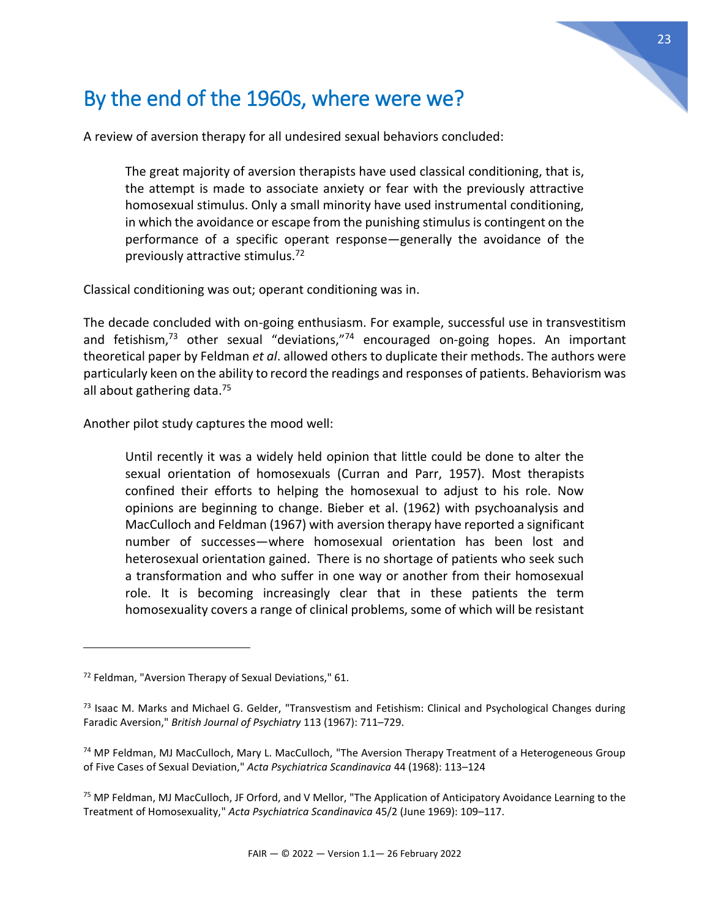# By the end of the 1960s, where were we?

A review of aversion therapy for all undesired sexual behaviors concluded:

> The great majority of aversion therapists have used classical conditioning, that is, the attempt is made to associate anxiety or fear with the previously attractive homosexual stimulus. Only a small minority have used instrumental conditioning, in which the avoidance or escape from the punishing stimulus is contingent on the performance of a specific operant response—generally the avoidance of the previously attractive stimulus.[72]

Classical conditioning was out; operant conditioning was in.

The decade concluded with on-going enthusiasm. For example, successful use in transvestitism and fetishism,[73] other sexual "deviations,"[74] encouraged on-going hopes. An important theoretical paper by Feldman *et al*. allowed others to duplicate their methods. The authors were particularly keen on the ability to record the readings and responses of patients. Behaviorism was all about gathering data.[75]

Another pilot study captures the mood well:

> Until recently it was a widely held opinion that little could be done to alter the sexual orientation of homosexuals (Curran and Parr, 1957). Most therapists confined their efforts to helping the homosexual to adjust to his role. Now opinions are beginning to change. Bieber et al. (1962) with psychoanalysis and MacCulloch and Feldman (1967) with aversion therapy have reported a significant number of successes—where homosexual orientation has been lost and heterosexual orientation gained. There is no shortage of patients who seek such a transformation and who suffer in one way or another from their homosexual role. It is becoming increasingly clear that in these patients the term homosexuality covers a range of clinical problems, some of which will be resistant

---

[72] Feldman, "Aversion Therapy of Sexual Deviations," 61.

[73] Isaac M. Marks and Michael G. Gelder, "Transvestism and Fetishism: Clinical and Psychological Changes during Faradic Aversion," *British Journal of Psychiatry* 113 (1967): 711–729.

[74] MP Feldman, MJ MacCulloch, Mary L. MacCulloch, "The Aversion Therapy Treatment of a Heterogeneous Group of Five Cases of Sexual Deviation," *Acta Psychiatrica Scandinavica* 44 (1968): 113–124

[75] MP Feldman, MJ MacCulloch, JF Orford, and V Mellor, "The Application of Anticipatory Avoidance Learning to the Treatment of Homosexuality," *Acta Psychiatrica Scandinavica* 45/2 (June 1969): 109–117.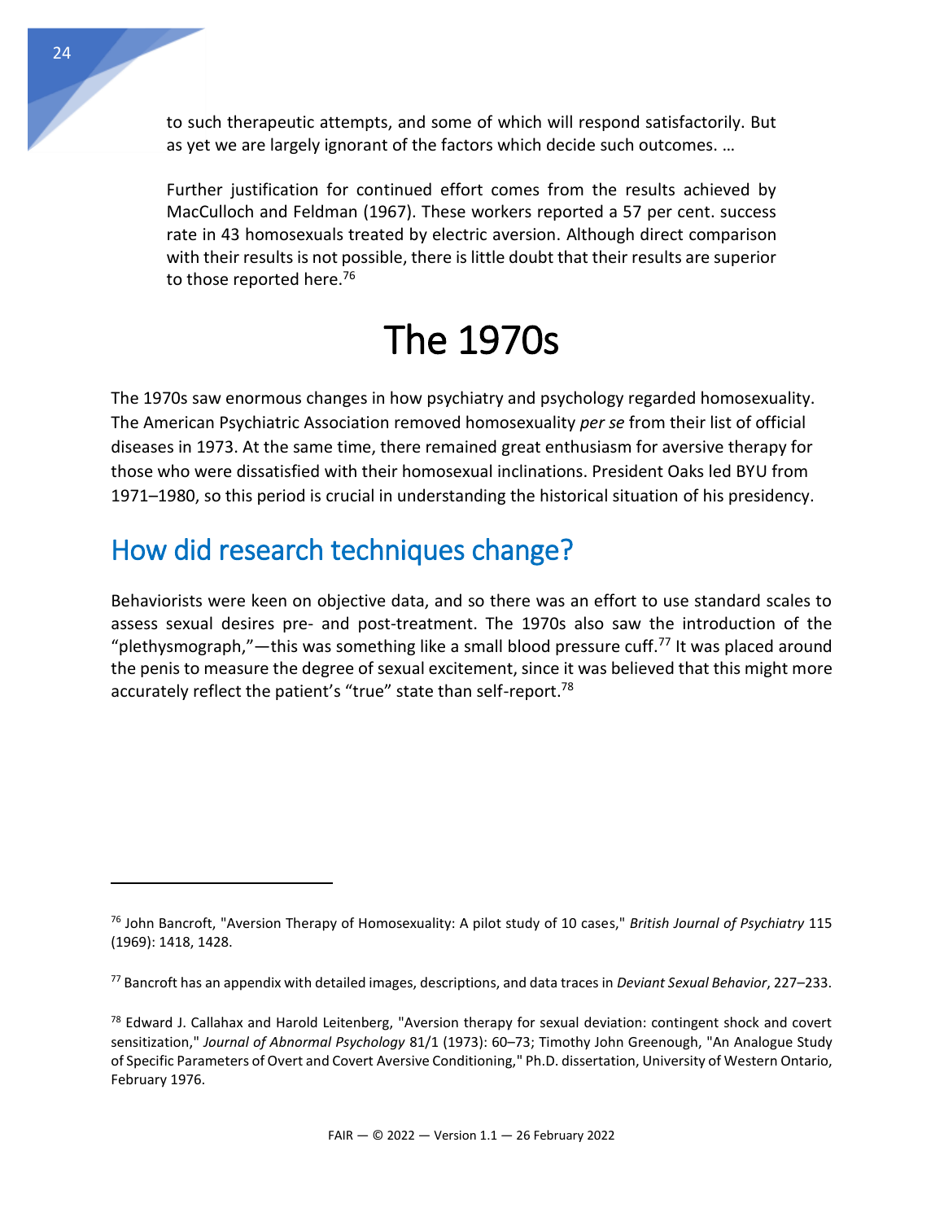> to such therapeutic attempts, and some of which will respond satisfactorily. But as yet we are largely ignorant of the factors which decide such outcomes. …
>
> Further justification for continued effort comes from the results achieved by MacCulloch and Feldman (1967). These workers reported a 57 per cent. success rate in 43 homosexuals treated by electric aversion. Although direct comparison with their results is not possible, there is little doubt that their results are superior to those reported here.[76]

# The 1970s

The 1970s saw enormous changes in how psychiatry and psychology regarded homosexuality. The American Psychiatric Association removed homosexuality *per se* from their list of official diseases in 1973. At the same time, there remained great enthusiasm for aversive therapy for those who were dissatisfied with their homosexual inclinations. President Oaks led BYU from 1971–1980, so this period is crucial in understanding the historical situation of his presidency.

## How did research techniques change?

Behaviorists were keen on objective data, and so there was an effort to use standard scales to assess sexual desires pre- and post-treatment. The 1970s also saw the introduction of the "plethysmograph,"—this was something like a small blood pressure cuff.[77] It was placed around the penis to measure the degree of sexual excitement, since it was believed that this might more accurately reflect the patient's "true" state than self-report.[78]

---

[76] John Bancroft, "Aversion Therapy of Homosexuality: A pilot study of 10 cases," *British Journal of Psychiatry* 115 (1969): 1418, 1428.

[77] Bancroft has an appendix with detailed images, descriptions, and data traces in *Deviant Sexual Behavior*, 227–233.

[78] Edward J. Callahax and Harold Leitenberg, "Aversion therapy for sexual deviation: contingent shock and covert sensitization," *Journal of Abnormal Psychology* 81/1 (1973): 60–73; Timothy John Greenough, "An Analogue Study of Specific Parameters of Overt and Covert Aversive Conditioning," Ph.D. dissertation, University of Western Ontario, February 1976.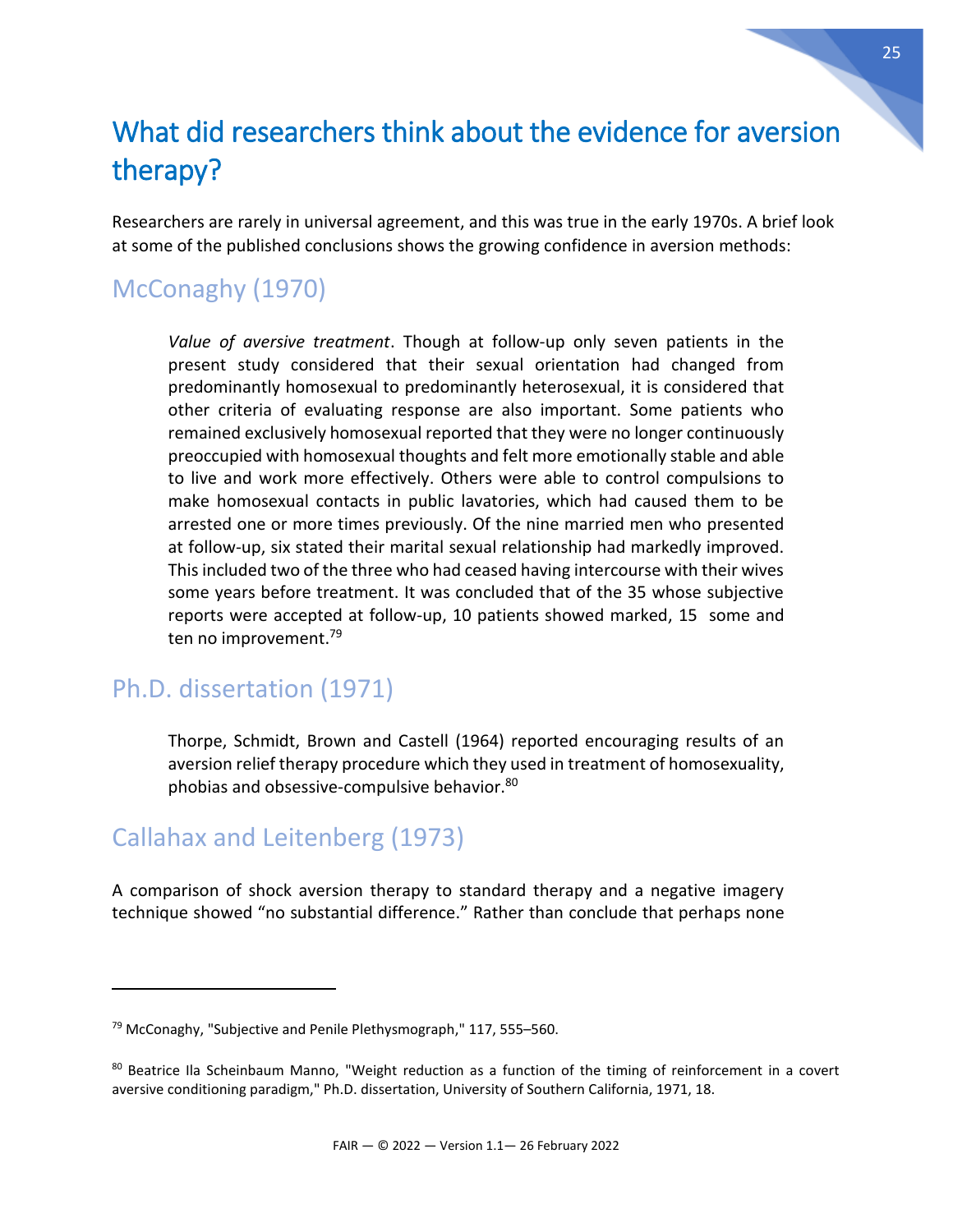# What did researchers think about the evidence for aversion therapy?

Researchers are rarely in universal agreement, and this was true in the early 1970s. A brief look at some of the published conclusions shows the growing confidence in aversion methods:

## McConaghy (1970)

> *Value of aversive treatment*. Though at follow-up only seven patients in the present study considered that their sexual orientation had changed from predominantly homosexual to predominantly heterosexual, it is considered that other criteria of evaluating response are also important. Some patients who remained exclusively homosexual reported that they were no longer continuously preoccupied with homosexual thoughts and felt more emotionally stable and able to live and work more effectively. Others were able to control compulsions to make homosexual contacts in public lavatories, which had caused them to be arrested one or more times previously. Of the nine married men who presented at follow-up, six stated their marital sexual relationship had markedly improved. This included two of the three who had ceased having intercourse with their wives some years before treatment. It was concluded that of the 35 whose subjective reports were accepted at follow-up, 10 patients showed marked, 15 some and ten no improvement.[79]

## Ph.D. dissertation (1971)

> Thorpe, Schmidt, Brown and Castell (1964) reported encouraging results of an aversion relief therapy procedure which they used in treatment of homosexuality, phobias and obsessive-compulsive behavior.[80]

## Callahax and Leitenberg (1973)

A comparison of shock aversion therapy to standard therapy and a negative imagery technique showed "no substantial difference." Rather than conclude that perhaps none

---

[79] McConaghy, "Subjective and Penile Plethysmograph," 117, 555–560.

[80] Beatrice Ila Scheinbaum Manno, "Weight reduction as a function of the timing of reinforcement in a covert aversive conditioning paradigm," Ph.D. dissertation, University of Southern California, 1971, 18.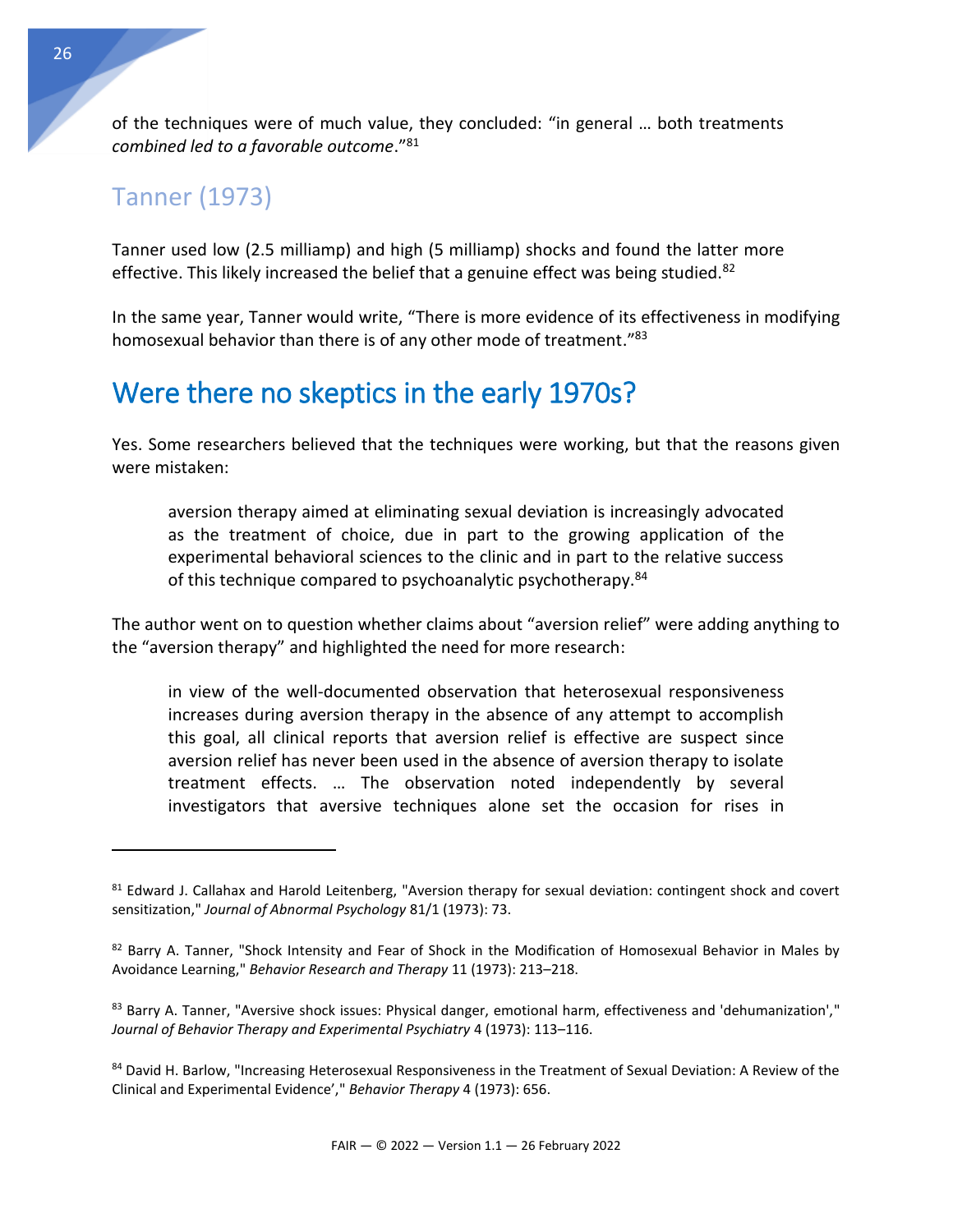of the techniques were of much value, they concluded: "in general … both treatments *combined led to a favorable outcome*."[81]

### Tanner (1973)

Tanner used low (2.5 milliamp) and high (5 milliamp) shocks and found the latter more effective. This likely increased the belief that a genuine effect was being studied.[82]

In the same year, Tanner would write, "There is more evidence of its effectiveness in modifying homosexual behavior than there is of any other mode of treatment."[83]

## Were there no skeptics in the early 1970s?

Yes. Some researchers believed that the techniques were working, but that the reasons given were mistaken:

> aversion therapy aimed at eliminating sexual deviation is increasingly advocated as the treatment of choice, due in part to the growing application of the experimental behavioral sciences to the clinic and in part to the relative success of this technique compared to psychoanalytic psychotherapy.[84]

The author went on to question whether claims about "aversion relief" were adding anything to the "aversion therapy" and highlighted the need for more research:

> in view of the well-documented observation that heterosexual responsiveness increases during aversion therapy in the absence of any attempt to accomplish this goal, all clinical reports that aversion relief is effective are suspect since aversion relief has never been used in the absence of aversion therapy to isolate treatment effects. … The observation noted independently by several investigators that aversive techniques alone set the occasion for rises in

---

[81] Edward J. Callahax and Harold Leitenberg, "Aversion therapy for sexual deviation: contingent shock and covert sensitization," *Journal of Abnormal Psychology* 81/1 (1973): 73.

[82] Barry A. Tanner, "Shock Intensity and Fear of Shock in the Modification of Homosexual Behavior in Males by Avoidance Learning," *Behavior Research and Therapy* 11 (1973): 213–218.

[83] Barry A. Tanner, "Aversive shock issues: Physical danger, emotional harm, effectiveness and 'dehumanization'," *Journal of Behavior Therapy and Experimental Psychiatry* 4 (1973): 113–116.

[84] David H. Barlow, "Increasing Heterosexual Responsiveness in the Treatment of Sexual Deviation: A Review of the Clinical and Experimental Evidence'," *Behavior Therapy* 4 (1973): 656.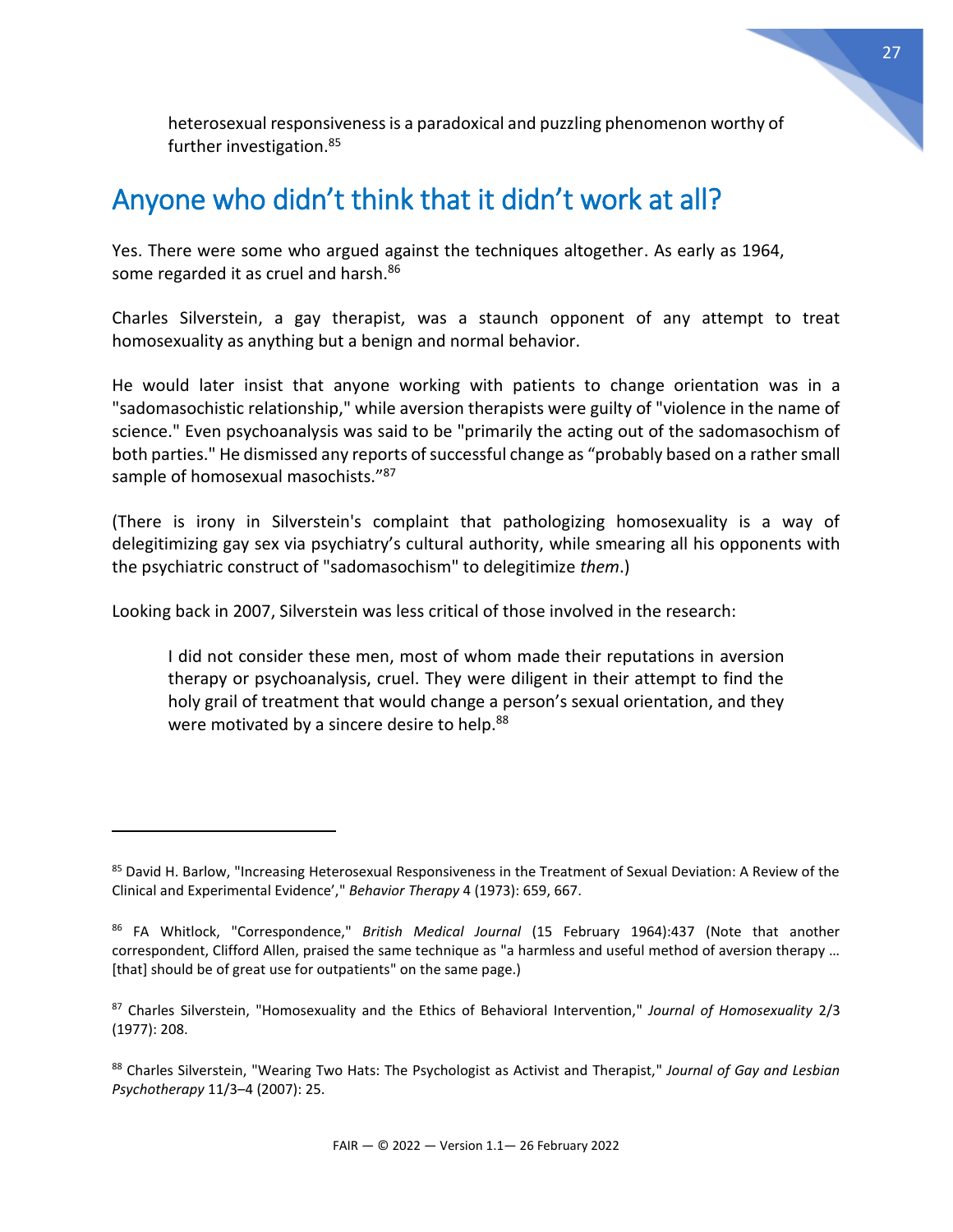heterosexual responsiveness is a paradoxical and puzzling phenomenon worthy of further investigation.[85]

## Anyone who didn't think that it didn't work at all?

Yes. There were some who argued against the techniques altogether. As early as 1964, some regarded it as cruel and harsh.[86]

Charles Silverstein, a gay therapist, was a staunch opponent of any attempt to treat homosexuality as anything but a benign and normal behavior.

He would later insist that anyone working with patients to change orientation was in a "sadomasochistic relationship," while aversion therapists were guilty of "violence in the name of science." Even psychoanalysis was said to be "primarily the acting out of the sadomasochism of both parties." He dismissed any reports of successful change as "probably based on a rather small sample of homosexual masochists."[87]

(There is irony in Silverstein's complaint that pathologizing homosexuality is a way of delegitimizing gay sex via psychiatry's cultural authority, while smearing all his opponents with the psychiatric construct of "sadomasochism" to delegitimize *them*.)

Looking back in 2007, Silverstein was less critical of those involved in the research:

> I did not consider these men, most of whom made their reputations in aversion therapy or psychoanalysis, cruel. They were diligent in their attempt to find the holy grail of treatment that would change a person's sexual orientation, and they were motivated by a sincere desire to help.[88]

---

[85] David H. Barlow, "Increasing Heterosexual Responsiveness in the Treatment of Sexual Deviation: A Review of the Clinical and Experimental Evidence'," *Behavior Therapy* 4 (1973): 659, 667.

[86] FA Whitlock, "Correspondence," *British Medical Journal* (15 February 1964):437 (Note that another correspondent, Clifford Allen, praised the same technique as "a harmless and useful method of aversion therapy … [that] should be of great use for outpatients" on the same page.)

[87] Charles Silverstein, "Homosexuality and the Ethics of Behavioral Intervention," *Journal of Homosexuality* 2/3 (1977): 208.

[88] Charles Silverstein, "Wearing Two Hats: The Psychologist as Activist and Therapist," *Journal of Gay and Lesbian Psychotherapy* 11/3–4 (2007): 25.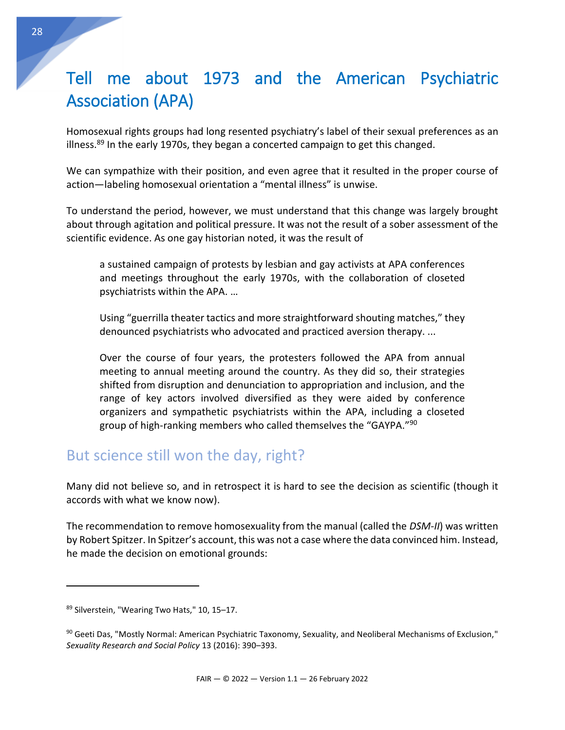# Tell me about 1973 and the American Psychiatric Association (APA)

Homosexual rights groups had long resented psychiatry's label of their sexual preferences as an illness.[89] In the early 1970s, they began a concerted campaign to get this changed.

We can sympathize with their position, and even agree that it resulted in the proper course of action—labeling homosexual orientation a "mental illness" is unwise.

To understand the period, however, we must understand that this change was largely brought about through agitation and political pressure. It was not the result of a sober assessment of the scientific evidence. As one gay historian noted, it was the result of

> a sustained campaign of protests by lesbian and gay activists at APA conferences and meetings throughout the early 1970s, with the collaboration of closeted psychiatrists within the APA. …
>
> Using "guerrilla theater tactics and more straightforward shouting matches," they denounced psychiatrists who advocated and practiced aversion therapy. ...
>
> Over the course of four years, the protesters followed the APA from annual meeting to annual meeting around the country. As they did so, their strategies shifted from disruption and denunciation to appropriation and inclusion, and the range of key actors involved diversified as they were aided by conference organizers and sympathetic psychiatrists within the APA, including a closeted group of high-ranking members who called themselves the "GAYPA."[90]

## But science still won the day, right?

Many did not believe so, and in retrospect it is hard to see the decision as scientific (though it accords with what we know now).

The recommendation to remove homosexuality from the manual (called the *DSM-II*) was written by Robert Spitzer. In Spitzer's account, this was not a case where the data convinced him. Instead, he made the decision on emotional grounds:

---

[89] Silverstein, "Wearing Two Hats," 10, 15–17.

[90] Geeti Das, "Mostly Normal: American Psychiatric Taxonomy, Sexuality, and Neoliberal Mechanisms of Exclusion," *Sexuality Research and Social Policy* 13 (2016): 390–393.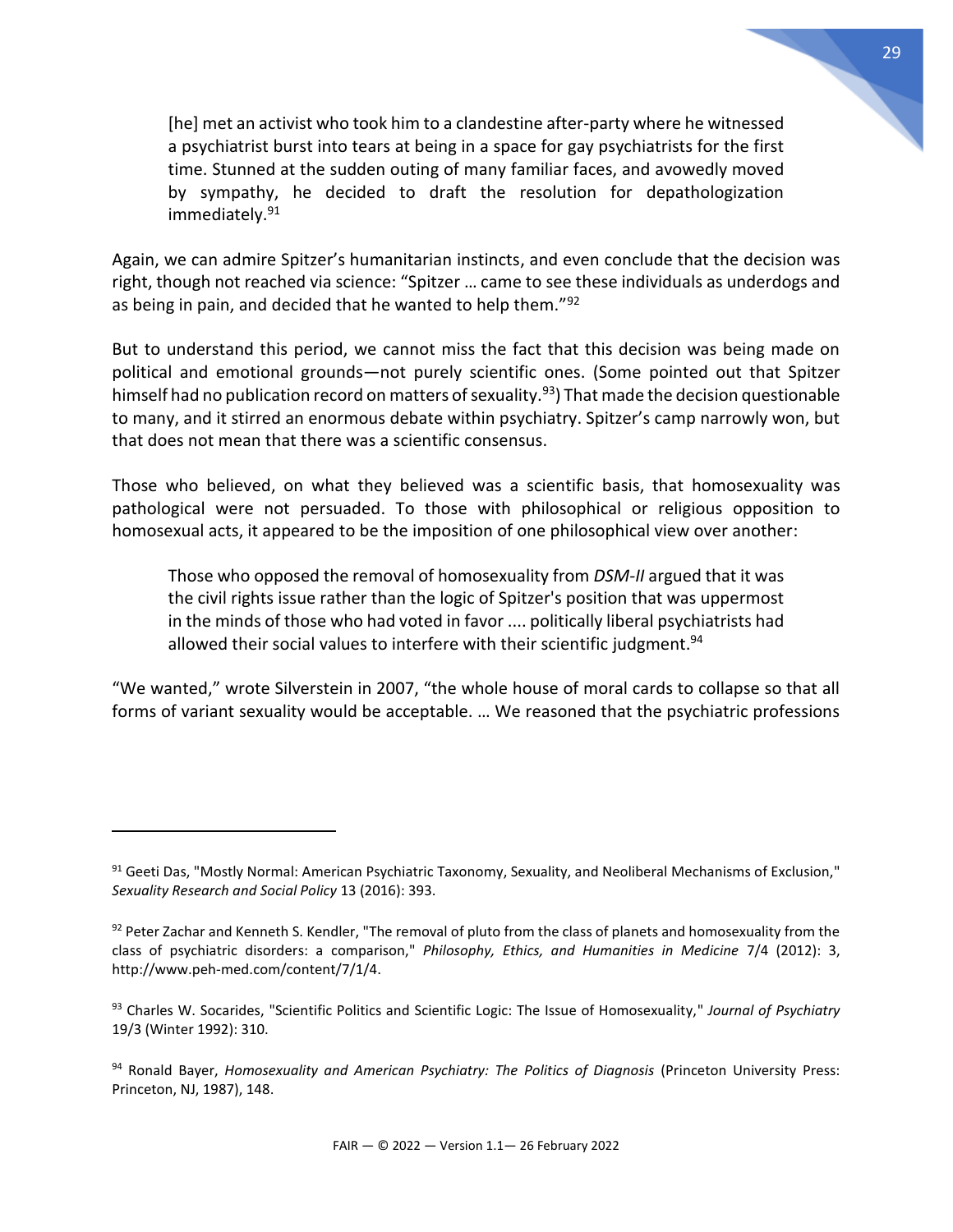> [he] met an activist who took him to a clandestine after-party where he witnessed a psychiatrist burst into tears at being in a space for gay psychiatrists for the first time. Stunned at the sudden outing of many familiar faces, and avowedly moved by sympathy, he decided to draft the resolution for depathologization immediately.[91]

Again, we can admire Spitzer's humanitarian instincts, and even conclude that the decision was right, though not reached via science: "Spitzer … came to see these individuals as underdogs and as being in pain, and decided that he wanted to help them."[92]

But to understand this period, we cannot miss the fact that this decision was being made on political and emotional grounds—not purely scientific ones. (Some pointed out that Spitzer himself had no publication record on matters of sexuality.[93]) That made the decision questionable to many, and it stirred an enormous debate within psychiatry. Spitzer's camp narrowly won, but that does not mean that there was a scientific consensus.

Those who believed, on what they believed was a scientific basis, that homosexuality was pathological were not persuaded. To those with philosophical or religious opposition to homosexual acts, it appeared to be the imposition of one philosophical view over another:

> Those who opposed the removal of homosexuality from *DSM-II* argued that it was the civil rights issue rather than the logic of Spitzer's position that was uppermost in the minds of those who had voted in favor .... politically liberal psychiatrists had allowed their social values to interfere with their scientific judgment.[94]

"We wanted," wrote Silverstein in 2007, "the whole house of moral cards to collapse so that all forms of variant sexuality would be acceptable. … We reasoned that the psychiatric professions

---

[91] Geeti Das, "Mostly Normal: American Psychiatric Taxonomy, Sexuality, and Neoliberal Mechanisms of Exclusion," *Sexuality Research and Social Policy* 13 (2016): 393.

[92] Peter Zachar and Kenneth S. Kendler, "The removal of pluto from the class of planets and homosexuality from the class of psychiatric disorders: a comparison," *Philosophy, Ethics, and Humanities in Medicine* 7/4 (2012): 3, http://www.peh-med.com/content/7/1/4.

[93] Charles W. Socarides, "Scientific Politics and Scientific Logic: The Issue of Homosexuality," *Journal of Psychiatry* 19/3 (Winter 1992): 310.

[94] Ronald Bayer, *Homosexuality and American Psychiatry: The Politics of Diagnosis* (Princeton University Press: Princeton, NJ, 1987), 148.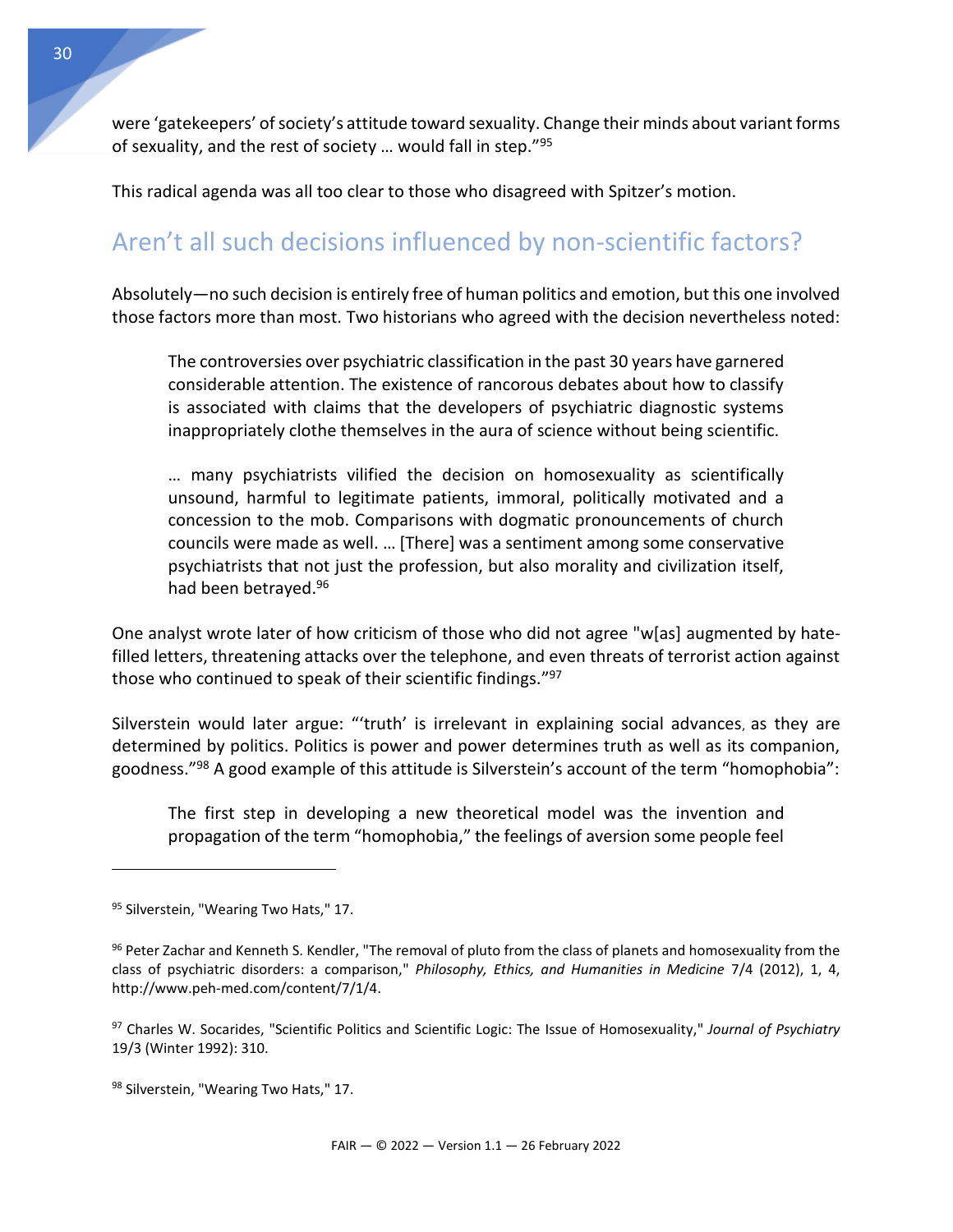were 'gatekeepers' of society's attitude toward sexuality. Change their minds about variant forms of sexuality, and the rest of society … would fall in step."[95]

This radical agenda was all too clear to those who disagreed with Spitzer's motion.

## Aren't all such decisions influenced by non-scientific factors?

Absolutely—no such decision is entirely free of human politics and emotion, but this one involved those factors more than most. Two historians who agreed with the decision nevertheless noted:

> The controversies over psychiatric classification in the past 30 years have garnered considerable attention. The existence of rancorous debates about how to classify is associated with claims that the developers of psychiatric diagnostic systems inappropriately clothe themselves in the aura of science without being scientific.
>
> … many psychiatrists vilified the decision on homosexuality as scientifically unsound, harmful to legitimate patients, immoral, politically motivated and a concession to the mob. Comparisons with dogmatic pronouncements of church councils were made as well. … [There] was a sentiment among some conservative psychiatrists that not just the profession, but also morality and civilization itself, had been betrayed.[96]

One analyst wrote later of how criticism of those who did not agree "w[as] augmented by hate-filled letters, threatening attacks over the telephone, and even threats of terrorist action against those who continued to speak of their scientific findings."[97]

Silverstein would later argue: "'truth' is irrelevant in explaining social advances, as they are determined by politics. Politics is power and power determines truth as well as its companion, goodness."[98] A good example of this attitude is Silverstein's account of the term "homophobia":

> The first step in developing a new theoretical model was the invention and propagation of the term "homophobia," the feelings of aversion some people feel

---

[95] Silverstein, "Wearing Two Hats," 17.

[96] Peter Zachar and Kenneth S. Kendler, "The removal of pluto from the class of planets and homosexuality from the class of psychiatric disorders: a comparison," *Philosophy, Ethics, and Humanities in Medicine* 7/4 (2012), 1, 4, http://www.peh-med.com/content/7/1/4.

[97] Charles W. Socarides, "Scientific Politics and Scientific Logic: The Issue of Homosexuality," *Journal of Psychiatry* 19/3 (Winter 1992): 310.

[98] Silverstein, "Wearing Two Hats," 17.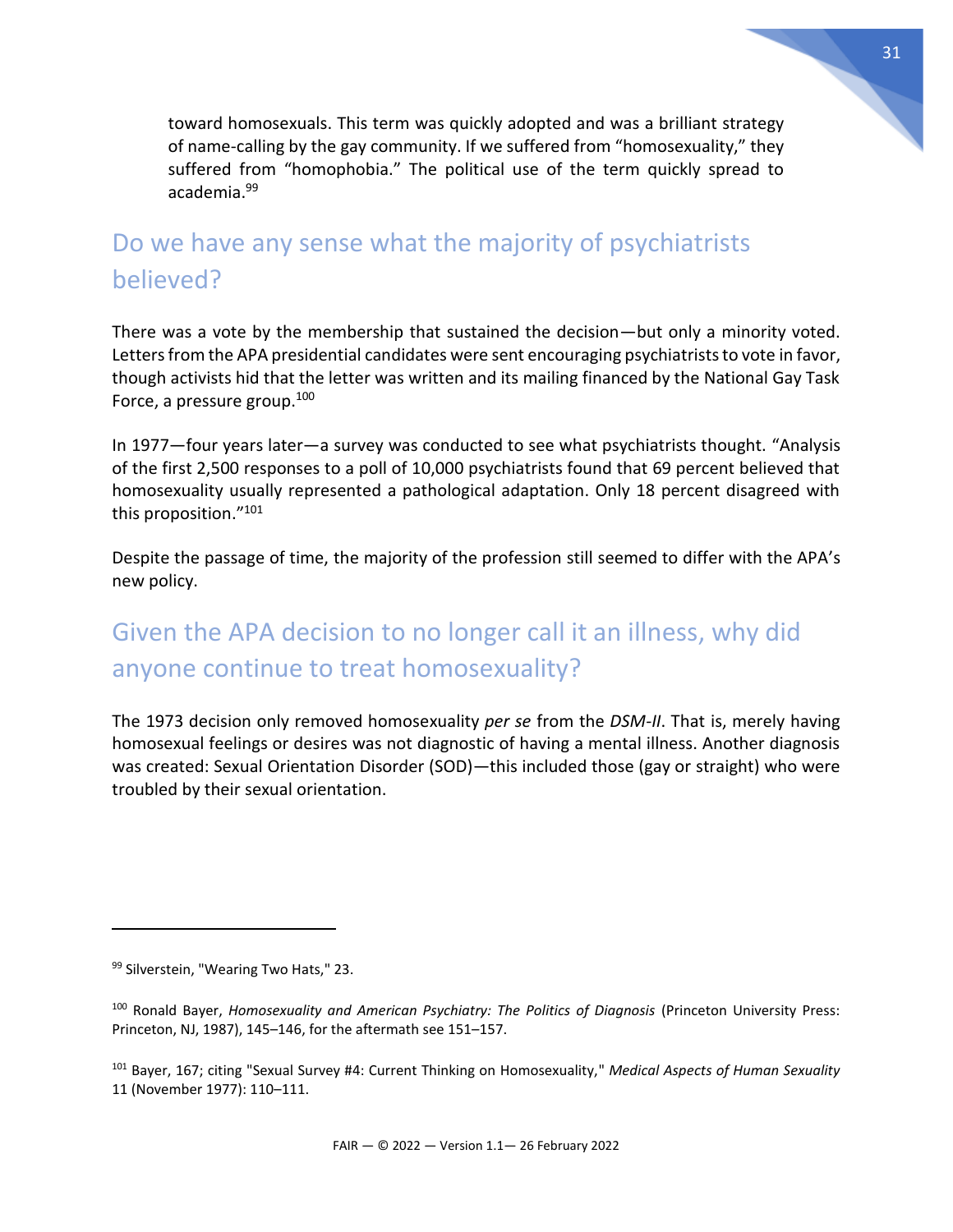toward homosexuals. This term was quickly adopted and was a brilliant strategy of name-calling by the gay community. If we suffered from "homosexuality," they suffered from "homophobia." The political use of the term quickly spread to academia.[99]

## Do we have any sense what the majority of psychiatrists believed?

There was a vote by the membership that sustained the decision—but only a minority voted. Letters from the APA presidential candidates were sent encouraging psychiatrists to vote in favor, though activists hid that the letter was written and its mailing financed by the National Gay Task Force, a pressure group.[100]

In 1977—four years later—a survey was conducted to see what psychiatrists thought. "Analysis of the first 2,500 responses to a poll of 10,000 psychiatrists found that 69 percent believed that homosexuality usually represented a pathological adaptation. Only 18 percent disagreed with this proposition."[101]

Despite the passage of time, the majority of the profession still seemed to differ with the APA's new policy.

## Given the APA decision to no longer call it an illness, why did anyone continue to treat homosexuality?

The 1973 decision only removed homosexuality *per se* from the *DSM-II*. That is, merely having homosexual feelings or desires was not diagnostic of having a mental illness. Another diagnosis was created: Sexual Orientation Disorder (SOD)—this included those (gay or straight) who were troubled by their sexual orientation.

---

[99] Silverstein, "Wearing Two Hats," 23.

[100] Ronald Bayer, *Homosexuality and American Psychiatry: The Politics of Diagnosis* (Princeton University Press: Princeton, NJ, 1987), 145–146, for the aftermath see 151–157.

[101] Bayer, 167; citing "Sexual Survey #4: Current Thinking on Homosexuality," *Medical Aspects of Human Sexuality* 11 (November 1977): 110–111.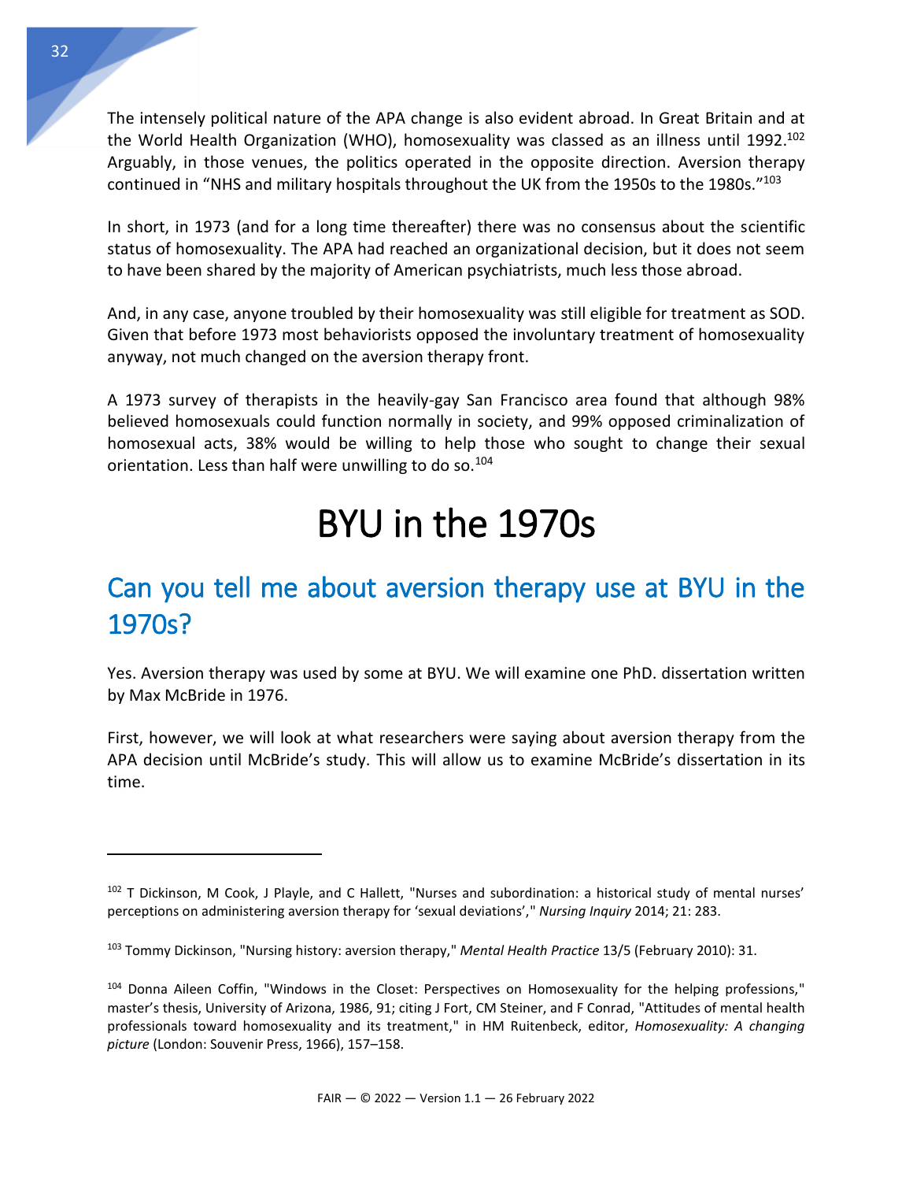The intensely political nature of the APA change is also evident abroad. In Great Britain and at the World Health Organization (WHO), homosexuality was classed as an illness until 1992.[102] Arguably, in those venues, the politics operated in the opposite direction. Aversion therapy continued in "NHS and military hospitals throughout the UK from the 1950s to the 1980s."[103]

In short, in 1973 (and for a long time thereafter) there was no consensus about the scientific status of homosexuality. The APA had reached an organizational decision, but it does not seem to have been shared by the majority of American psychiatrists, much less those abroad.

And, in any case, anyone troubled by their homosexuality was still eligible for treatment as SOD. Given that before 1973 most behaviorists opposed the involuntary treatment of homosexuality anyway, not much changed on the aversion therapy front.

A 1973 survey of therapists in the heavily-gay San Francisco area found that although 98% believed homosexuals could function normally in society, and 99% opposed criminalization of homosexual acts, 38% would be willing to help those who sought to change their sexual orientation. Less than half were unwilling to do so.[104]

# BYU in the 1970s

## Can you tell me about aversion therapy use at BYU in the 1970s?

Yes. Aversion therapy was used by some at BYU. We will examine one PhD. dissertation written by Max McBride in 1976.

First, however, we will look at what researchers were saying about aversion therapy from the APA decision until McBride's study. This will allow us to examine McBride's dissertation in its time.

---

[102] T Dickinson, M Cook, J Playle, and C Hallett, "Nurses and subordination: a historical study of mental nurses' perceptions on administering aversion therapy for 'sexual deviations'," *Nursing Inquiry* 2014; 21: 283.

[103] Tommy Dickinson, "Nursing history: aversion therapy," *Mental Health Practice* 13/5 (February 2010): 31.

[104] Donna Aileen Coffin, "Windows in the Closet: Perspectives on Homosexuality for the helping professions," master's thesis, University of Arizona, 1986, 91; citing J Fort, CM Steiner, and F Conrad, "Attitudes of mental health professionals toward homosexuality and its treatment," in HM Ruitenbeck, editor, *Homosexuality: A changing picture* (London: Souvenir Press, 1966), 157–158.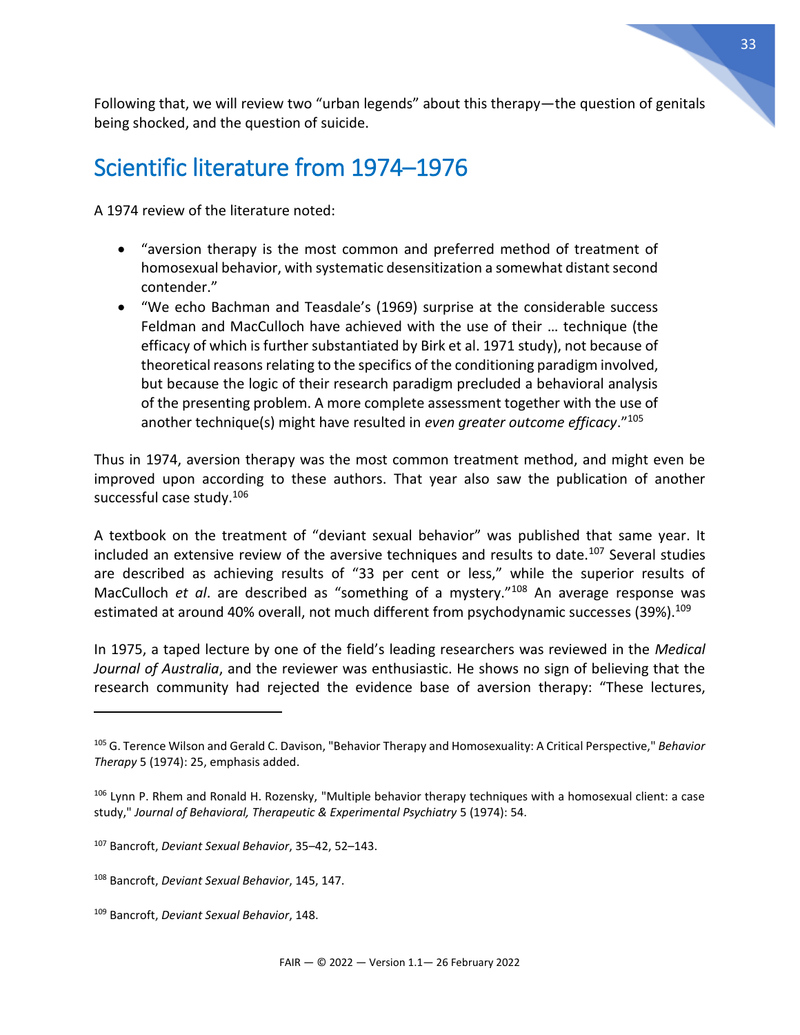Following that, we will review two "urban legends" about this therapy—the question of genitals being shocked, and the question of suicide.

## Scientific literature from 1974–1976

A 1974 review of the literature noted:

- "aversion therapy is the most common and preferred method of treatment of homosexual behavior, with systematic desensitization a somewhat distant second contender."
- "We echo Bachman and Teasdale's (1969) surprise at the considerable success Feldman and MacCulloch have achieved with the use of their … technique (the efficacy of which is further substantiated by Birk et al. 1971 study), not because of theoretical reasons relating to the specifics of the conditioning paradigm involved, but because the logic of their research paradigm precluded a behavioral analysis of the presenting problem. A more complete assessment together with the use of another technique(s) might have resulted in *even greater outcome efficacy*."[105]

Thus in 1974, aversion therapy was the most common treatment method, and might even be improved upon according to these authors. That year also saw the publication of another successful case study.[106]

A textbook on the treatment of "deviant sexual behavior" was published that same year. It included an extensive review of the aversive techniques and results to date.[107] Several studies are described as achieving results of "33 per cent or less," while the superior results of MacCulloch *et al*. are described as "something of a mystery."[108] An average response was estimated at around 40% overall, not much different from psychodynamic successes (39%).[109]

In 1975, a taped lecture by one of the field's leading researchers was reviewed in the *Medical Journal of Australia*, and the reviewer was enthusiastic. He shows no sign of believing that the research community had rejected the evidence base of aversion therapy: "These lectures,

---

[105] G. Terence Wilson and Gerald C. Davison, "Behavior Therapy and Homosexuality: A Critical Perspective," *Behavior Therapy* 5 (1974): 25, emphasis added.

[106] Lynn P. Rhem and Ronald H. Rozensky, "Multiple behavior therapy techniques with a homosexual client: a case study," *Journal of Behavioral, Therapeutic & Experimental Psychiatry* 5 (1974): 54.

[107] Bancroft, *Deviant Sexual Behavior*, 35–42, 52–143.

[108] Bancroft, *Deviant Sexual Behavior*, 145, 147.

[109] Bancroft, *Deviant Sexual Behavior*, 148.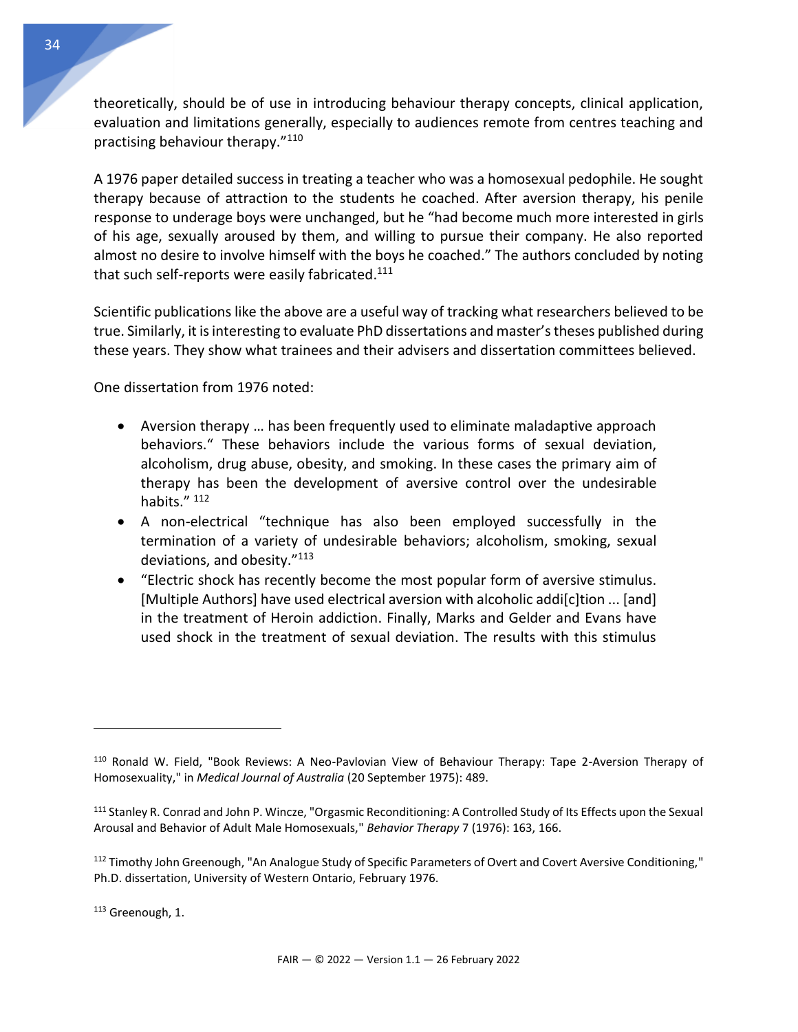theoretically, should be of use in introducing behaviour therapy concepts, clinical application, evaluation and limitations generally, especially to audiences remote from centres teaching and practising behaviour therapy."[110]

A 1976 paper detailed success in treating a teacher who was a homosexual pedophile. He sought therapy because of attraction to the students he coached. After aversion therapy, his penile response to underage boys were unchanged, but he "had become much more interested in girls of his age, sexually aroused by them, and willing to pursue their company. He also reported almost no desire to involve himself with the boys he coached." The authors concluded by noting that such self-reports were easily fabricated.[111]

Scientific publications like the above are a useful way of tracking what researchers believed to be true. Similarly, it is interesting to evaluate PhD dissertations and master's theses published during these years. They show what trainees and their advisers and dissertation committees believed.

One dissertation from 1976 noted:

- Aversion therapy … has been frequently used to eliminate maladaptive approach behaviors." These behaviors include the various forms of sexual deviation, alcoholism, drug abuse, obesity, and smoking. In these cases the primary aim of therapy has been the development of aversive control over the undesirable habits." [112]
- A non-electrical "technique has also been employed successfully in the termination of a variety of undesirable behaviors; alcoholism, smoking, sexual deviations, and obesity."[113]
- "Electric shock has recently become the most popular form of aversive stimulus. [Multiple Authors] have used electrical aversion with alcoholic addi[c]tion ... [and] in the treatment of Heroin addiction. Finally, Marks and Gelder and Evans have used shock in the treatment of sexual deviation. The results with this stimulus

---

[110] Ronald W. Field, "Book Reviews: A Neo-Pavlovian View of Behaviour Therapy: Tape 2-Aversion Therapy of Homosexuality," in *Medical Journal of Australia* (20 September 1975): 489.

[111] Stanley R. Conrad and John P. Wincze, "Orgasmic Reconditioning: A Controlled Study of Its Effects upon the Sexual Arousal and Behavior of Adult Male Homosexuals," *Behavior Therapy* 7 (1976): 163, 166.

[112] Timothy John Greenough, "An Analogue Study of Specific Parameters of Overt and Covert Aversive Conditioning," Ph.D. dissertation, University of Western Ontario, February 1976.

[113] Greenough, 1.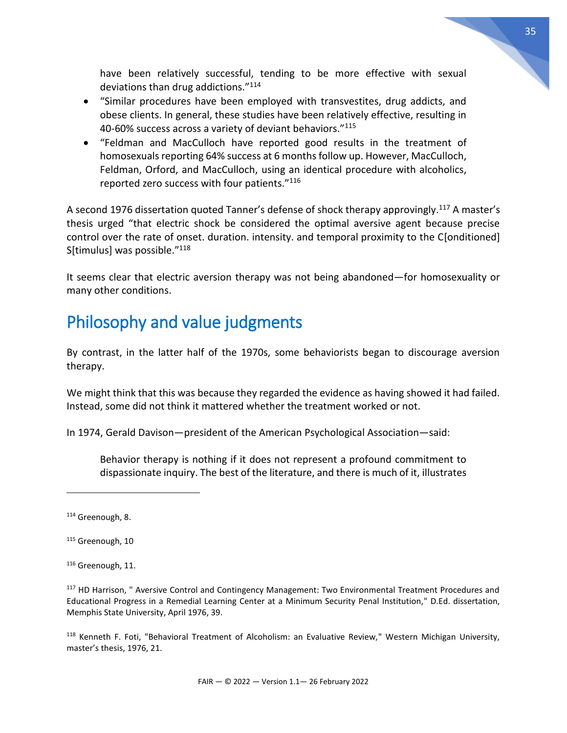have been relatively successful, tending to be more effective with sexual deviations than drug addictions."[114]

- "Similar procedures have been employed with transvestites, drug addicts, and obese clients. In general, these studies have been relatively effective, resulting in 40-60% success across a variety of deviant behaviors."[115]
- "Feldman and MacCulloch have reported good results in the treatment of homosexuals reporting 64% success at 6 months follow up. However, MacCulloch, Feldman, Orford, and MacCulloch, using an identical procedure with alcoholics, reported zero success with four patients."[116]

A second 1976 dissertation quoted Tanner's defense of shock therapy approvingly.[117] A master's thesis urged "that electric shock be considered the optimal aversive agent because precise control over the rate of onset. duration. intensity. and temporal proximity to the C[onditioned] S[timulus] was possible."[118]

It seems clear that electric aversion therapy was not being abandoned—for homosexuality or many other conditions.

## Philosophy and value judgments

By contrast, in the latter half of the 1970s, some behaviorists began to discourage aversion therapy.

We might think that this was because they regarded the evidence as having showed it had failed. Instead, some did not think it mattered whether the treatment worked or not.

In 1974, Gerald Davison—president of the American Psychological Association—said:

> Behavior therapy is nothing if it does not represent a profound commitment to dispassionate inquiry. The best of the literature, and there is much of it, illustrates

---

[114] Greenough, 8.

[115] Greenough, 10

[116] Greenough, 11.

[117] HD Harrison, " Aversive Control and Contingency Management: Two Environmental Treatment Procedures and Educational Progress in a Remedial Learning Center at a Minimum Security Penal Institution," D.Ed. dissertation, Memphis State University, April 1976, 39.

[118] Kenneth F. Foti, "Behavioral Treatment of Alcoholism: an Evaluative Review," Western Michigan University, master's thesis, 1976, 21.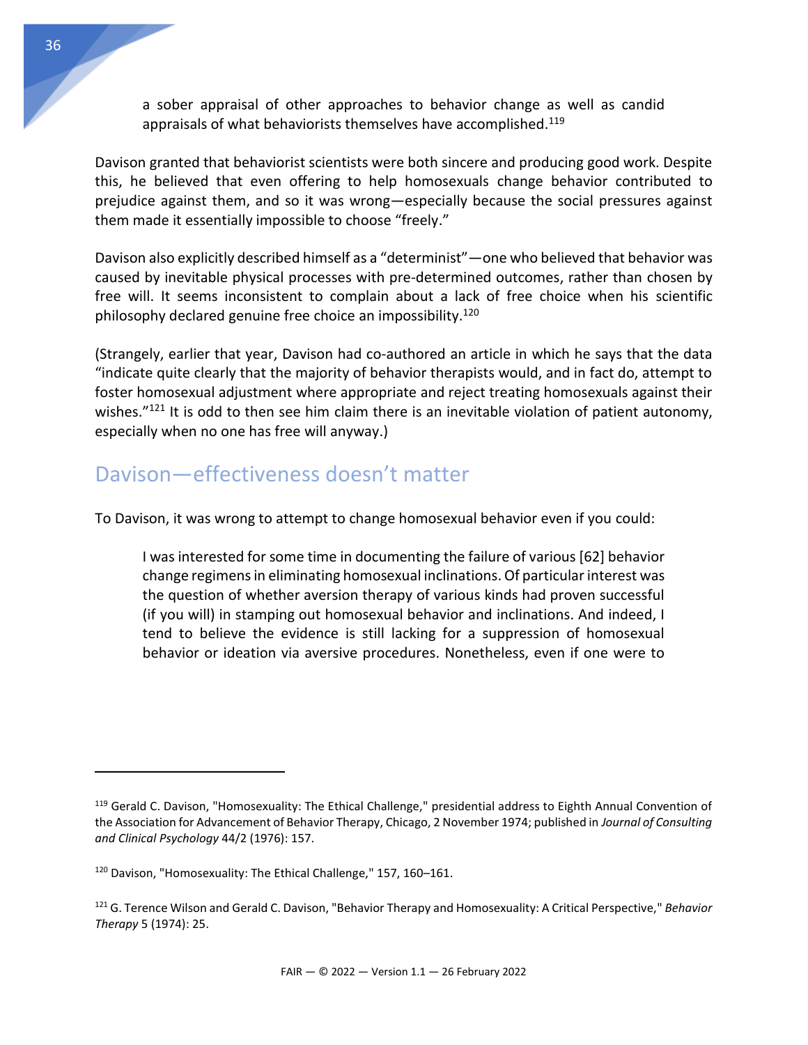> a sober appraisal of other approaches to behavior change as well as candid appraisals of what behaviorists themselves have accomplished.[119]

Davison granted that behaviorist scientists were both sincere and producing good work. Despite this, he believed that even offering to help homosexuals change behavior contributed to prejudice against them, and so it was wrong—especially because the social pressures against them made it essentially impossible to choose "freely."

Davison also explicitly described himself as a "determinist"—one who believed that behavior was caused by inevitable physical processes with pre-determined outcomes, rather than chosen by free will. It seems inconsistent to complain about a lack of free choice when his scientific philosophy declared genuine free choice an impossibility.[120]

(Strangely, earlier that year, Davison had co-authored an article in which he says that the data "indicate quite clearly that the majority of behavior therapists would, and in fact do, attempt to foster homosexual adjustment where appropriate and reject treating homosexuals against their wishes."[121] It is odd to then see him claim there is an inevitable violation of patient autonomy, especially when no one has free will anyway.)

## Davison—effectiveness doesn't matter

To Davison, it was wrong to attempt to change homosexual behavior even if you could:

> I was interested for some time in documenting the failure of various [62] behavior change regimens in eliminating homosexual inclinations. Of particular interest was the question of whether aversion therapy of various kinds had proven successful (if you will) in stamping out homosexual behavior and inclinations. And indeed, I tend to believe the evidence is still lacking for a suppression of homosexual behavior or ideation via aversive procedures. Nonetheless, even if one were to

---

[119] Gerald C. Davison, "Homosexuality: The Ethical Challenge," presidential address to Eighth Annual Convention of the Association for Advancement of Behavior Therapy, Chicago, 2 November 1974; published in *Journal of Consulting and Clinical Psychology* 44/2 (1976): 157.

[120] Davison, "Homosexuality: The Ethical Challenge," 157, 160–161.

[121] G. Terence Wilson and Gerald C. Davison, "Behavior Therapy and Homosexuality: A Critical Perspective," *Behavior Therapy* 5 (1974): 25.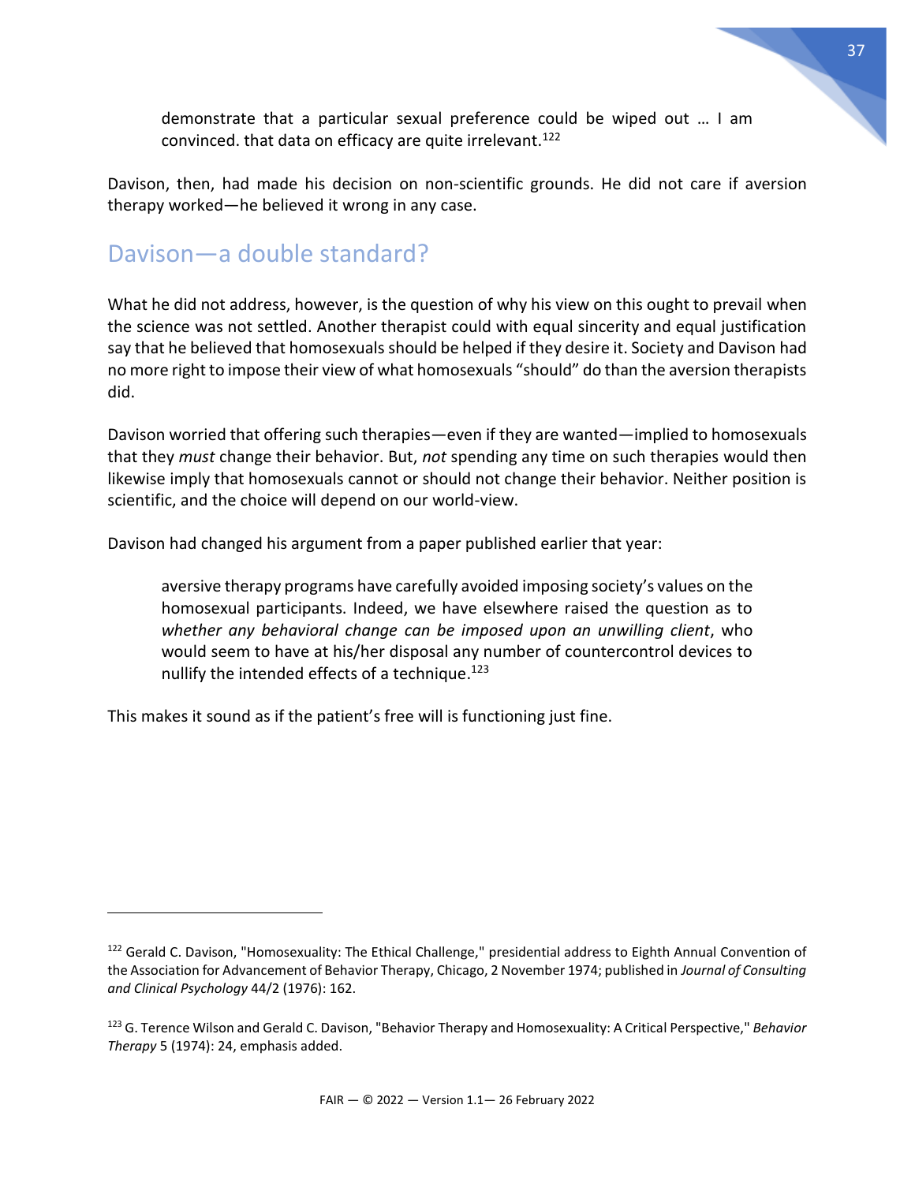> demonstrate that a particular sexual preference could be wiped out … I am convinced. that data on efficacy are quite irrelevant.[122]

Davison, then, had made his decision on non-scientific grounds. He did not care if aversion therapy worked—he believed it wrong in any case.

## Davison—a double standard?

What he did not address, however, is the question of why his view on this ought to prevail when the science was not settled. Another therapist could with equal sincerity and equal justification say that he believed that homosexuals should be helped if they desire it. Society and Davison had no more right to impose their view of what homosexuals "should" do than the aversion therapists did.

Davison worried that offering such therapies—even if they are wanted—implied to homosexuals that they *must* change their behavior. But, *not* spending any time on such therapies would then likewise imply that homosexuals cannot or should not change their behavior. Neither position is scientific, and the choice will depend on our world-view.

Davison had changed his argument from a paper published earlier that year:

> aversive therapy programs have carefully avoided imposing society's values on the homosexual participants. Indeed, we have elsewhere raised the question as to *whether any behavioral change can be imposed upon an unwilling client*, who would seem to have at his/her disposal any number of countercontrol devices to nullify the intended effects of a technique.[123]

This makes it sound as if the patient's free will is functioning just fine.

---

[122] Gerald C. Davison, "Homosexuality: The Ethical Challenge," presidential address to Eighth Annual Convention of the Association for Advancement of Behavior Therapy, Chicago, 2 November 1974; published in *Journal of Consulting and Clinical Psychology* 44/2 (1976): 162.

[123] G. Terence Wilson and Gerald C. Davison, "Behavior Therapy and Homosexuality: A Critical Perspective," *Behavior Therapy* 5 (1974): 24, emphasis added.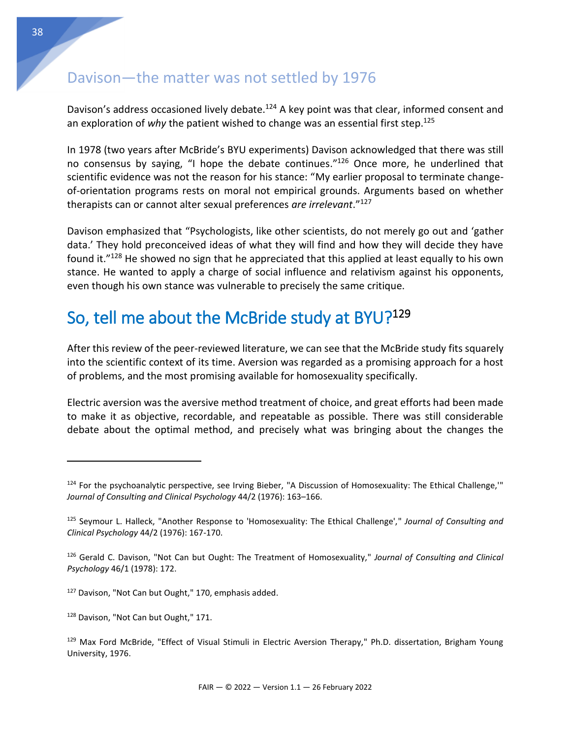## Davison—the matter was not settled by 1976

Davison's address occasioned lively debate.[124] A key point was that clear, informed consent and an exploration of *why* the patient wished to change was an essential first step.[125]

In 1978 (two years after McBride's BYU experiments) Davison acknowledged that there was still no consensus by saying, "I hope the debate continues."[126] Once more, he underlined that scientific evidence was not the reason for his stance: "My earlier proposal to terminate change-of-orientation programs rests on moral not empirical grounds. Arguments based on whether therapists can or cannot alter sexual preferences *are irrelevant*."[127]

Davison emphasized that "Psychologists, like other scientists, do not merely go out and 'gather data.' They hold preconceived ideas of what they will find and how they will decide they have found it."[128] He showed no sign that he appreciated that this applied at least equally to his own stance. He wanted to apply a charge of social influence and relativism against his opponents, even though his own stance was vulnerable to precisely the same critique.

# So, tell me about the McBride study at BYU?[129]

After this review of the peer-reviewed literature, we can see that the McBride study fits squarely into the scientific context of its time. Aversion was regarded as a promising approach for a host of problems, and the most promising available for homosexuality specifically.

Electric aversion was the aversive method treatment of choice, and great efforts had been made to make it as objective, recordable, and repeatable as possible. There was still considerable debate about the optimal method, and precisely what was bringing about the changes the

---

[124] For the psychoanalytic perspective, see Irving Bieber, "A Discussion of Homosexuality: The Ethical Challenge,'" *Journal of Consulting and Clinical Psychology* 44/2 (1976): 163–166.

[125] Seymour L. Halleck, "Another Response to 'Homosexuality: The Ethical Challenge'," *Journal of Consulting and Clinical Psychology* 44/2 (1976): 167-170.

[126] Gerald C. Davison, "Not Can but Ought: The Treatment of Homosexuality," *Journal of Consulting and Clinical Psychology* 46/1 (1978): 172.

[127] Davison, "Not Can but Ought," 170, emphasis added.

[128] Davison, "Not Can but Ought," 171.

[129] Max Ford McBride, "Effect of Visual Stimuli in Electric Aversion Therapy," Ph.D. dissertation, Brigham Young University, 1976.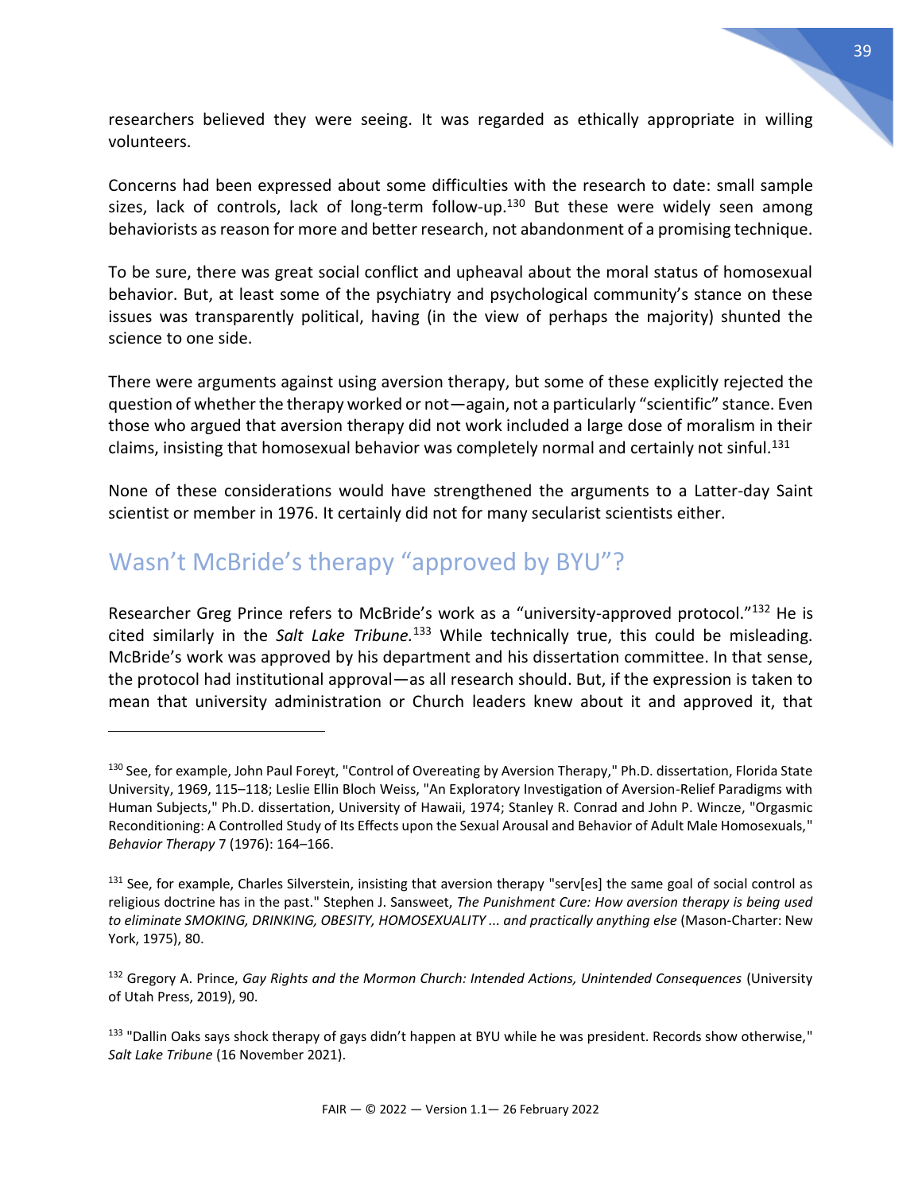researchers believed they were seeing. It was regarded as ethically appropriate in willing volunteers.

Concerns had been expressed about some difficulties with the research to date: small sample sizes, lack of controls, lack of long-term follow-up.[130] But these were widely seen among behaviorists as reason for more and better research, not abandonment of a promising technique.

To be sure, there was great social conflict and upheaval about the moral status of homosexual behavior. But, at least some of the psychiatry and psychological community's stance on these issues was transparently political, having (in the view of perhaps the majority) shunted the science to one side.

There were arguments against using aversion therapy, but some of these explicitly rejected the question of whether the therapy worked or not—again, not a particularly "scientific" stance. Even those who argued that aversion therapy did not work included a large dose of moralism in their claims, insisting that homosexual behavior was completely normal and certainly not sinful.[131]

None of these considerations would have strengthened the arguments to a Latter-day Saint scientist or member in 1976. It certainly did not for many secularist scientists either.

## Wasn't McBride's therapy "approved by BYU"?

Researcher Greg Prince refers to McBride's work as a "university-approved protocol."[132] He is cited similarly in the *Salt Lake Tribune.*[133] While technically true, this could be misleading. McBride's work was approved by his department and his dissertation committee. In that sense, the protocol had institutional approval—as all research should. But, if the expression is taken to mean that university administration or Church leaders knew about it and approved it, that

---

[130] See, for example, John Paul Foreyt, "Control of Overeating by Aversion Therapy," Ph.D. dissertation, Florida State University, 1969, 115–118; Leslie Ellin Bloch Weiss, "An Exploratory Investigation of Aversion-Relief Paradigms with Human Subjects," Ph.D. dissertation, University of Hawaii, 1974; Stanley R. Conrad and John P. Wincze, "Orgasmic Reconditioning: A Controlled Study of Its Effects upon the Sexual Arousal and Behavior of Adult Male Homosexuals," *Behavior Therapy* 7 (1976): 164–166.

[131] See, for example, Charles Silverstein, insisting that aversion therapy "serv[es] the same goal of social control as religious doctrine has in the past." Stephen J. Sansweet, *The Punishment Cure: How aversion therapy is being used to eliminate SMOKING, DRINKING, OBESITY, HOMOSEXUALITY ... and practically anything else* (Mason-Charter: New York, 1975), 80.

[132] Gregory A. Prince, *Gay Rights and the Mormon Church: Intended Actions, Unintended Consequences* (University of Utah Press, 2019), 90.

[133] "Dallin Oaks says shock therapy of gays didn't happen at BYU while he was president. Records show otherwise," *Salt Lake Tribune* (16 November 2021).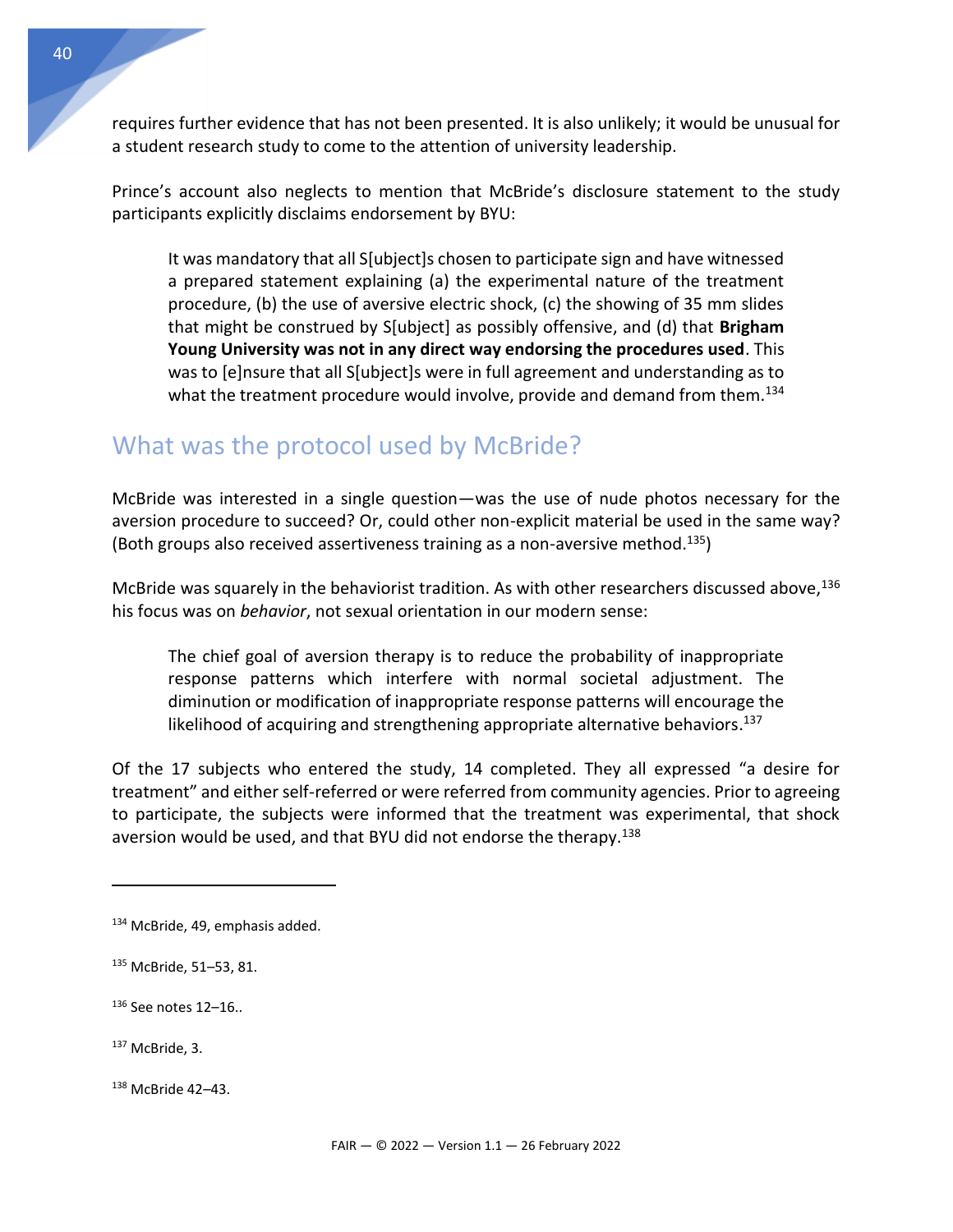requires further evidence that has not been presented. It is also unlikely; it would be unusual for a student research study to come to the attention of university leadership.

Prince's account also neglects to mention that McBride's disclosure statement to the study participants explicitly disclaims endorsement by BYU:

> It was mandatory that all S[ubject]s chosen to participate sign and have witnessed a prepared statement explaining (a) the experimental nature of the treatment procedure, (b) the use of aversive electric shock, (c) the showing of 35 mm slides that might be construed by S[ubject] as possibly offensive, and (d) that **Brigham Young University was not in any direct way endorsing the procedures used**. This was to [e]nsure that all S[ubject]s were in full agreement and understanding as to what the treatment procedure would involve, provide and demand from them.[134]

## What was the protocol used by McBride?

McBride was interested in a single question—was the use of nude photos necessary for the aversion procedure to succeed? Or, could other non-explicit material be used in the same way? (Both groups also received assertiveness training as a non-aversive method.[135])

McBride was squarely in the behaviorist tradition. As with other researchers discussed above,[136] his focus was on *behavior*, not sexual orientation in our modern sense:

> The chief goal of aversion therapy is to reduce the probability of inappropriate response patterns which interfere with normal societal adjustment. The diminution or modification of inappropriate response patterns will encourage the likelihood of acquiring and strengthening appropriate alternative behaviors.[137]

Of the 17 subjects who entered the study, 14 completed. They all expressed "a desire for treatment" and either self-referred or were referred from community agencies. Prior to agreeing to participate, the subjects were informed that the treatment was experimental, that shock aversion would be used, and that BYU did not endorse the therapy.[138]

---

[134] McBride, 49, emphasis added.

[135] McBride, 51–53, 81.

[136] See notes 12–16..

[137] McBride, 3.

[138] McBride 42–43.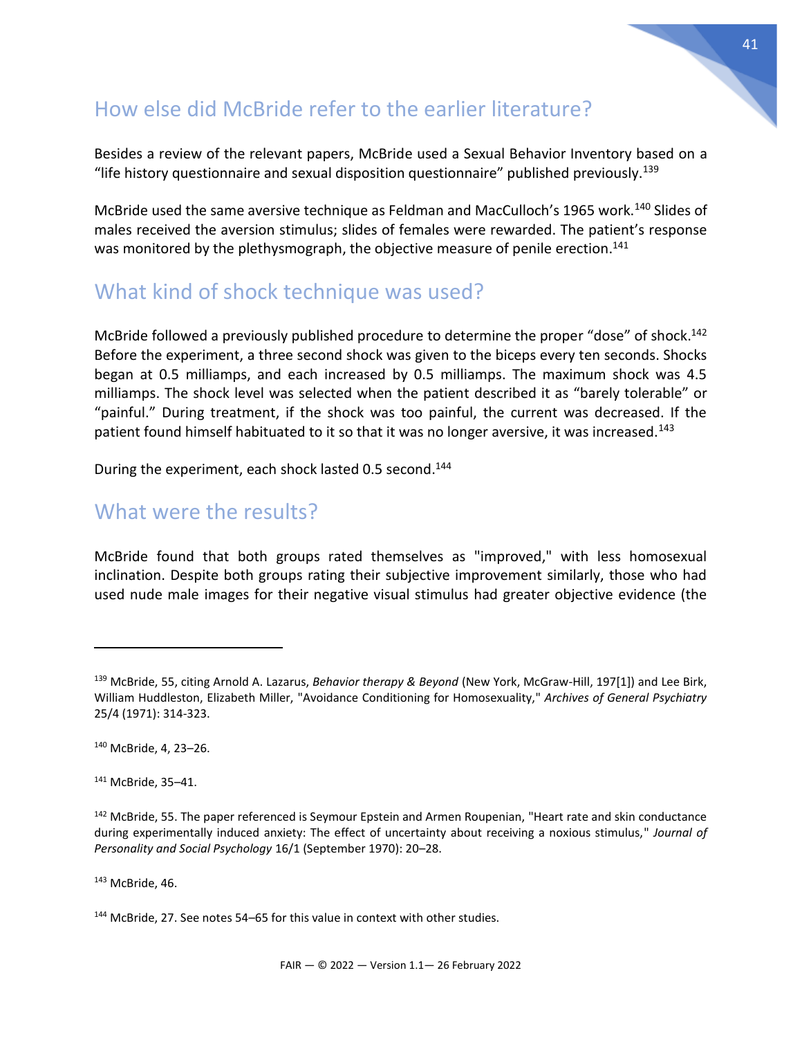## How else did McBride refer to the earlier literature?

Besides a review of the relevant papers, McBride used a Sexual Behavior Inventory based on a "life history questionnaire and sexual disposition questionnaire" published previously.[139]

McBride used the same aversive technique as Feldman and MacCulloch's 1965 work.[140] Slides of males received the aversion stimulus; slides of females were rewarded. The patient's response was monitored by the plethysmograph, the objective measure of penile erection.[141]

## What kind of shock technique was used?

McBride followed a previously published procedure to determine the proper "dose" of shock.[142] Before the experiment, a three second shock was given to the biceps every ten seconds. Shocks began at 0.5 milliamps, and each increased by 0.5 milliamps. The maximum shock was 4.5 milliamps. The shock level was selected when the patient described it as "barely tolerable" or "painful." During treatment, if the shock was too painful, the current was decreased. If the patient found himself habituated to it so that it was no longer aversive, it was increased.[143]

During the experiment, each shock lasted 0.5 second.[144]

## What were the results?

McBride found that both groups rated themselves as "improved," with less homosexual inclination. Despite both groups rating their subjective improvement similarly, those who had used nude male images for their negative visual stimulus had greater objective evidence (the

---

[139] McBride, 55, citing Arnold A. Lazarus, *Behavior therapy & Beyond* (New York, McGraw-Hill, 197[1]) and Lee Birk, William Huddleston, Elizabeth Miller, "Avoidance Conditioning for Homosexuality," *Archives of General Psychiatry* 25/4 (1971): 314-323.

[140] McBride, 4, 23–26.

[141] McBride, 35–41.

[142] McBride, 55. The paper referenced is Seymour Epstein and Armen Roupenian, "Heart rate and skin conductance during experimentally induced anxiety: The effect of uncertainty about receiving a noxious stimulus," *Journal of Personality and Social Psychology* 16/1 (September 1970): 20–28.

[143] McBride, 46.

[144] McBride, 27. See notes 54–65 for this value in context with other studies.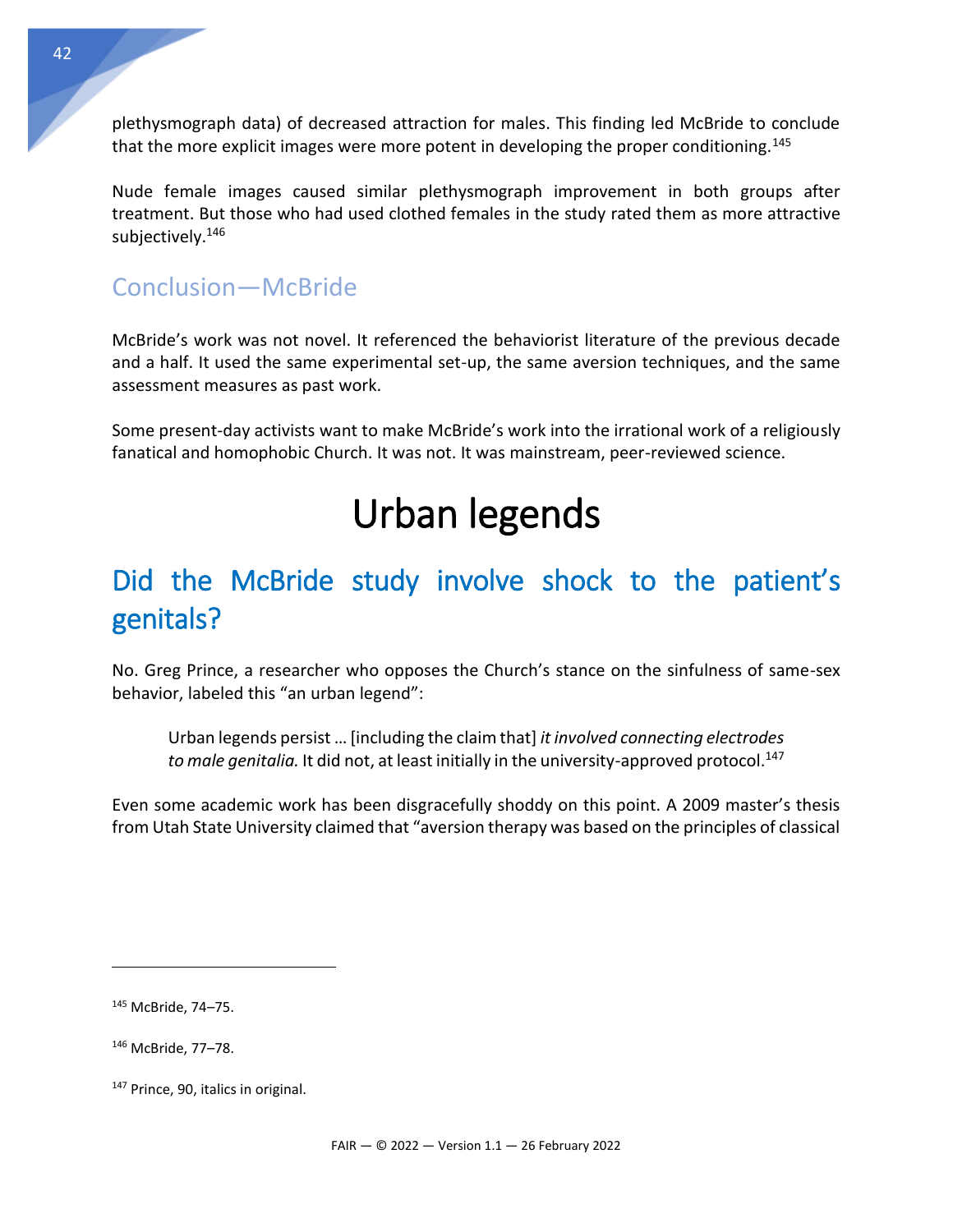plethysmograph data) of decreased attraction for males. This finding led McBride to conclude that the more explicit images were more potent in developing the proper conditioning.[145]

Nude female images caused similar plethysmograph improvement in both groups after treatment. But those who had used clothed females in the study rated them as more attractive subjectively.[146]

## Conclusion—McBride

McBride's work was not novel. It referenced the behaviorist literature of the previous decade and a half. It used the same experimental set-up, the same aversion techniques, and the same assessment measures as past work.

Some present-day activists want to make McBride's work into the irrational work of a religiously fanatical and homophobic Church. It was not. It was mainstream, peer-reviewed science.

# Urban legends

## Did the McBride study involve shock to the patient's genitals?

No. Greg Prince, a researcher who opposes the Church's stance on the sinfulness of same-sex behavior, labeled this "an urban legend":

> Urban legends persist … [including the claim that] *it involved connecting electrodes to male genitalia.* It did not, at least initially in the university-approved protocol.[147]

Even some academic work has been disgracefully shoddy on this point. A 2009 master's thesis from Utah State University claimed that "aversion therapy was based on the principles of classical

---

[145] McBride, 74–75.

[146] McBride, 77–78.

[147] Prince, 90, italics in original.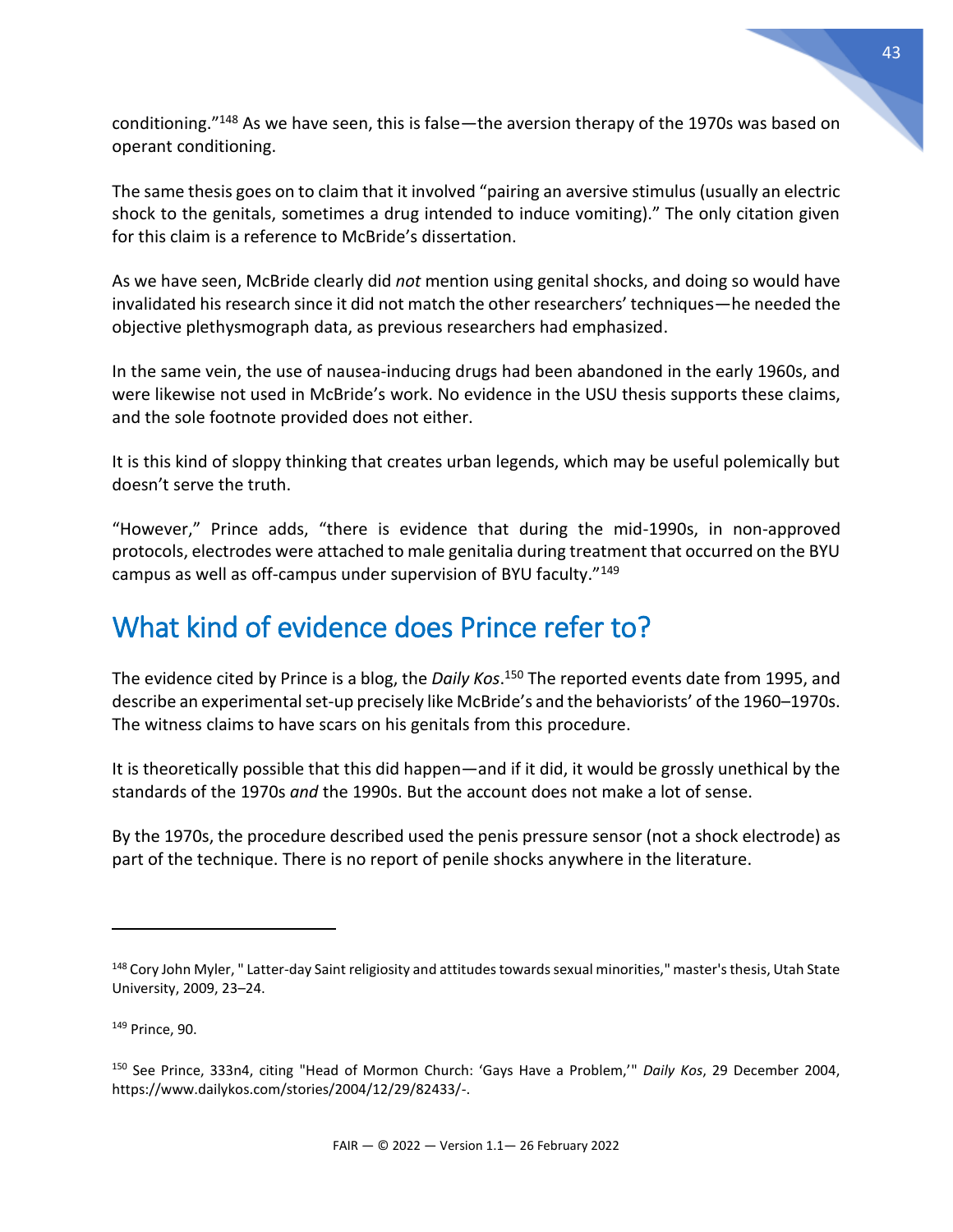conditioning."[148] As we have seen, this is false—the aversion therapy of the 1970s was based on operant conditioning.

The same thesis goes on to claim that it involved "pairing an aversive stimulus (usually an electric shock to the genitals, sometimes a drug intended to induce vomiting)." The only citation given for this claim is a reference to McBride's dissertation.

As we have seen, McBride clearly did *not* mention using genital shocks, and doing so would have invalidated his research since it did not match the other researchers' techniques—he needed the objective plethysmograph data, as previous researchers had emphasized.

In the same vein, the use of nausea-inducing drugs had been abandoned in the early 1960s, and were likewise not used in McBride's work. No evidence in the USU thesis supports these claims, and the sole footnote provided does not either.

It is this kind of sloppy thinking that creates urban legends, which may be useful polemically but doesn't serve the truth.

"However," Prince adds, "there is evidence that during the mid-1990s, in non-approved protocols, electrodes were attached to male genitalia during treatment that occurred on the BYU campus as well as off-campus under supervision of BYU faculty."[149]

## What kind of evidence does Prince refer to?

The evidence cited by Prince is a blog, the *Daily Kos*.[150] The reported events date from 1995, and describe an experimental set-up precisely like McBride's and the behaviorists' of the 1960–1970s. The witness claims to have scars on his genitals from this procedure.

It is theoretically possible that this did happen—and if it did, it would be grossly unethical by the standards of the 1970s *and* the 1990s. But the account does not make a lot of sense.

By the 1970s, the procedure described used the penis pressure sensor (not a shock electrode) as part of the technique. There is no report of penile shocks anywhere in the literature.

---

[148] Cory John Myler, " Latter-day Saint religiosity and attitudes towards sexual minorities," master's thesis, Utah State University, 2009, 23–24.

[149] Prince, 90.

[150] See Prince, 333n4, citing "Head of Mormon Church: 'Gays Have a Problem,'" *Daily Kos*, 29 December 2004, https://www.dailykos.com/stories/2004/12/29/82433/-.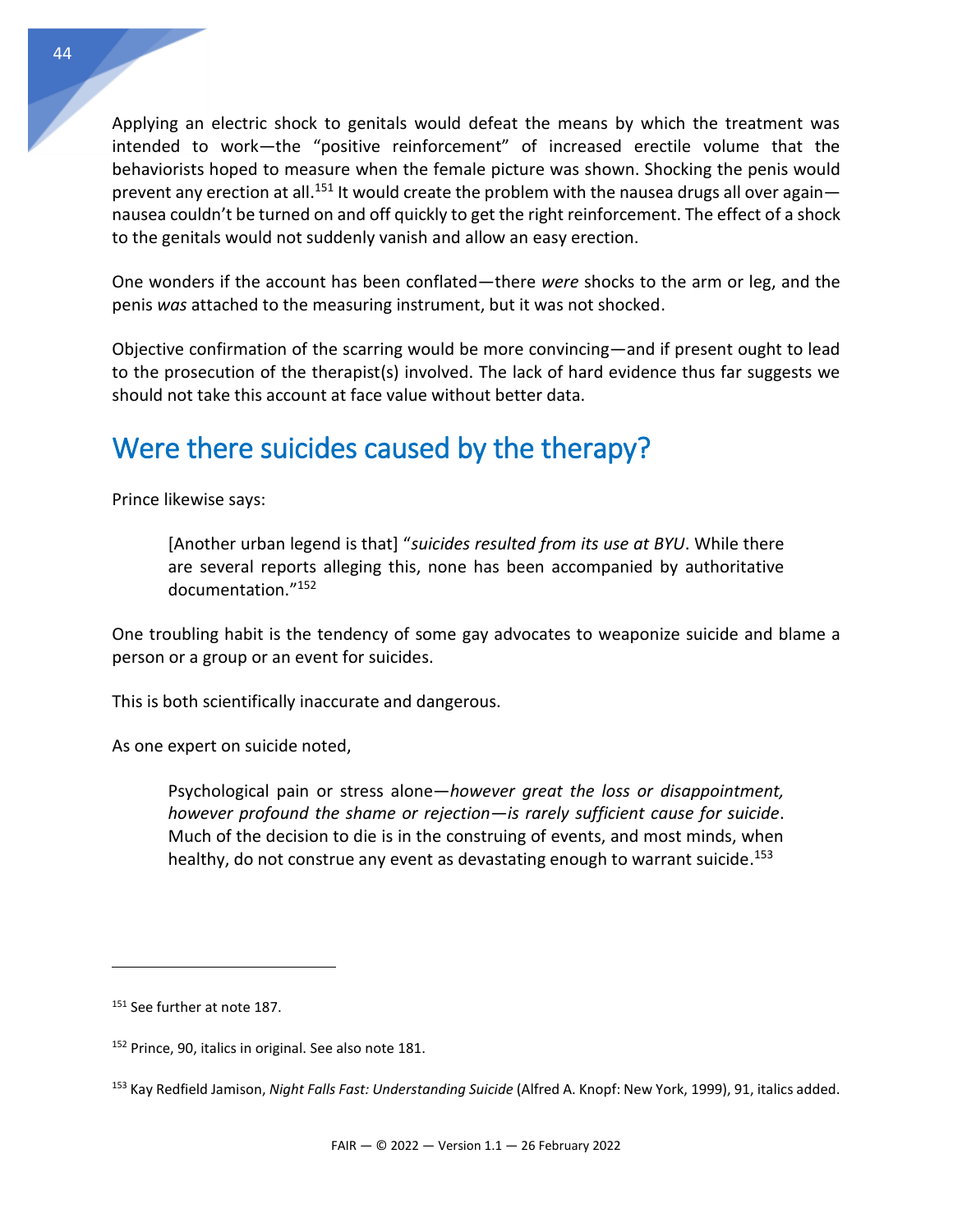Applying an electric shock to genitals would defeat the means by which the treatment was intended to work—the "positive reinforcement" of increased erectile volume that the behaviorists hoped to measure when the female picture was shown. Shocking the penis would prevent any erection at all.[151] It would create the problem with the nausea drugs all over again—nausea couldn't be turned on and off quickly to get the right reinforcement. The effect of a shock to the genitals would not suddenly vanish and allow an easy erection.

One wonders if the account has been conflated—there *were* shocks to the arm or leg, and the penis *was* attached to the measuring instrument, but it was not shocked.

Objective confirmation of the scarring would be more convincing—and if present ought to lead to the prosecution of the therapist(s) involved. The lack of hard evidence thus far suggests we should not take this account at face value without better data.

## Were there suicides caused by the therapy?

Prince likewise says:

> [Another urban legend is that] "*suicides resulted from its use at BYU*. While there are several reports alleging this, none has been accompanied by authoritative documentation."[152]

One troubling habit is the tendency of some gay advocates to weaponize suicide and blame a person or a group or an event for suicides.

This is both scientifically inaccurate and dangerous.

As one expert on suicide noted,

> Psychological pain or stress alone—*however great the loss or disappointment, however profound the shame or rejection—is rarely sufficient cause for suicide*. Much of the decision to die is in the construing of events, and most minds, when healthy, do not construe any event as devastating enough to warrant suicide.[153]

---

[151] See further at note 187.

[152] Prince, 90, italics in original. See also note 181.

[153] Kay Redfield Jamison, *Night Falls Fast: Understanding Suicide* (Alfred A. Knopf: New York, 1999), 91, italics added.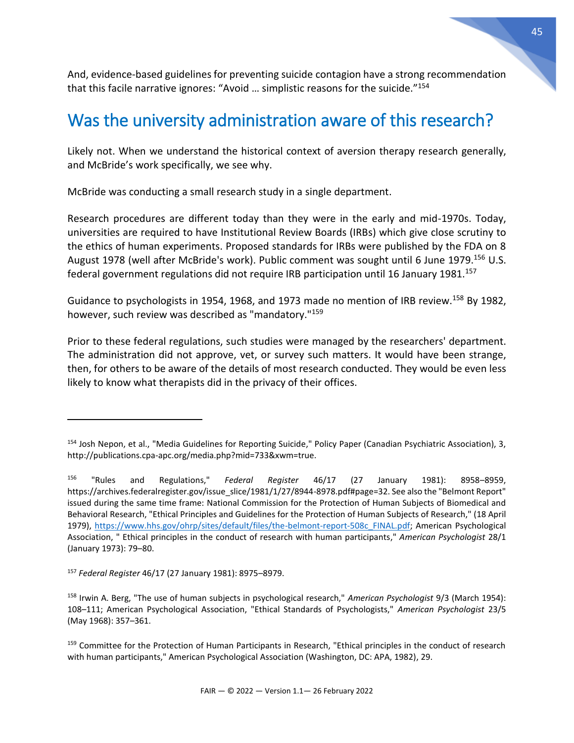And, evidence-based guidelines for preventing suicide contagion have a strong recommendation that this facile narrative ignores: "Avoid … simplistic reasons for the suicide."[154]

## Was the university administration aware of this research?

Likely not. When we understand the historical context of aversion therapy research generally, and McBride's work specifically, we see why.

McBride was conducting a small research study in a single department.

Research procedures are different today than they were in the early and mid-1970s. Today, universities are required to have Institutional Review Boards (IRBs) which give close scrutiny to the ethics of human experiments. Proposed standards for IRBs were published by the FDA on 8 August 1978 (well after McBride's work). Public comment was sought until 6 June 1979.[156] U.S. federal government regulations did not require IRB participation until 16 January 1981.[157]

Guidance to psychologists in 1954, 1968, and 1973 made no mention of IRB review.[158] By 1982, however, such review was described as "mandatory."[159]

Prior to these federal regulations, such studies were managed by the researchers' department. The administration did not approve, vet, or survey such matters. It would have been strange, then, for others to be aware of the details of most research conducted. They would be even less likely to know what therapists did in the privacy of their offices.

---

[154] Josh Nepon, et al., "Media Guidelines for Reporting Suicide," Policy Paper (Canadian Psychiatric Association), 3, http://publications.cpa-apc.org/media.php?mid=733&xwm=true.

[156] "Rules and Regulations," *Federal Register* 46/17 (27 January 1981): 8958–8959, https://archives.federalregister.gov/issue_slice/1981/1/27/8944-8978.pdf#page=32. See also the "Belmont Report" issued during the same time frame: National Commission for the Protection of Human Subjects of Biomedical and Behavioral Research, "Ethical Principles and Guidelines for the Protection of Human Subjects of Research," (18 April 1979), https://www.hhs.gov/ohrp/sites/default/files/the-belmont-report-508c_FINAL.pdf; American Psychological Association, " Ethical principles in the conduct of research with human participants," *American Psychologist* 28/1 (January 1973): 79–80.

[157] *Federal Register* 46/17 (27 January 1981): 8975–8979.

[158] Irwin A. Berg, "The use of human subjects in psychological research," *American Psychologist* 9/3 (March 1954): 108–111; American Psychological Association, "Ethical Standards of Psychologists," *American Psychologist* 23/5 (May 1968): 357–361.

[159] Committee for the Protection of Human Participants in Research, "Ethical principles in the conduct of research with human participants," American Psychological Association (Washington, DC: APA, 1982), 29.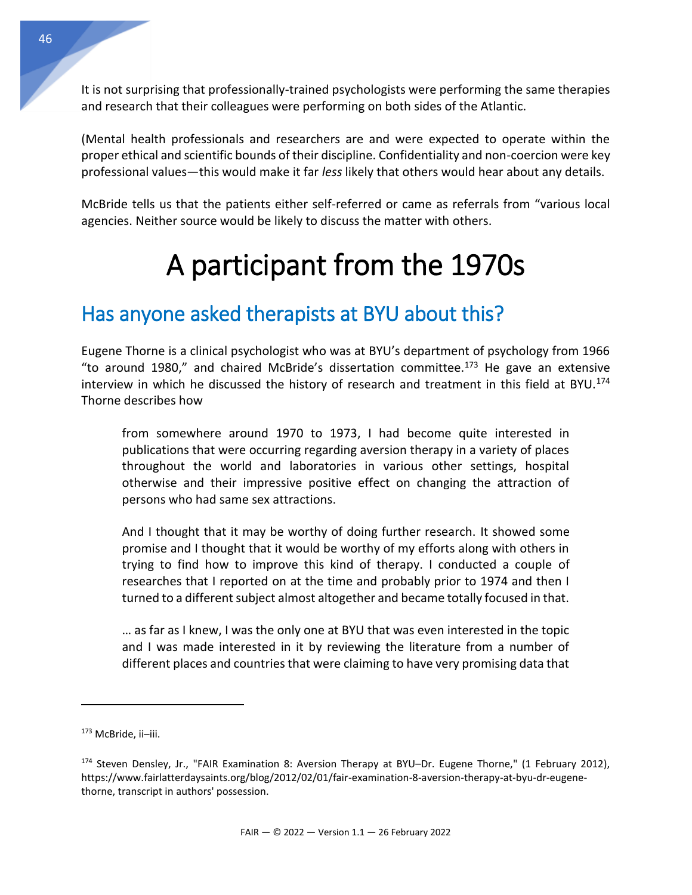It is not surprising that professionally-trained psychologists were performing the same therapies and research that their colleagues were performing on both sides of the Atlantic.

(Mental health professionals and researchers are and were expected to operate within the proper ethical and scientific bounds of their discipline. Confidentiality and non-coercion were key professional values—this would make it far *less* likely that others would hear about any details.

McBride tells us that the patients either self-referred or came as referrals from "various local agencies. Neither source would be likely to discuss the matter with others.

# A participant from the 1970s

## Has anyone asked therapists at BYU about this?

Eugene Thorne is a clinical psychologist who was at BYU's department of psychology from 1966 "to around 1980," and chaired McBride's dissertation committee.[173] He gave an extensive interview in which he discussed the history of research and treatment in this field at BYU.[174] Thorne describes how

> from somewhere around 1970 to 1973, I had become quite interested in publications that were occurring regarding aversion therapy in a variety of places throughout the world and laboratories in various other settings, hospital otherwise and their impressive positive effect on changing the attraction of persons who had same sex attractions.
>
> And I thought that it may be worthy of doing further research. It showed some promise and I thought that it would be worthy of my efforts along with others in trying to find how to improve this kind of therapy. I conducted a couple of researches that I reported on at the time and probably prior to 1974 and then I turned to a different subject almost altogether and became totally focused in that.
>
> … as far as I knew, I was the only one at BYU that was even interested in the topic and I was made interested in it by reviewing the literature from a number of different places and countries that were claiming to have very promising data that

---

[173] McBride, ii–iii.

[174] Steven Densley, Jr., "FAIR Examination 8: Aversion Therapy at BYU–Dr. Eugene Thorne," (1 February 2012), https://www.fairlatterdaysaints.org/blog/2012/02/01/fair-examination-8-aversion-therapy-at-byu-dr-eugene-thorne, transcript in authors' possession.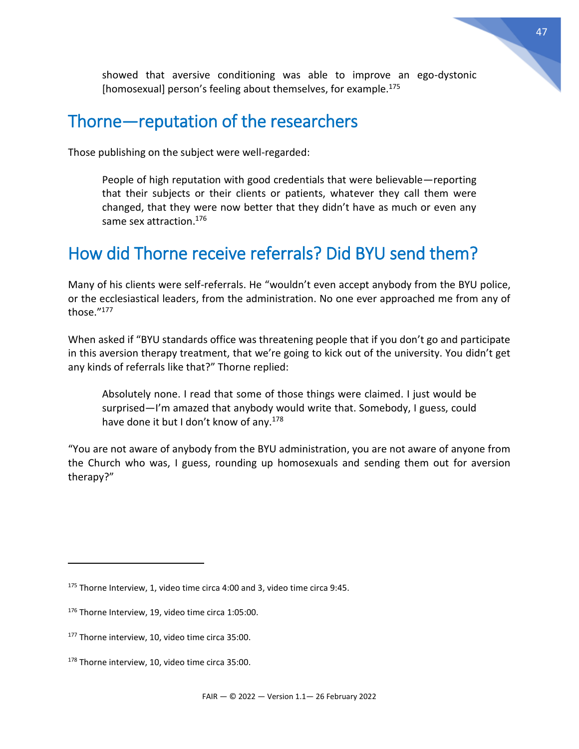> showed that aversive conditioning was able to improve an ego-dystonic [homosexual] person's feeling about themselves, for example.[175]

## Thorne—reputation of the researchers

Those publishing on the subject were well-regarded:

> People of high reputation with good credentials that were believable—reporting that their subjects or their clients or patients, whatever they call them were changed, that they were now better that they didn't have as much or even any same sex attraction.[176]

## How did Thorne receive referrals? Did BYU send them?

Many of his clients were self-referrals. He "wouldn't even accept anybody from the BYU police, or the ecclesiastical leaders, from the administration. No one ever approached me from any of those."[177]

When asked if "BYU standards office was threatening people that if you don't go and participate in this aversion therapy treatment, that we're going to kick out of the university. You didn't get any kinds of referrals like that?" Thorne replied:

> Absolutely none. I read that some of those things were claimed. I just would be surprised—I'm amazed that anybody would write that. Somebody, I guess, could have done it but I don't know of any.[178]

"You are not aware of anybody from the BYU administration, you are not aware of anyone from the Church who was, I guess, rounding up homosexuals and sending them out for aversion therapy?"

---

[175] Thorne Interview, 1, video time circa 4:00 and 3, video time circa 9:45.

[176] Thorne Interview, 19, video time circa 1:05:00.

[177] Thorne interview, 10, video time circa 35:00.

[178] Thorne interview, 10, video time circa 35:00.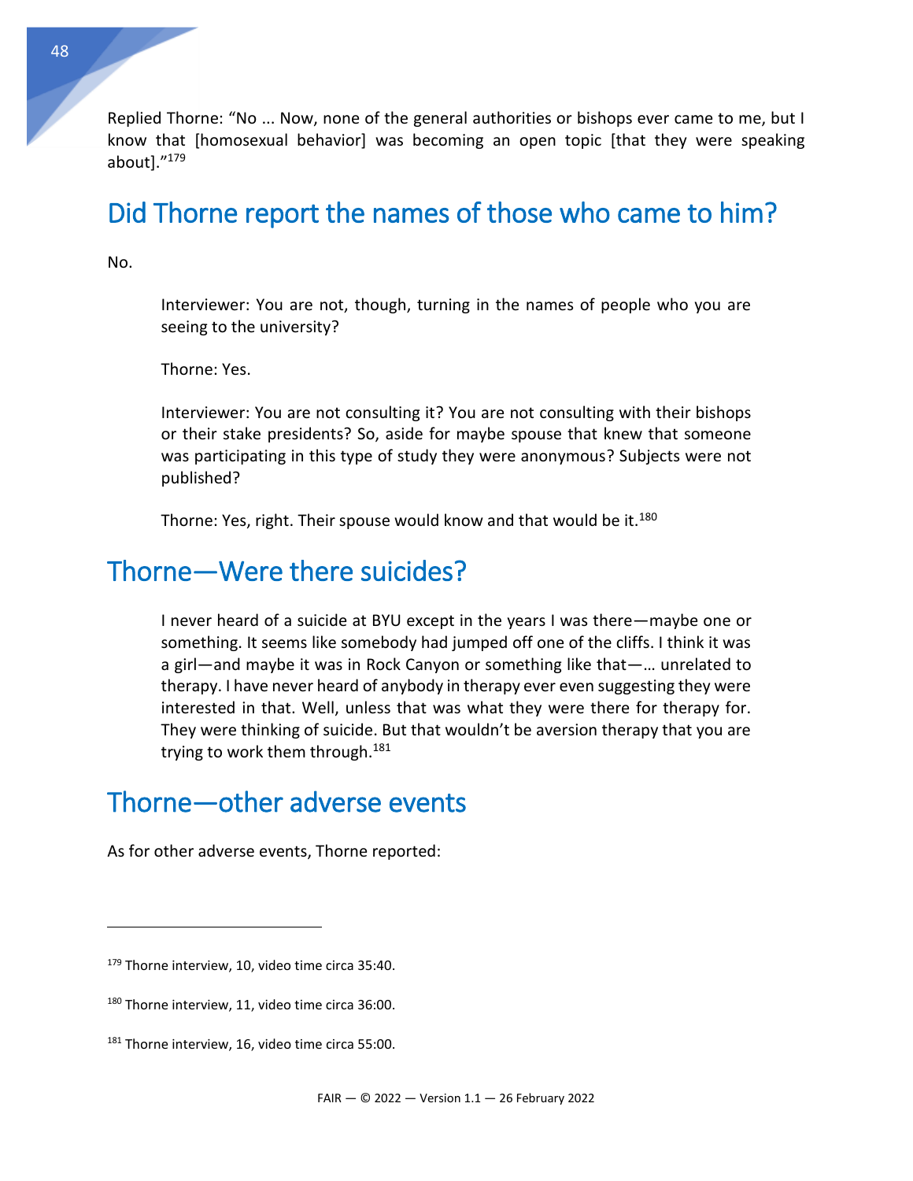Replied Thorne: "No ... Now, none of the general authorities or bishops ever came to me, but I know that [homosexual behavior] was becoming an open topic [that they were speaking about]."[179]

## Did Thorne report the names of those who came to him?

No.

> Interviewer: You are not, though, turning in the names of people who you are seeing to the university?
>
> Thorne: Yes.
>
> Interviewer: You are not consulting it? You are not consulting with their bishops or their stake presidents? So, aside for maybe spouse that knew that someone was participating in this type of study they were anonymous? Subjects were not published?
>
> Thorne: Yes, right. Their spouse would know and that would be it.[180]

## Thorne—Were there suicides?

> I never heard of a suicide at BYU except in the years I was there—maybe one or something. It seems like somebody had jumped off one of the cliffs. I think it was a girl—and maybe it was in Rock Canyon or something like that—… unrelated to therapy. I have never heard of anybody in therapy ever even suggesting they were interested in that. Well, unless that was what they were there for therapy for. They were thinking of suicide. But that wouldn't be aversion therapy that you are trying to work them through.[181]

## Thorne—other adverse events

As for other adverse events, Thorne reported:

---

[179] Thorne interview, 10, video time circa 35:40.

[180] Thorne interview, 11, video time circa 36:00.

[181] Thorne interview, 16, video time circa 55:00.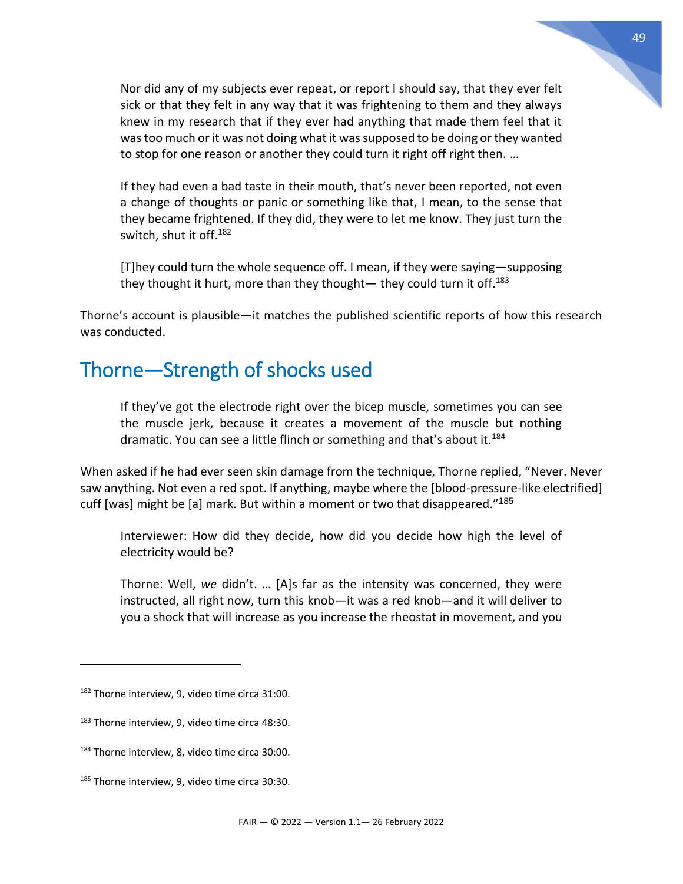> Nor did any of my subjects ever repeat, or report I should say, that they ever felt sick or that they felt in any way that it was frightening to them and they always knew in my research that if they ever had anything that made them feel that it was too much or it was not doing what it was supposed to be doing or they wanted to stop for one reason or another they could turn it right off right then. …
>
> If they had even a bad taste in their mouth, that's never been reported, not even a change of thoughts or panic or something like that, I mean, to the sense that they became frightened. If they did, they were to let me know. They just turn the switch, shut it off.[182]
>
> [T]hey could turn the whole sequence off. I mean, if they were saying—supposing they thought it hurt, more than they thought— they could turn it off.[183]

Thorne's account is plausible—it matches the published scientific reports of how this research was conducted.

## Thorne—Strength of shocks used

> If they've got the electrode right over the bicep muscle, sometimes you can see the muscle jerk, because it creates a movement of the muscle but nothing dramatic. You can see a little flinch or something and that's about it.[184]

When asked if he had ever seen skin damage from the technique, Thorne replied, "Never. Never saw anything. Not even a red spot. If anything, maybe where the [blood-pressure-like electrified] cuff [was] might be [a] mark. But within a moment or two that disappeared."[185]

> Interviewer: How did they decide, how did you decide how high the level of electricity would be?
>
> Thorne: Well, *we* didn't. … [A]s far as the intensity was concerned, they were instructed, all right now, turn this knob—it was a red knob—and it will deliver to you a shock that will increase as you increase the rheostat in movement, and you

---

[182] Thorne interview, 9, video time circa 31:00.

[183] Thorne interview, 9, video time circa 48:30.

[184] Thorne interview, 8, video time circa 30:00.

[185] Thorne interview, 9, video time circa 30:30.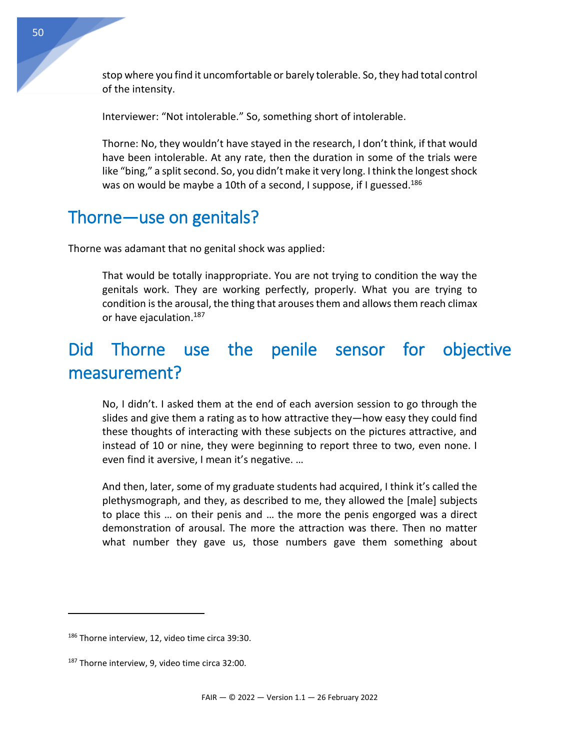> stop where you find it uncomfortable or barely tolerable. So, they had total control of the intensity.
>
> Interviewer: "Not intolerable." So, something short of intolerable.
>
> Thorne: No, they wouldn't have stayed in the research, I don't think, if that would have been intolerable. At any rate, then the duration in some of the trials were like "bing," a split second. So, you didn't make it very long. I think the longest shock was on would be maybe a 10th of a second, I suppose, if I guessed.[186]

## Thorne—use on genitals?

Thorne was adamant that no genital shock was applied:

> That would be totally inappropriate. You are not trying to condition the way the genitals work. They are working perfectly, properly. What you are trying to condition is the arousal, the thing that arouses them and allows them reach climax or have ejaculation.[187]

## Did Thorne use the penile sensor for objective measurement?

> No, I didn't. I asked them at the end of each aversion session to go through the slides and give them a rating as to how attractive they—how easy they could find these thoughts of interacting with these subjects on the pictures attractive, and instead of 10 or nine, they were beginning to report three to two, even none. I even find it aversive, I mean it's negative. …
>
> And then, later, some of my graduate students had acquired, I think it's called the plethysmograph, and they, as described to me, they allowed the [male] subjects to place this … on their penis and … the more the penis engorged was a direct demonstration of arousal. The more the attraction was there. Then no matter what number they gave us, those numbers gave them something about

---

[186] Thorne interview, 12, video time circa 39:30.

[187] Thorne interview, 9, video time circa 32:00.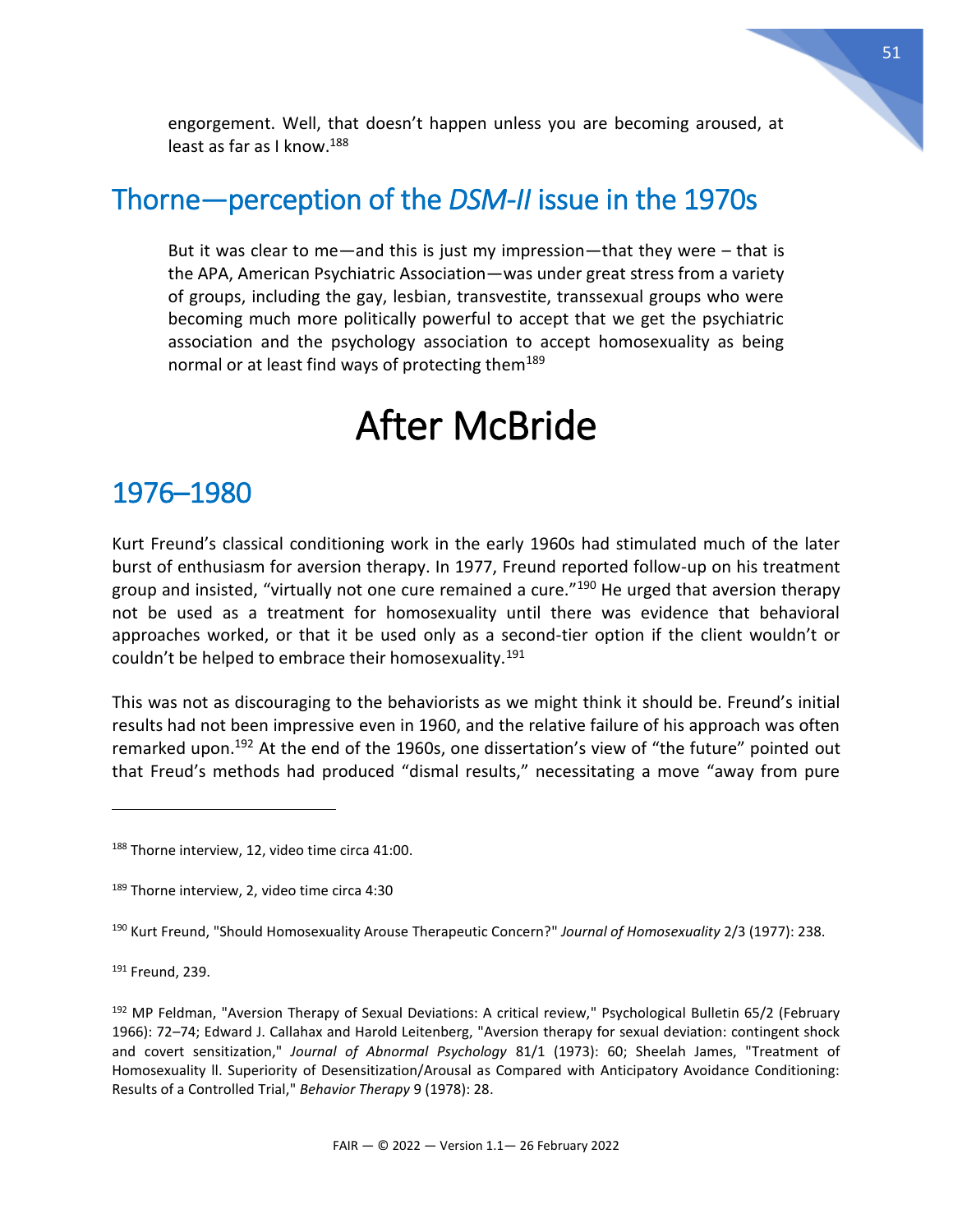engorgement. Well, that doesn't happen unless you are becoming aroused, at least as far as I know.[188]

## Thorne—perception of the *DSM-II* issue in the 1970s

But it was clear to me—and this is just my impression—that they were – that is the APA, American Psychiatric Association—was under great stress from a variety of groups, including the gay, lesbian, transvestite, transsexual groups who were becoming much more politically powerful to accept that we get the psychiatric association and the psychology association to accept homosexuality as being normal or at least find ways of protecting them[189]

# After McBride

## 1976–1980

Kurt Freund's classical conditioning work in the early 1960s had stimulated much of the later burst of enthusiasm for aversion therapy. In 1977, Freund reported follow-up on his treatment group and insisted, "virtually not one cure remained a cure."[190] He urged that aversion therapy not be used as a treatment for homosexuality until there was evidence that behavioral approaches worked, or that it be used only as a second-tier option if the client wouldn't or couldn't be helped to embrace their homosexuality.[191]

This was not as discouraging to the behaviorists as we might think it should be. Freund's initial results had not been impressive even in 1960, and the relative failure of his approach was often remarked upon.[192] At the end of the 1960s, one dissertation's view of "the future" pointed out that Freud's methods had produced "dismal results," necessitating a move "away from pure

---

[188] Thorne interview, 12, video time circa 41:00.

[189] Thorne interview, 2, video time circa 4:30

[190] Kurt Freund, "Should Homosexuality Arouse Therapeutic Concern?" *Journal of Homosexuality* 2/3 (1977): 238.

[191] Freund, 239.

[192] MP Feldman, "Aversion Therapy of Sexual Deviations: A critical review," Psychological Bulletin 65/2 (February 1966): 72–74; Edward J. Callahax and Harold Leitenberg, "Aversion therapy for sexual deviation: contingent shock and covert sensitization," *Journal of Abnormal Psychology* 81/1 (1973): 60; Sheelah James, "Treatment of Homosexuality ll. Superiority of Desensitization/Arousal as Compared with Anticipatory Avoidance Conditioning: Results of a Controlled Trial," *Behavior Therapy* 9 (1978): 28.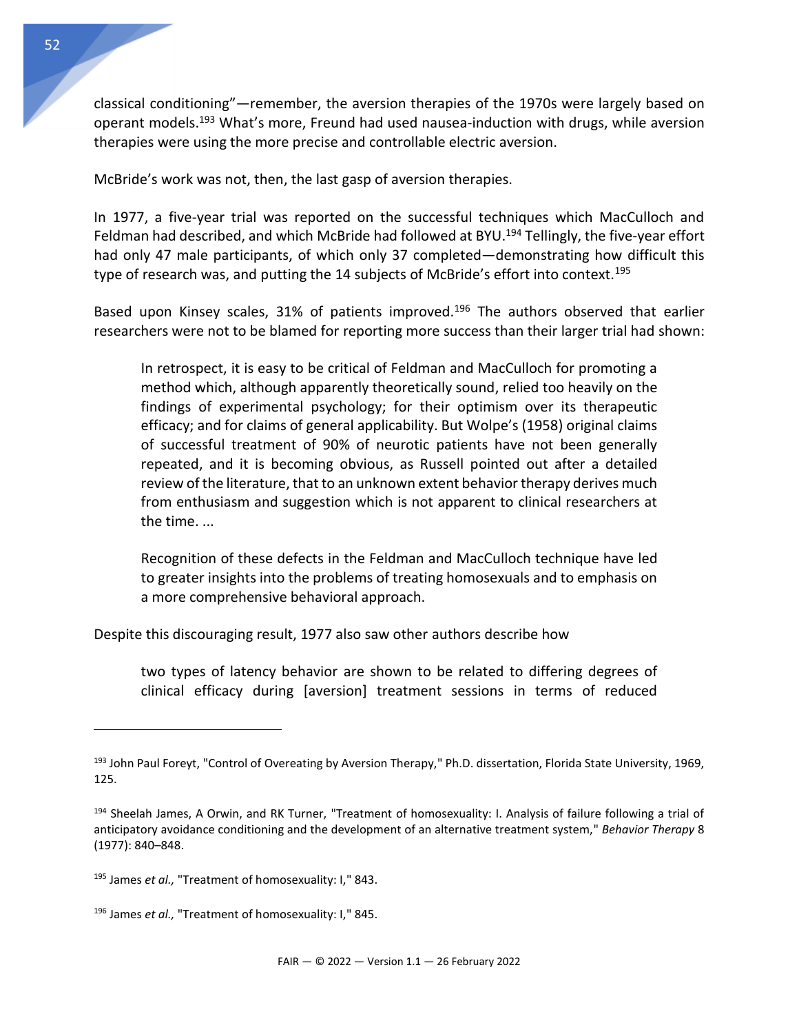classical conditioning"—remember, the aversion therapies of the 1970s were largely based on operant models.[193] What's more, Freund had used nausea-induction with drugs, while aversion therapies were using the more precise and controllable electric aversion.

McBride's work was not, then, the last gasp of aversion therapies.

In 1977, a five-year trial was reported on the successful techniques which MacCulloch and Feldman had described, and which McBride had followed at BYU.[194] Tellingly, the five-year effort had only 47 male participants, of which only 37 completed—demonstrating how difficult this type of research was, and putting the 14 subjects of McBride's effort into context.[195]

Based upon Kinsey scales, 31% of patients improved.[196] The authors observed that earlier researchers were not to be blamed for reporting more success than their larger trial had shown:

> In retrospect, it is easy to be critical of Feldman and MacCulloch for promoting a method which, although apparently theoretically sound, relied too heavily on the findings of experimental psychology; for their optimism over its therapeutic efficacy; and for claims of general applicability. But Wolpe's (1958) original claims of successful treatment of 90% of neurotic patients have not been generally repeated, and it is becoming obvious, as Russell pointed out after a detailed review of the literature, that to an unknown extent behavior therapy derives much from enthusiasm and suggestion which is not apparent to clinical researchers at the time. ...
>
> Recognition of these defects in the Feldman and MacCulloch technique have led to greater insights into the problems of treating homosexuals and to emphasis on a more comprehensive behavioral approach.

Despite this discouraging result, 1977 also saw other authors describe how

> two types of latency behavior are shown to be related to differing degrees of clinical efficacy during [aversion] treatment sessions in terms of reduced

---

[193] John Paul Foreyt, "Control of Overeating by Aversion Therapy," Ph.D. dissertation, Florida State University, 1969, 125.

[194] Sheelah James, A Orwin, and RK Turner, "Treatment of homosexuality: I. Analysis of failure following a trial of anticipatory avoidance conditioning and the development of an alternative treatment system," *Behavior Therapy* 8 (1977): 840–848.

[195] James *et al.,* "Treatment of homosexuality: I," 843.

[196] James *et al.,* "Treatment of homosexuality: I," 845.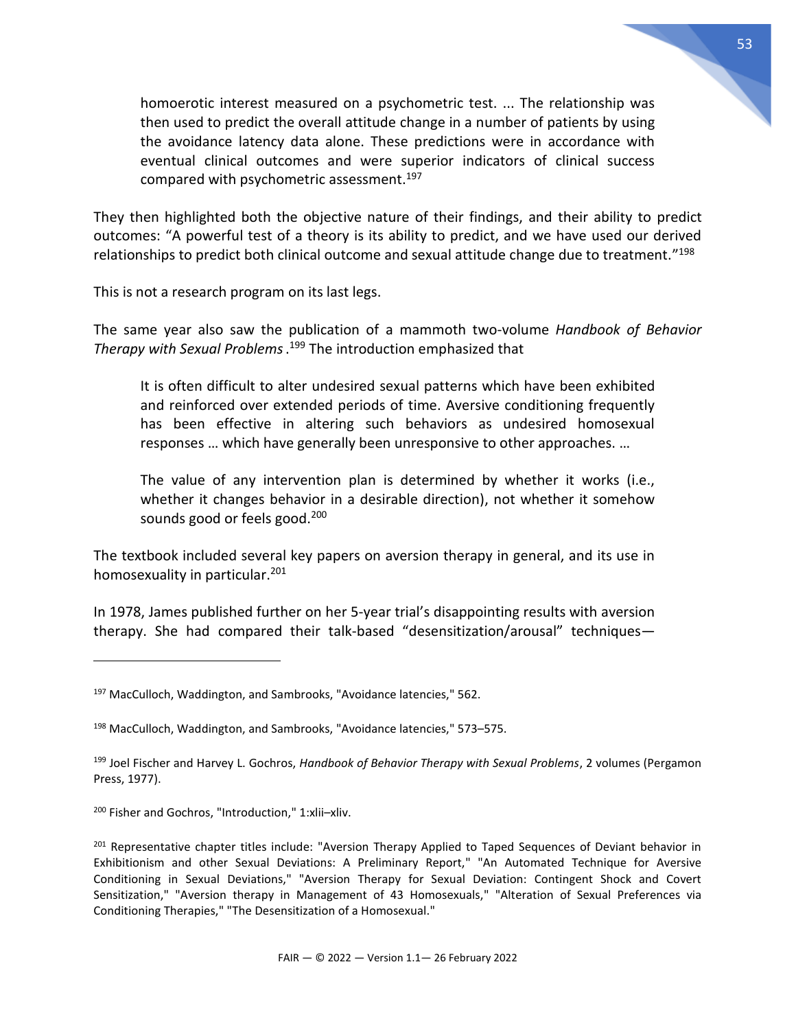> homoerotic interest measured on a psychometric test. ... The relationship was then used to predict the overall attitude change in a number of patients by using the avoidance latency data alone. These predictions were in accordance with eventual clinical outcomes and were superior indicators of clinical success compared with psychometric assessment.[197]

They then highlighted both the objective nature of their findings, and their ability to predict outcomes: "A powerful test of a theory is its ability to predict, and we have used our derived relationships to predict both clinical outcome and sexual attitude change due to treatment."[198]

This is not a research program on its last legs.

The same year also saw the publication of a mammoth two-volume *Handbook of Behavior Therapy with Sexual Problems*.[199] The introduction emphasized that

> It is often difficult to alter undesired sexual patterns which have been exhibited and reinforced over extended periods of time. Aversive conditioning frequently has been effective in altering such behaviors as undesired homosexual responses … which have generally been unresponsive to other approaches. …
>
> The value of any intervention plan is determined by whether it works (i.e., whether it changes behavior in a desirable direction), not whether it somehow sounds good or feels good.[200]

The textbook included several key papers on aversion therapy in general, and its use in homosexuality in particular.[201]

In 1978, James published further on her 5-year trial's disappointing results with aversion therapy. She had compared their talk-based "desensitization/arousal" techniques—

---

[197] MacCulloch, Waddington, and Sambrooks, "Avoidance latencies," 562.

[198] MacCulloch, Waddington, and Sambrooks, "Avoidance latencies," 573–575.

[199] Joel Fischer and Harvey L. Gochros, *Handbook of Behavior Therapy with Sexual Problems*, 2 volumes (Pergamon Press, 1977).

[200] Fisher and Gochros, "Introduction," 1:xlii–xliv.

[201] Representative chapter titles include: "Aversion Therapy Applied to Taped Sequences of Deviant behavior in Exhibitionism and other Sexual Deviations: A Preliminary Report," "An Automated Technique for Aversive Conditioning in Sexual Deviations," "Aversion Therapy for Sexual Deviation: Contingent Shock and Covert Sensitization," "Aversion therapy in Management of 43 Homosexuals," "Alteration of Sexual Preferences via Conditioning Therapies," "The Desensitization of a Homosexual."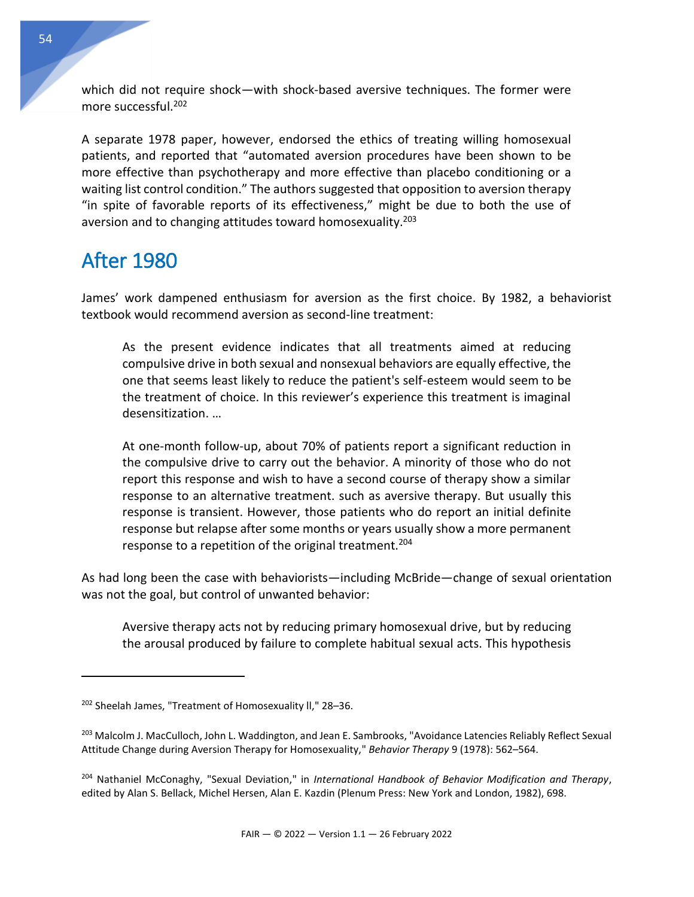which did not require shock—with shock-based aversive techniques. The former were more successful.[202]

A separate 1978 paper, however, endorsed the ethics of treating willing homosexual patients, and reported that "automated aversion procedures have been shown to be more effective than psychotherapy and more effective than placebo conditioning or a waiting list control condition." The authors suggested that opposition to aversion therapy "in spite of favorable reports of its effectiveness," might be due to both the use of aversion and to changing attitudes toward homosexuality.[203]

## After 1980

James' work dampened enthusiasm for aversion as the first choice. By 1982, a behaviorist textbook would recommend aversion as second-line treatment:

> As the present evidence indicates that all treatments aimed at reducing compulsive drive in both sexual and nonsexual behaviors are equally effective, the one that seems least likely to reduce the patient's self-esteem would seem to be the treatment of choice. In this reviewer's experience this treatment is imaginal desensitization. …
>
> At one-month follow-up, about 70% of patients report a significant reduction in the compulsive drive to carry out the behavior. A minority of those who do not report this response and wish to have a second course of therapy show a similar response to an alternative treatment. such as aversive therapy. But usually this response is transient. However, those patients who do report an initial definite response but relapse after some months or years usually show a more permanent response to a repetition of the original treatment.[204]

As had long been the case with behaviorists—including McBride—change of sexual orientation was not the goal, but control of unwanted behavior:

> Aversive therapy acts not by reducing primary homosexual drive, but by reducing the arousal produced by failure to complete habitual sexual acts. This hypothesis

---

[202] Sheelah James, "Treatment of Homosexuality ll," 28–36.

[203] Malcolm J. MacCulloch, John L. Waddington, and Jean E. Sambrooks, "Avoidance Latencies Reliably Reflect Sexual Attitude Change during Aversion Therapy for Homosexuality," *Behavior Therapy* 9 (1978): 562–564.

[204] Nathaniel McConaghy, "Sexual Deviation," in *International Handbook of Behavior Modification and Therapy*, edited by Alan S. Bellack, Michel Hersen, Alan E. Kazdin (Plenum Press: New York and London, 1982), 698.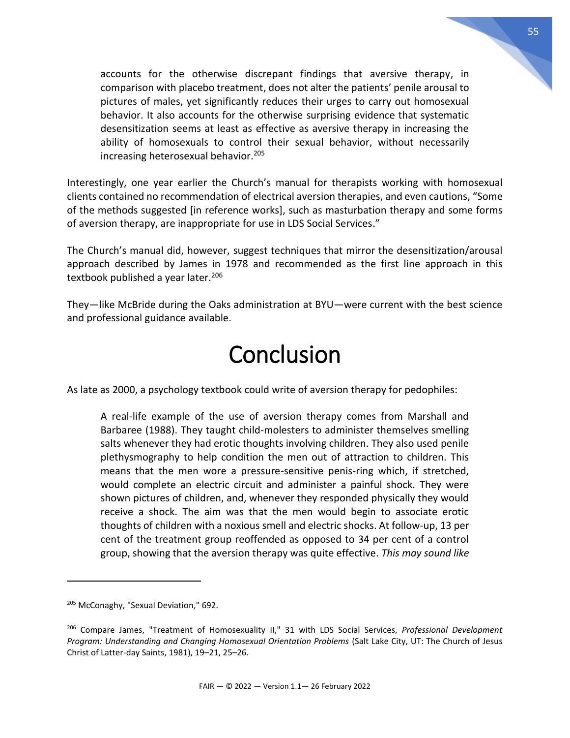> accounts for the otherwise discrepant findings that aversive therapy, in comparison with placebo treatment, does not alter the patients' penile arousal to pictures of males, yet significantly reduces their urges to carry out homosexual behavior. It also accounts for the otherwise surprising evidence that systematic desensitization seems at least as effective as aversive therapy in increasing the ability of homosexuals to control their sexual behavior, without necessarily increasing heterosexual behavior.[205]

Interestingly, one year earlier the Church's manual for therapists working with homosexual clients contained no recommendation of electrical aversion therapies, and even cautions, "Some of the methods suggested [in reference works], such as masturbation therapy and some forms of aversion therapy, are inappropriate for use in LDS Social Services."

The Church's manual did, however, suggest techniques that mirror the desensitization/arousal approach described by James in 1978 and recommended as the first line approach in this textbook published a year later.[206]

They—like McBride during the Oaks administration at BYU—were current with the best science and professional guidance available.

# Conclusion

As late as 2000, a psychology textbook could write of aversion therapy for pedophiles:

> A real-life example of the use of aversion therapy comes from Marshall and Barbaree (1988). They taught child-molesters to administer themselves smelling salts whenever they had erotic thoughts involving children. They also used penile plethysmography to help condition the men out of attraction to children. This means that the men wore a pressure-sensitive penis-ring which, if stretched, would complete an electric circuit and administer a painful shock. They were shown pictures of children, and, whenever they responded physically they would receive a shock. The aim was that the men would begin to associate erotic thoughts of children with a noxious smell and electric shocks. At follow-up, 13 per cent of the treatment group reoffended as opposed to 34 per cent of a control group, showing that the aversion therapy was quite effective. *This may sound like*

---

[205] McConaghy, "Sexual Deviation," 692.

[206] Compare James, "Treatment of Homosexuality II," 31 with LDS Social Services, *Professional Development Program: Understanding and Changing Homosexual Orientation Problems* (Salt Lake City, UT: The Church of Jesus Christ of Latter-day Saints, 1981), 19–21, 25–26.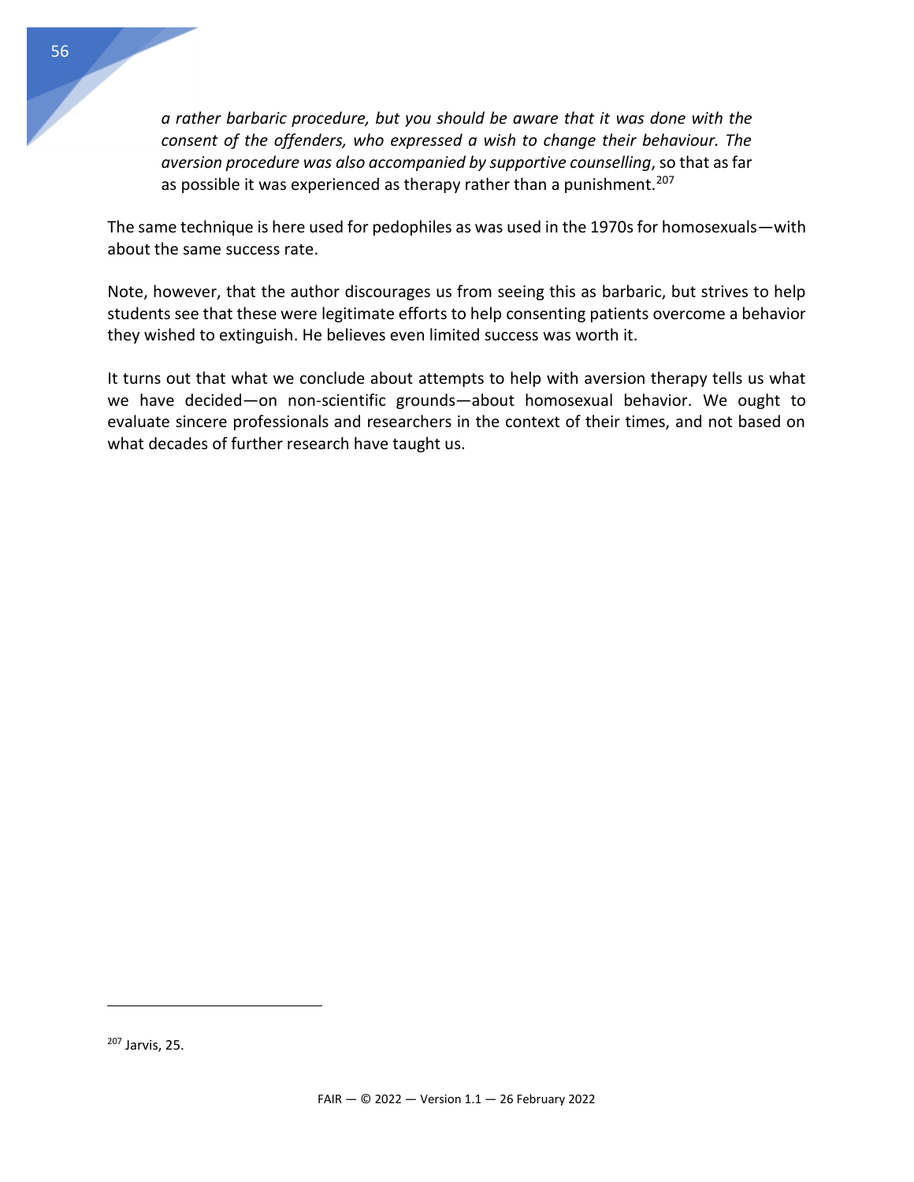> *a rather barbaric procedure, but you should be aware that it was done with the consent of the offenders, who expressed a wish to change their behaviour. The aversion procedure was also accompanied by supportive counselling*, so that as far as possible it was experienced as therapy rather than a punishment.[207]

The same technique is here used for pedophiles as was used in the 1970s for homosexuals—with about the same success rate.

Note, however, that the author discourages us from seeing this as barbaric, but strives to help students see that these were legitimate efforts to help consenting patients overcome a behavior they wished to extinguish. He believes even limited success was worth it.

It turns out that what we conclude about attempts to help with aversion therapy tells us what we have decided—on non-scientific grounds—about homosexual behavior. We ought to evaluate sincere professionals and researchers in the context of their times, and not based on what decades of further research have taught us.

---

[207] Jarvis, 25.